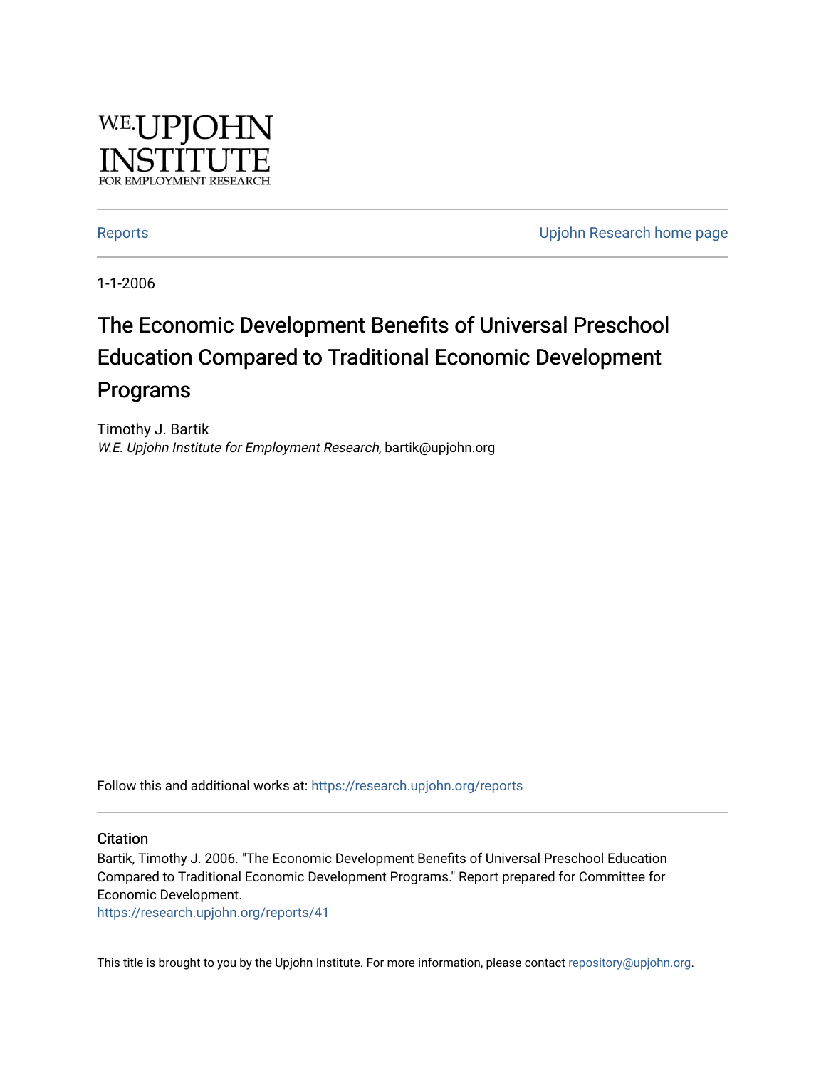W.E. UPJOHN INSTITUTE FOR EMPLOYMENT RESEARCH

Reports | Upjohn Research home page

1-1-2006

# The Economic Development Benefits of Universal Preschool Education Compared to Traditional Economic Development Programs

Timothy J. Bartik
*W.E. Upjohn Institute for Employment Research*, bartik@upjohn.org

Follow this and additional works at: https://research.upjohn.org/reports

## Citation

Bartik, Timothy J. 2006. "The Economic Development Benefits of Universal Preschool Education Compared to Traditional Economic Development Programs." Report prepared for Committee for Economic Development.
https://research.upjohn.org/reports/41

This title is brought to you by the Upjohn Institute. For more information, please contact repository@upjohn.org.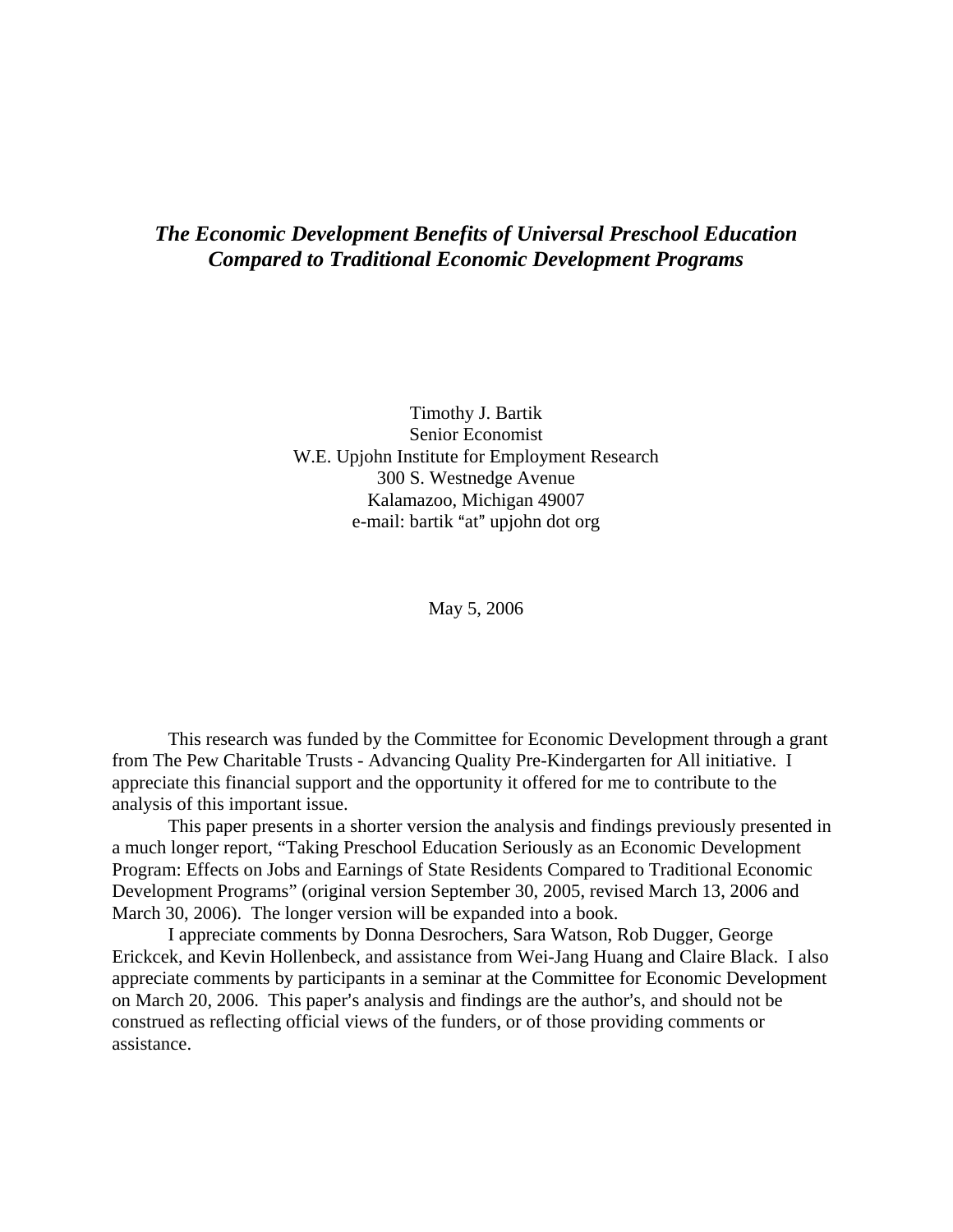***The Economic Development Benefits of Universal Preschool Education Compared to Traditional Economic Development Programs***

Timothy J. Bartik
Senior Economist
W.E. Upjohn Institute for Employment Research
300 S. Westnedge Avenue
Kalamazoo, Michigan 49007
e-mail: bartik "at" upjohn dot org

May 5, 2006

This research was funded by the Committee for Economic Development through a grant from The Pew Charitable Trusts - Advancing Quality Pre-Kindergarten for All initiative. I appreciate this financial support and the opportunity it offered for me to contribute to the analysis of this important issue.

This paper presents in a shorter version the analysis and findings previously presented in a much longer report, "Taking Preschool Education Seriously as an Economic Development Program: Effects on Jobs and Earnings of State Residents Compared to Traditional Economic Development Programs" (original version September 30, 2005, revised March 13, 2006 and March 30, 2006). The longer version will be expanded into a book.

I appreciate comments by Donna Desrochers, Sara Watson, Rob Dugger, George Erickcek, and Kevin Hollenbeck, and assistance from Wei-Jang Huang and Claire Black. I also appreciate comments by participants in a seminar at the Committee for Economic Development on March 20, 2006. This paper's analysis and findings are the author's, and should not be construed as reflecting official views of the funders, or of those providing comments or assistance.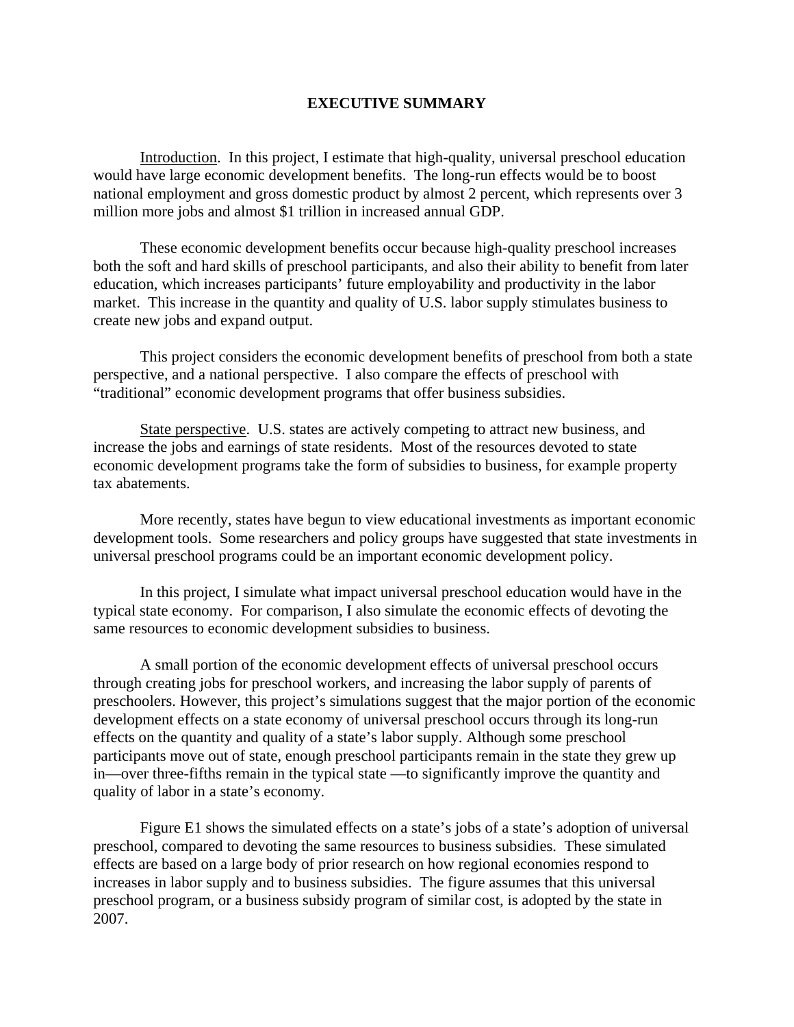# EXECUTIVE SUMMARY

Introduction. In this project, I estimate that high-quality, universal preschool education would have large economic development benefits. The long-run effects would be to boost national employment and gross domestic product by almost 2 percent, which represents over 3 million more jobs and almost $1 trillion in increased annual GDP.

These economic development benefits occur because high-quality preschool increases both the soft and hard skills of preschool participants, and also their ability to benefit from later education, which increases participants' future employability and productivity in the labor market. This increase in the quantity and quality of U.S. labor supply stimulates business to create new jobs and expand output.

This project considers the economic development benefits of preschool from both a state perspective, and a national perspective. I also compare the effects of preschool with "traditional" economic development programs that offer business subsidies.

State perspective. U.S. states are actively competing to attract new business, and increase the jobs and earnings of state residents. Most of the resources devoted to state economic development programs take the form of subsidies to business, for example property tax abatements.

More recently, states have begun to view educational investments as important economic development tools. Some researchers and policy groups have suggested that state investments in universal preschool programs could be an important economic development policy.

In this project, I simulate what impact universal preschool education would have in the typical state economy. For comparison, I also simulate the economic effects of devoting the same resources to economic development subsidies to business.

A small portion of the economic development effects of universal preschool occurs through creating jobs for preschool workers, and increasing the labor supply of parents of preschoolers. However, this project's simulations suggest that the major portion of the economic development effects on a state economy of universal preschool occurs through its long-run effects on the quantity and quality of a state's labor supply. Although some preschool participants move out of state, enough preschool participants remain in the state they grew up in—over three-fifths remain in the typical state —to significantly improve the quantity and quality of labor in a state's economy.

Figure E1 shows the simulated effects on a state's jobs of a state's adoption of universal preschool, compared to devoting the same resources to business subsidies. These simulated effects are based on a large body of prior research on how regional economies respond to increases in labor supply and to business subsidies. The figure assumes that this universal preschool program, or a business subsidy program of similar cost, is adopted by the state in 2007.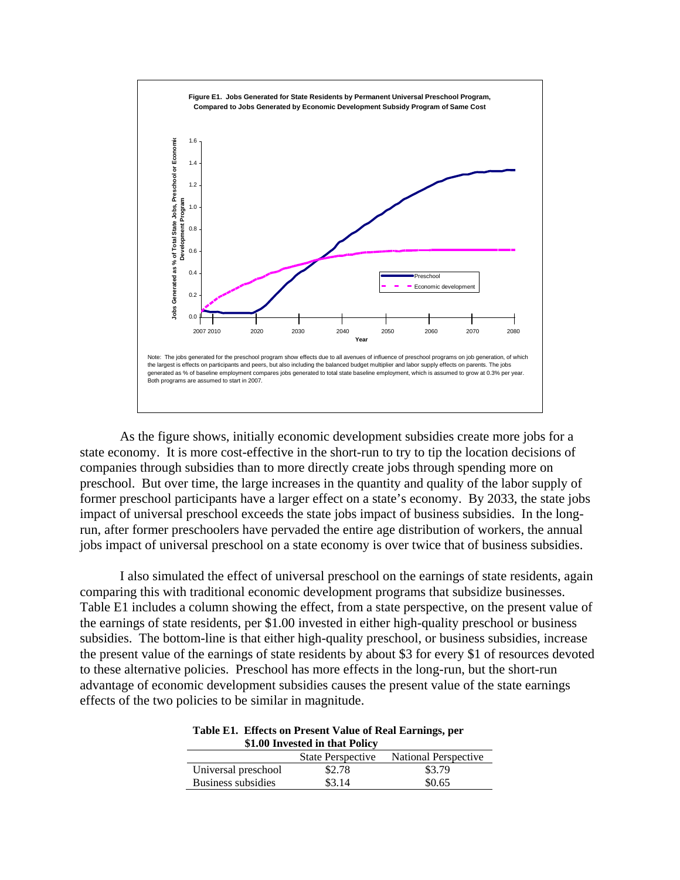**Figure E1. Jobs Generated for State Residents by Permanent Universal Preschool Program, Compared to Jobs Generated by Economic Development Subsidy Program of Same Cost**

Note: The jobs generated for the preschool program show effects due to all avenues of influence of preschool programs on job generation, of which the largest is effects on participants and peers, but also including the balanced budget multiplier and labor supply effects on parents. The jobs generated as % of baseline employment compares jobs generated to total state baseline employment, which is assumed to grow at 0.3% per year. Both programs are assumed to start in 2007.

As the figure shows, initially economic development subsidies create more jobs for a state economy. It is more cost-effective in the short-run to try to tip the location decisions of companies through subsidies than to more directly create jobs through spending more on preschool. But over time, the large increases in the quantity and quality of the labor supply of former preschool participants have a larger effect on a state's economy. By 2033, the state jobs impact of universal preschool exceeds the state jobs impact of business subsidies. In the long-run, after former preschoolers have pervaded the entire age distribution of workers, the annual jobs impact of universal preschool on a state economy is over twice that of business subsidies.

I also simulated the effect of universal preschool on the earnings of state residents, again comparing this with traditional economic development programs that subsidize businesses. Table E1 includes a column showing the effect, from a state perspective, on the present value of the earnings of state residents, per $1.00 invested in either high-quality preschool or business subsidies. The bottom-line is that either high-quality preschool, or business subsidies, increase the present value of the earnings of state residents by about $3 for every $1 of resources devoted to these alternative policies. Preschool has more effects in the long-run, but the short-run advantage of economic development subsidies causes the present value of the state earnings effects of the two policies to be similar in magnitude.

**Table E1. Effects on Present Value of Real Earnings, per $1.00 Invested in that Policy**

| | State Perspective | National Perspective |
|---|---|---|
| Universal preschool | $2.78 | $3.79 |
| Business subsidies | $3.14 | $0.65 |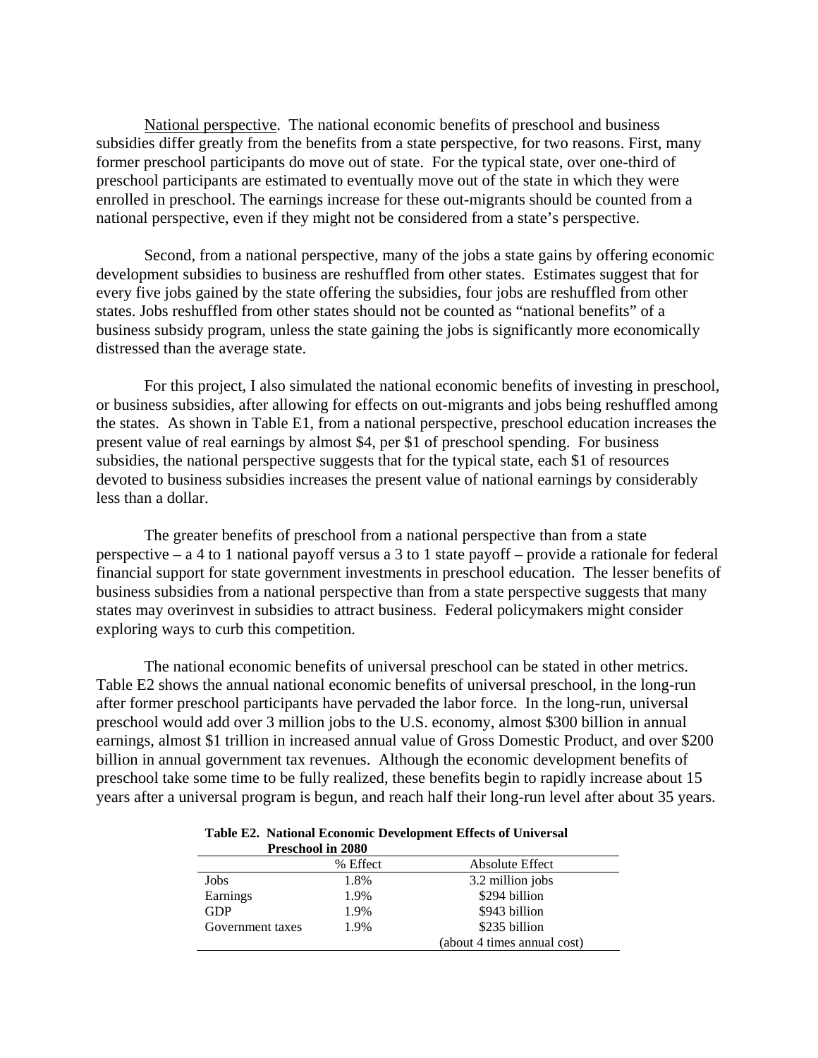National perspective. The national economic benefits of preschool and business subsidies differ greatly from the benefits from a state perspective, for two reasons. First, many former preschool participants do move out of state. For the typical state, over one-third of preschool participants are estimated to eventually move out of the state in which they were enrolled in preschool. The earnings increase for these out-migrants should be counted from a national perspective, even if they might not be considered from a state's perspective.

Second, from a national perspective, many of the jobs a state gains by offering economic development subsidies to business are reshuffled from other states. Estimates suggest that for every five jobs gained by the state offering the subsidies, four jobs are reshuffled from other states. Jobs reshuffled from other states should not be counted as "national benefits" of a business subsidy program, unless the state gaining the jobs is significantly more economically distressed than the average state.

For this project, I also simulated the national economic benefits of investing in preschool, or business subsidies, after allowing for effects on out-migrants and jobs being reshuffled among the states. As shown in Table E1, from a national perspective, preschool education increases the present value of real earnings by almost $4, per $1 of preschool spending. For business subsidies, the national perspective suggests that for the typical state, each $1 of resources devoted to business subsidies increases the present value of national earnings by considerably less than a dollar.

The greater benefits of preschool from a national perspective than from a state perspective – a 4 to 1 national payoff versus a 3 to 1 state payoff – provide a rationale for federal financial support for state government investments in preschool education. The lesser benefits of business subsidies from a national perspective than from a state perspective suggests that many states may overinvest in subsidies to attract business. Federal policymakers might consider exploring ways to curb this competition.

The national economic benefits of universal preschool can be stated in other metrics. Table E2 shows the annual national economic benefits of universal preschool, in the long-run after former preschool participants have pervaded the labor force. In the long-run, universal preschool would add over 3 million jobs to the U.S. economy, almost $300 billion in annual earnings, almost $1 trillion in increased annual value of Gross Domestic Product, and over $200 billion in annual government tax revenues. Although the economic development benefits of preschool take some time to be fully realized, these benefits begin to rapidly increase about 15 years after a universal program is begun, and reach half their long-run level after about 35 years.

**Table E2. National Economic Development Effects of Universal Preschool in 2080**

| | % Effect | Absolute Effect |
|---|---|---|
| Jobs | 1.8% | 3.2 million jobs |
| Earnings | 1.9% | $294 billion |
| GDP | 1.9% | $943 billion |
| Government taxes | 1.9% | $235 billion (about 4 times annual cost) |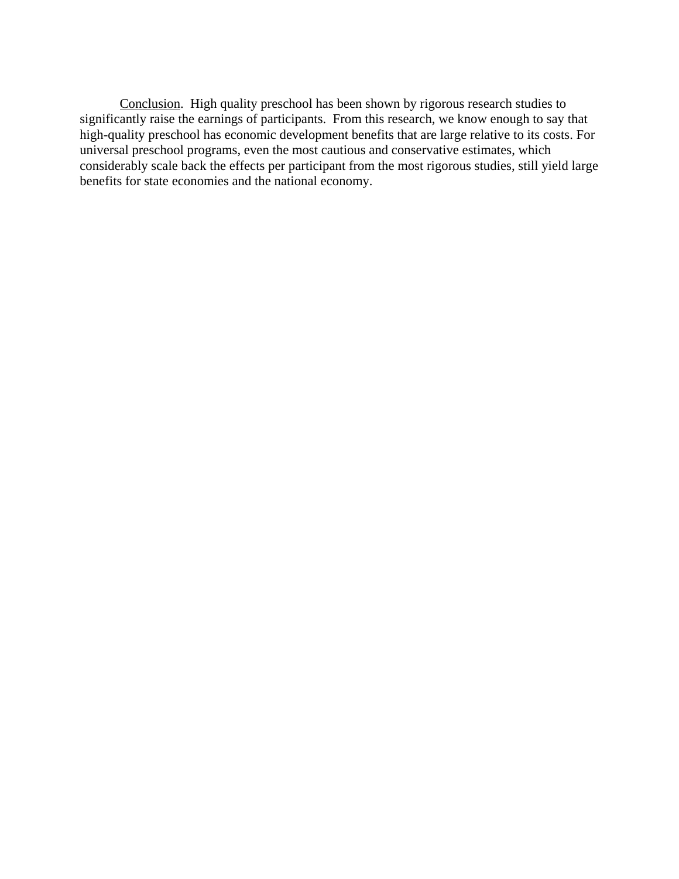<u>Conclusion</u>. High quality preschool has been shown by rigorous research studies to significantly raise the earnings of participants. From this research, we know enough to say that high-quality preschool has economic development benefits that are large relative to its costs. For universal preschool programs, even the most cautious and conservative estimates, which considerably scale back the effects per participant from the most rigorous studies, still yield large benefits for state economies and the national economy.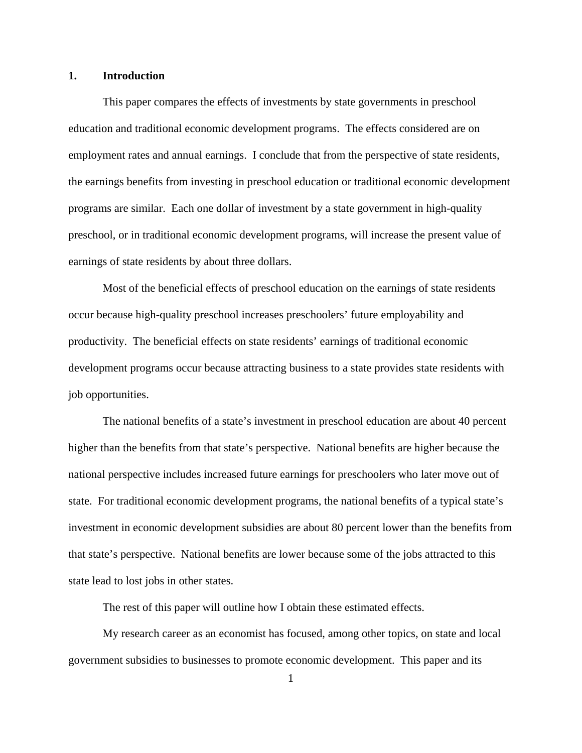## 1. Introduction

This paper compares the effects of investments by state governments in preschool education and traditional economic development programs. The effects considered are on employment rates and annual earnings. I conclude that from the perspective of state residents, the earnings benefits from investing in preschool education or traditional economic development programs are similar. Each one dollar of investment by a state government in high-quality preschool, or in traditional economic development programs, will increase the present value of earnings of state residents by about three dollars.

Most of the beneficial effects of preschool education on the earnings of state residents occur because high-quality preschool increases preschoolers' future employability and productivity. The beneficial effects on state residents' earnings of traditional economic development programs occur because attracting business to a state provides state residents with job opportunities.

The national benefits of a state's investment in preschool education are about 40 percent higher than the benefits from that state's perspective. National benefits are higher because the national perspective includes increased future earnings for preschoolers who later move out of state. For traditional economic development programs, the national benefits of a typical state's investment in economic development subsidies are about 80 percent lower than the benefits from that state's perspective. National benefits are lower because some of the jobs attracted to this state lead to lost jobs in other states.

The rest of this paper will outline how I obtain these estimated effects.

My research career as an economist has focused, among other topics, on state and local government subsidies to businesses to promote economic development. This paper and its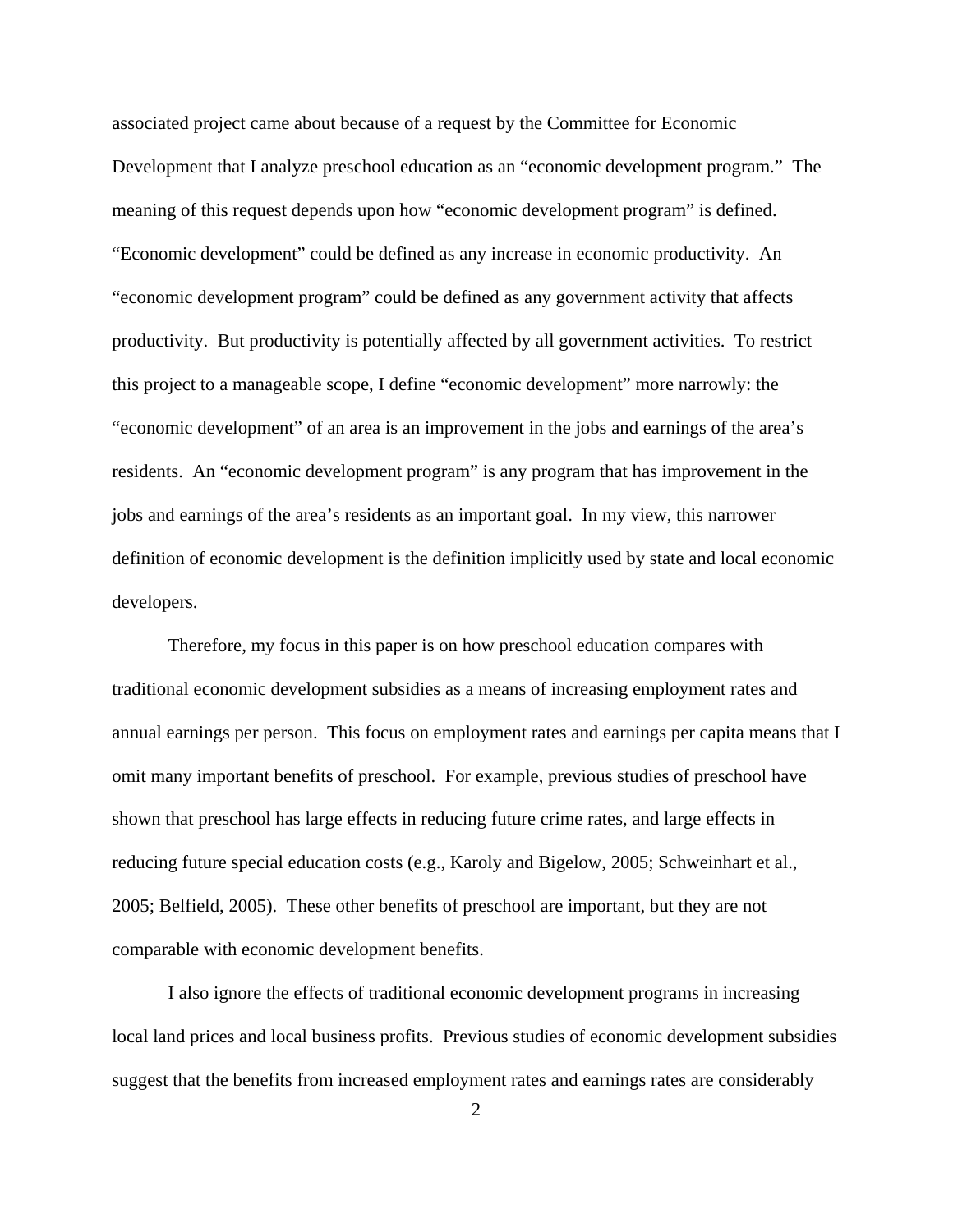associated project came about because of a request by the Committee for Economic Development that I analyze preschool education as an "economic development program." The meaning of this request depends upon how "economic development program" is defined. "Economic development" could be defined as any increase in economic productivity. An "economic development program" could be defined as any government activity that affects productivity. But productivity is potentially affected by all government activities. To restrict this project to a manageable scope, I define "economic development" more narrowly: the "economic development" of an area is an improvement in the jobs and earnings of the area's residents. An "economic development program" is any program that has improvement in the jobs and earnings of the area's residents as an important goal. In my view, this narrower definition of economic development is the definition implicitly used by state and local economic developers.

Therefore, my focus in this paper is on how preschool education compares with traditional economic development subsidies as a means of increasing employment rates and annual earnings per person. This focus on employment rates and earnings per capita means that I omit many important benefits of preschool. For example, previous studies of preschool have shown that preschool has large effects in reducing future crime rates, and large effects in reducing future special education costs (e.g., Karoly and Bigelow, 2005; Schweinhart et al., 2005; Belfield, 2005). These other benefits of preschool are important, but they are not comparable with economic development benefits.

I also ignore the effects of traditional economic development programs in increasing local land prices and local business profits. Previous studies of economic development subsidies suggest that the benefits from increased employment rates and earnings rates are considerably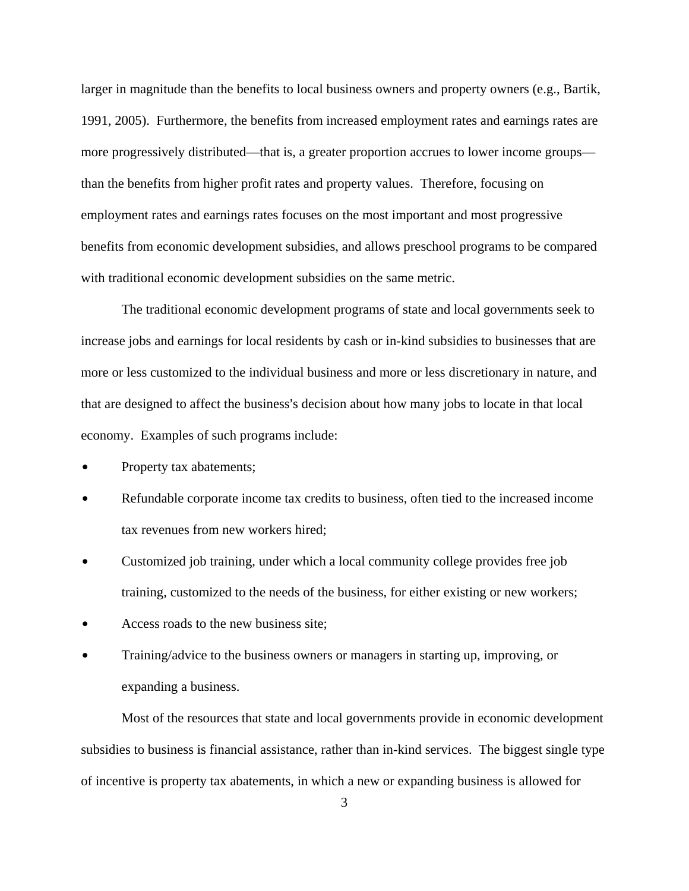larger in magnitude than the benefits to local business owners and property owners (e.g., Bartik, 1991, 2005). Furthermore, the benefits from increased employment rates and earnings rates are more progressively distributed—that is, a greater proportion accrues to lower income groups—than the benefits from higher profit rates and property values. Therefore, focusing on employment rates and earnings rates focuses on the most important and most progressive benefits from economic development subsidies, and allows preschool programs to be compared with traditional economic development subsidies on the same metric.

The traditional economic development programs of state and local governments seek to increase jobs and earnings for local residents by cash or in-kind subsidies to businesses that are more or less customized to the individual business and more or less discretionary in nature, and that are designed to affect the business's decision about how many jobs to locate in that local economy. Examples of such programs include:

- Property tax abatements;
- Refundable corporate income tax credits to business, often tied to the increased income tax revenues from new workers hired;
- Customized job training, under which a local community college provides free job training, customized to the needs of the business, for either existing or new workers;
- Access roads to the new business site;
- Training/advice to the business owners or managers in starting up, improving, or expanding a business.

Most of the resources that state and local governments provide in economic development subsidies to business is financial assistance, rather than in-kind services. The biggest single type of incentive is property tax abatements, in which a new or expanding business is allowed for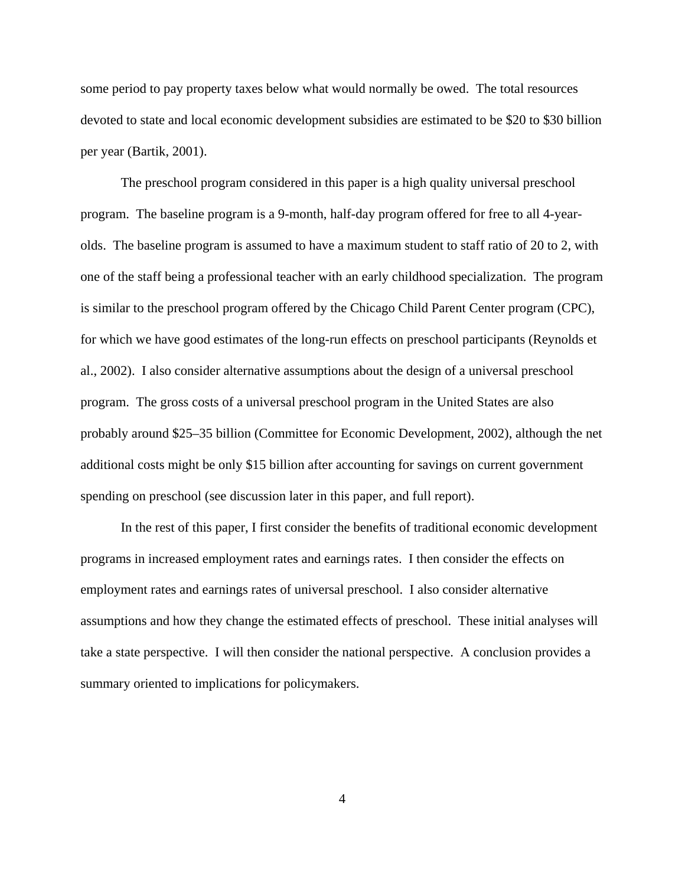some period to pay property taxes below what would normally be owed. The total resources devoted to state and local economic development subsidies are estimated to be $20 to $30 billion per year (Bartik, 2001).

The preschool program considered in this paper is a high quality universal preschool program. The baseline program is a 9-month, half-day program offered for free to all 4-year-olds. The baseline program is assumed to have a maximum student to staff ratio of 20 to 2, with one of the staff being a professional teacher with an early childhood specialization. The program is similar to the preschool program offered by the Chicago Child Parent Center program (CPC), for which we have good estimates of the long-run effects on preschool participants (Reynolds et al., 2002). I also consider alternative assumptions about the design of a universal preschool program. The gross costs of a universal preschool program in the United States are also probably around $25–35 billion (Committee for Economic Development, 2002), although the net additional costs might be only $15 billion after accounting for savings on current government spending on preschool (see discussion later in this paper, and full report).

In the rest of this paper, I first consider the benefits of traditional economic development programs in increased employment rates and earnings rates. I then consider the effects on employment rates and earnings rates of universal preschool. I also consider alternative assumptions and how they change the estimated effects of preschool. These initial analyses will take a state perspective. I will then consider the national perspective. A conclusion provides a summary oriented to implications for policymakers.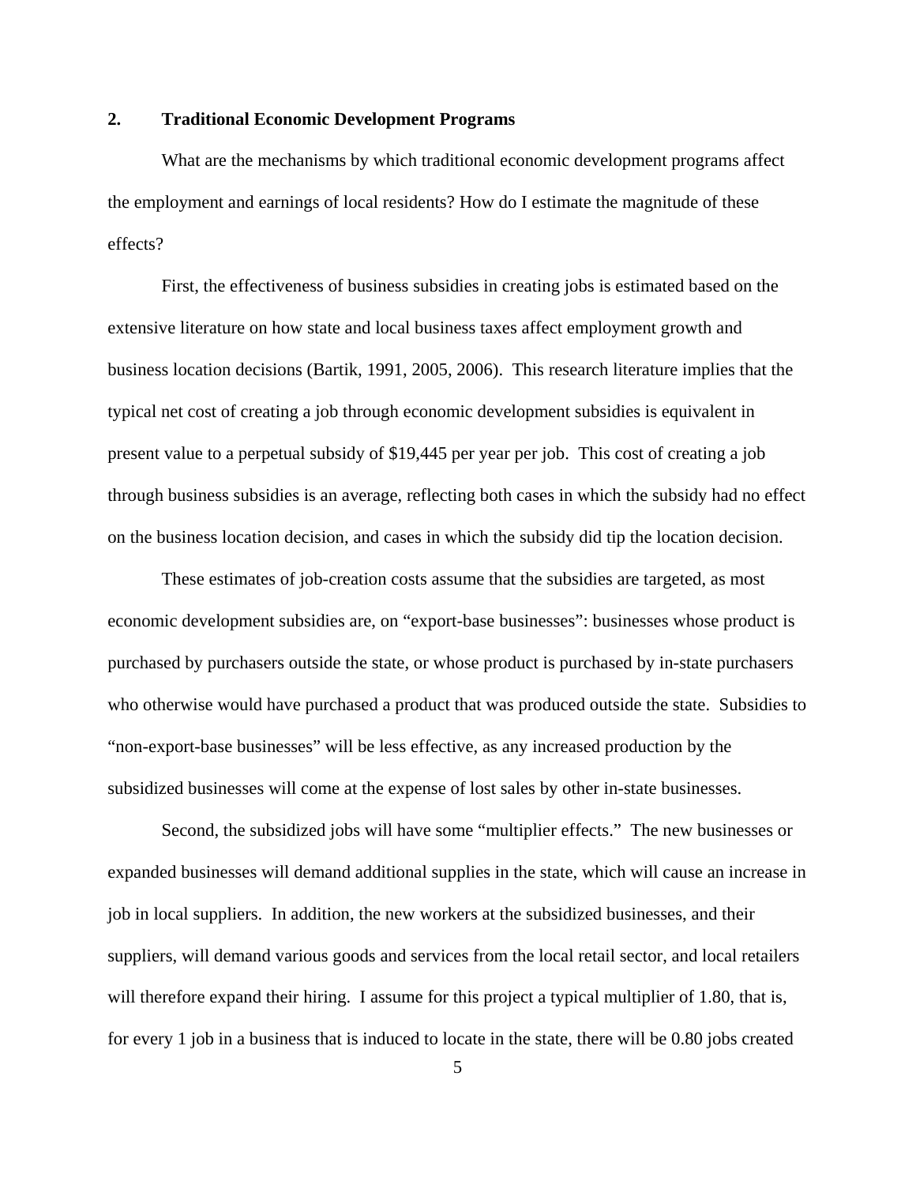## 2. Traditional Economic Development Programs

What are the mechanisms by which traditional economic development programs affect the employment and earnings of local residents? How do I estimate the magnitude of these effects?

First, the effectiveness of business subsidies in creating jobs is estimated based on the extensive literature on how state and local business taxes affect employment growth and business location decisions (Bartik, 1991, 2005, 2006). This research literature implies that the typical net cost of creating a job through economic development subsidies is equivalent in present value to a perpetual subsidy of $19,445 per year per job. This cost of creating a job through business subsidies is an average, reflecting both cases in which the subsidy had no effect on the business location decision, and cases in which the subsidy did tip the location decision.

These estimates of job-creation costs assume that the subsidies are targeted, as most economic development subsidies are, on "export-base businesses": businesses whose product is purchased by purchasers outside the state, or whose product is purchased by in-state purchasers who otherwise would have purchased a product that was produced outside the state. Subsidies to "non-export-base businesses" will be less effective, as any increased production by the subsidized businesses will come at the expense of lost sales by other in-state businesses.

Second, the subsidized jobs will have some "multiplier effects." The new businesses or expanded businesses will demand additional supplies in the state, which will cause an increase in job in local suppliers. In addition, the new workers at the subsidized businesses, and their suppliers, will demand various goods and services from the local retail sector, and local retailers will therefore expand their hiring. I assume for this project a typical multiplier of 1.80, that is, for every 1 job in a business that is induced to locate in the state, there will be 0.80 jobs created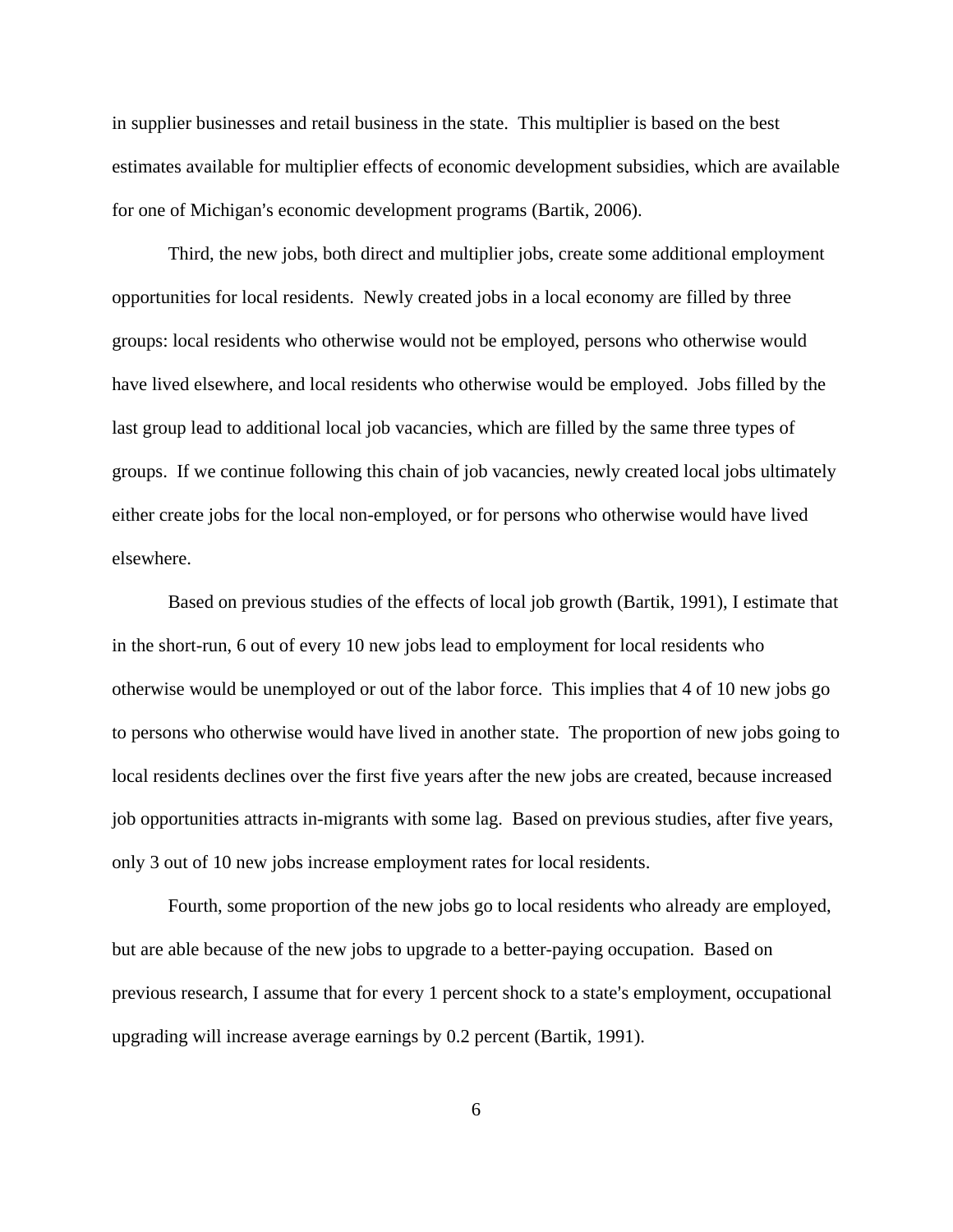in supplier businesses and retail business in the state. This multiplier is based on the best estimates available for multiplier effects of economic development subsidies, which are available for one of Michigan's economic development programs (Bartik, 2006).

Third, the new jobs, both direct and multiplier jobs, create some additional employment opportunities for local residents. Newly created jobs in a local economy are filled by three groups: local residents who otherwise would not be employed, persons who otherwise would have lived elsewhere, and local residents who otherwise would be employed. Jobs filled by the last group lead to additional local job vacancies, which are filled by the same three types of groups. If we continue following this chain of job vacancies, newly created local jobs ultimately either create jobs for the local non-employed, or for persons who otherwise would have lived elsewhere.

Based on previous studies of the effects of local job growth (Bartik, 1991), I estimate that in the short-run, 6 out of every 10 new jobs lead to employment for local residents who otherwise would be unemployed or out of the labor force. This implies that 4 of 10 new jobs go to persons who otherwise would have lived in another state. The proportion of new jobs going to local residents declines over the first five years after the new jobs are created, because increased job opportunities attracts in-migrants with some lag. Based on previous studies, after five years, only 3 out of 10 new jobs increase employment rates for local residents.

Fourth, some proportion of the new jobs go to local residents who already are employed, but are able because of the new jobs to upgrade to a better-paying occupation. Based on previous research, I assume that for every 1 percent shock to a state's employment, occupational upgrading will increase average earnings by 0.2 percent (Bartik, 1991).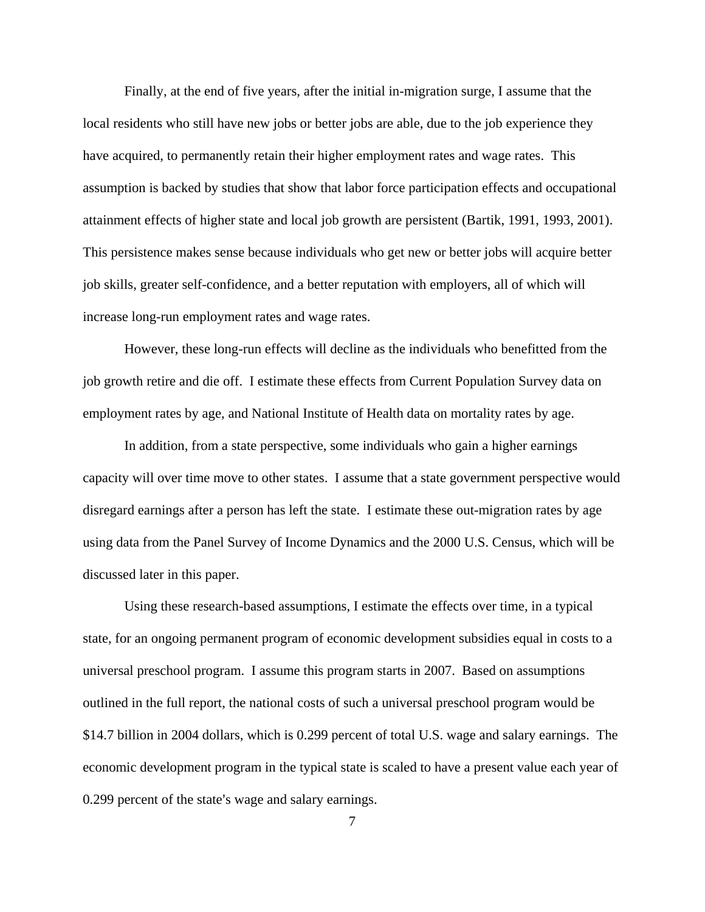Finally, at the end of five years, after the initial in-migration surge, I assume that the local residents who still have new jobs or better jobs are able, due to the job experience they have acquired, to permanently retain their higher employment rates and wage rates. This assumption is backed by studies that show that labor force participation effects and occupational attainment effects of higher state and local job growth are persistent (Bartik, 1991, 1993, 2001). This persistence makes sense because individuals who get new or better jobs will acquire better job skills, greater self-confidence, and a better reputation with employers, all of which will increase long-run employment rates and wage rates.

However, these long-run effects will decline as the individuals who benefitted from the job growth retire and die off. I estimate these effects from Current Population Survey data on employment rates by age, and National Institute of Health data on mortality rates by age.

In addition, from a state perspective, some individuals who gain a higher earnings capacity will over time move to other states. I assume that a state government perspective would disregard earnings after a person has left the state. I estimate these out-migration rates by age using data from the Panel Survey of Income Dynamics and the 2000 U.S. Census, which will be discussed later in this paper.

Using these research-based assumptions, I estimate the effects over time, in a typical state, for an ongoing permanent program of economic development subsidies equal in costs to a universal preschool program. I assume this program starts in 2007. Based on assumptions outlined in the full report, the national costs of such a universal preschool program would be $14.7 billion in 2004 dollars, which is 0.299 percent of total U.S. wage and salary earnings. The economic development program in the typical state is scaled to have a present value each year of 0.299 percent of the state's wage and salary earnings.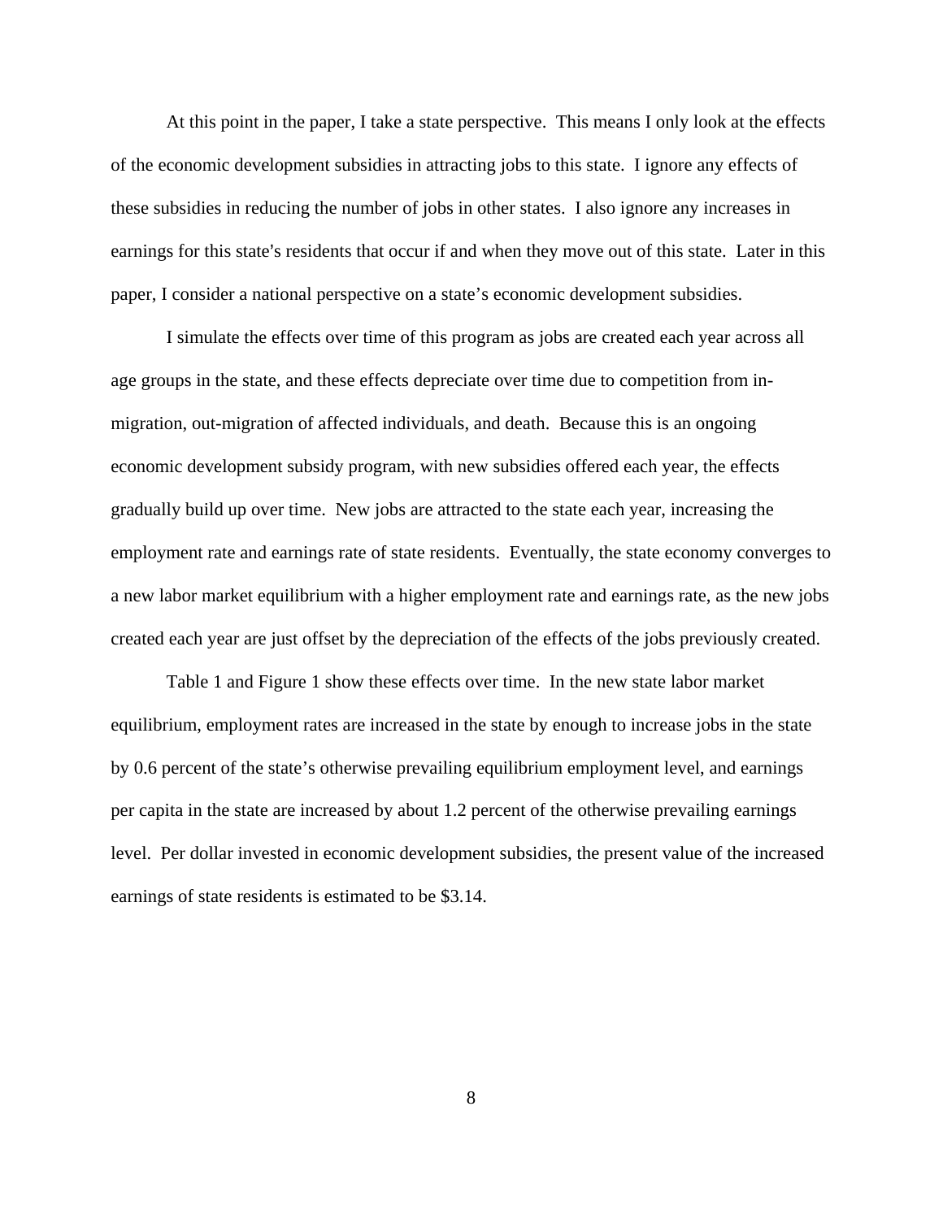At this point in the paper, I take a state perspective. This means I only look at the effects of the economic development subsidies in attracting jobs to this state. I ignore any effects of these subsidies in reducing the number of jobs in other states. I also ignore any increases in earnings for this state's residents that occur if and when they move out of this state. Later in this paper, I consider a national perspective on a state's economic development subsidies.

I simulate the effects over time of this program as jobs are created each year across all age groups in the state, and these effects depreciate over time due to competition from in-migration, out-migration of affected individuals, and death. Because this is an ongoing economic development subsidy program, with new subsidies offered each year, the effects gradually build up over time. New jobs are attracted to the state each year, increasing the employment rate and earnings rate of state residents. Eventually, the state economy converges to a new labor market equilibrium with a higher employment rate and earnings rate, as the new jobs created each year are just offset by the depreciation of the effects of the jobs previously created.

Table 1 and Figure 1 show these effects over time. In the new state labor market equilibrium, employment rates are increased in the state by enough to increase jobs in the state by 0.6 percent of the state's otherwise prevailing equilibrium employment level, and earnings per capita in the state are increased by about 1.2 percent of the otherwise prevailing earnings level. Per dollar invested in economic development subsidies, the present value of the increased earnings of state residents is estimated to be $3.14.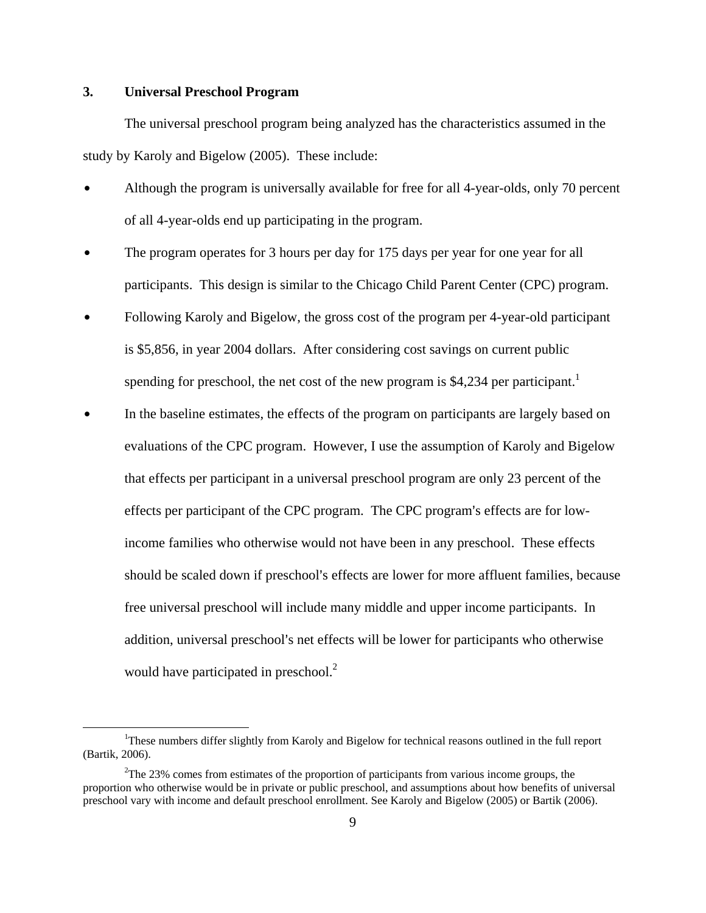## 3. Universal Preschool Program

The universal preschool program being analyzed has the characteristics assumed in the study by Karoly and Bigelow (2005). These include:

- Although the program is universally available for free for all 4-year-olds, only 70 percent of all 4-year-olds end up participating in the program.
- The program operates for 3 hours per day for 175 days per year for one year for all participants. This design is similar to the Chicago Child Parent Center (CPC) program.
- Following Karoly and Bigelow, the gross cost of the program per 4-year-old participant is $5,856, in year 2004 dollars. After considering cost savings on current public spending for preschool, the net cost of the new program is $4,234 per participant.[1]
- In the baseline estimates, the effects of the program on participants are largely based on evaluations of the CPC program. However, I use the assumption of Karoly and Bigelow that effects per participant in a universal preschool program are only 23 percent of the effects per participant of the CPC program. The CPC program's effects are for low-income families who otherwise would not have been in any preschool. These effects should be scaled down if preschool's effects are lower for more affluent families, because free universal preschool will include many middle and upper income participants. In addition, universal preschool's net effects will be lower for participants who otherwise would have participated in preschool.[2]

---

[1] These numbers differ slightly from Karoly and Bigelow for technical reasons outlined in the full report (Bartik, 2006).

[2] The 23% comes from estimates of the proportion of participants from various income groups, the proportion who otherwise would be in private or public preschool, and assumptions about how benefits of universal preschool vary with income and default preschool enrollment. See Karoly and Bigelow (2005) or Bartik (2006).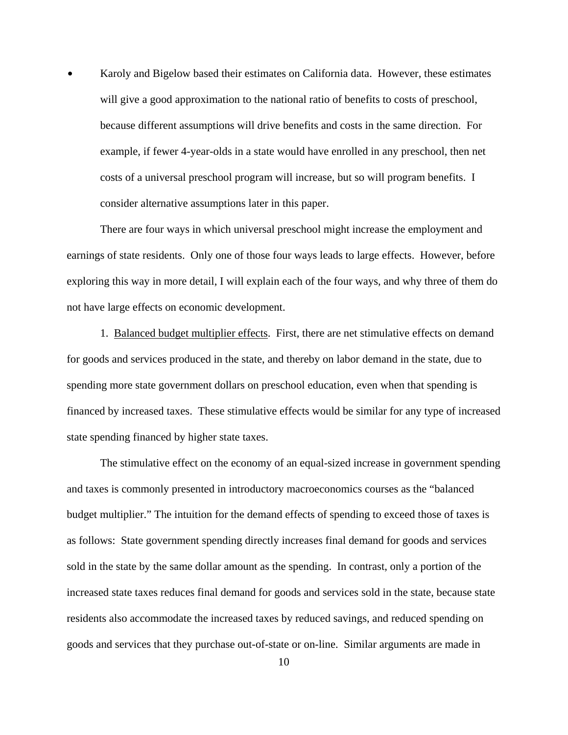- Karoly and Bigelow based their estimates on California data. However, these estimates will give a good approximation to the national ratio of benefits to costs of preschool, because different assumptions will drive benefits and costs in the same direction. For example, if fewer 4-year-olds in a state would have enrolled in any preschool, then net costs of a universal preschool program will increase, but so will program benefits. I consider alternative assumptions later in this paper.

There are four ways in which universal preschool might increase the employment and earnings of state residents. Only one of those four ways leads to large effects. However, before exploring this way in more detail, I will explain each of the four ways, and why three of them do not have large effects on economic development.

1. Balanced budget multiplier effects. First, there are net stimulative effects on demand for goods and services produced in the state, and thereby on labor demand in the state, due to spending more state government dollars on preschool education, even when that spending is financed by increased taxes. These stimulative effects would be similar for any type of increased state spending financed by higher state taxes.

The stimulative effect on the economy of an equal-sized increase in government spending and taxes is commonly presented in introductory macroeconomics courses as the "balanced budget multiplier." The intuition for the demand effects of spending to exceed those of taxes is as follows: State government spending directly increases final demand for goods and services sold in the state by the same dollar amount as the spending. In contrast, only a portion of the increased state taxes reduces final demand for goods and services sold in the state, because state residents also accommodate the increased taxes by reduced savings, and reduced spending on goods and services that they purchase out-of-state or on-line. Similar arguments are made in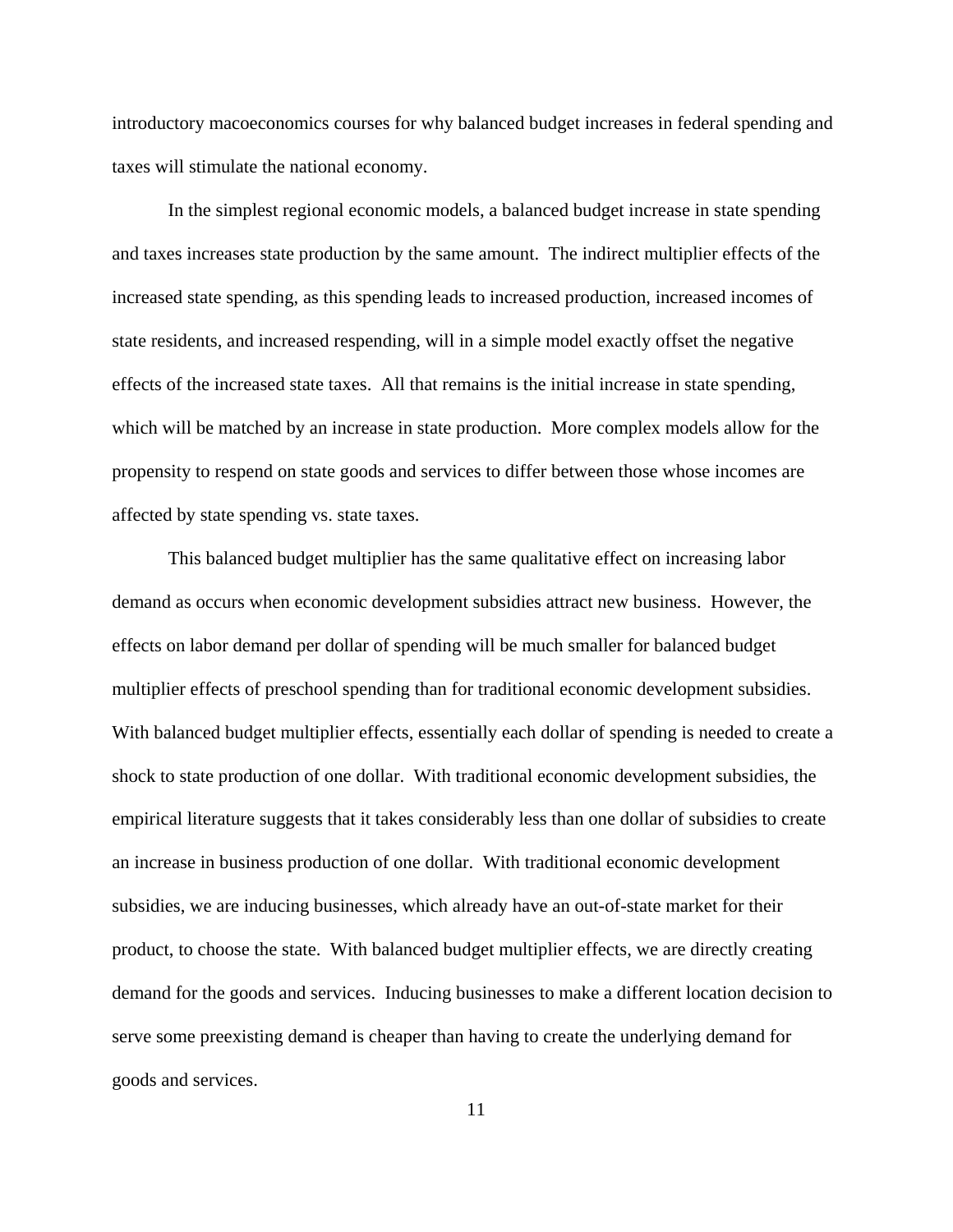introductory macoeconomics courses for why balanced budget increases in federal spending and taxes will stimulate the national economy.

In the simplest regional economic models, a balanced budget increase in state spending and taxes increases state production by the same amount. The indirect multiplier effects of the increased state spending, as this spending leads to increased production, increased incomes of state residents, and increased respending, will in a simple model exactly offset the negative effects of the increased state taxes. All that remains is the initial increase in state spending, which will be matched by an increase in state production. More complex models allow for the propensity to respend on state goods and services to differ between those whose incomes are affected by state spending vs. state taxes.

This balanced budget multiplier has the same qualitative effect on increasing labor demand as occurs when economic development subsidies attract new business. However, the effects on labor demand per dollar of spending will be much smaller for balanced budget multiplier effects of preschool spending than for traditional economic development subsidies. With balanced budget multiplier effects, essentially each dollar of spending is needed to create a shock to state production of one dollar. With traditional economic development subsidies, the empirical literature suggests that it takes considerably less than one dollar of subsidies to create an increase in business production of one dollar. With traditional economic development subsidies, we are inducing businesses, which already have an out-of-state market for their product, to choose the state. With balanced budget multiplier effects, we are directly creating demand for the goods and services. Inducing businesses to make a different location decision to serve some preexisting demand is cheaper than having to create the underlying demand for goods and services.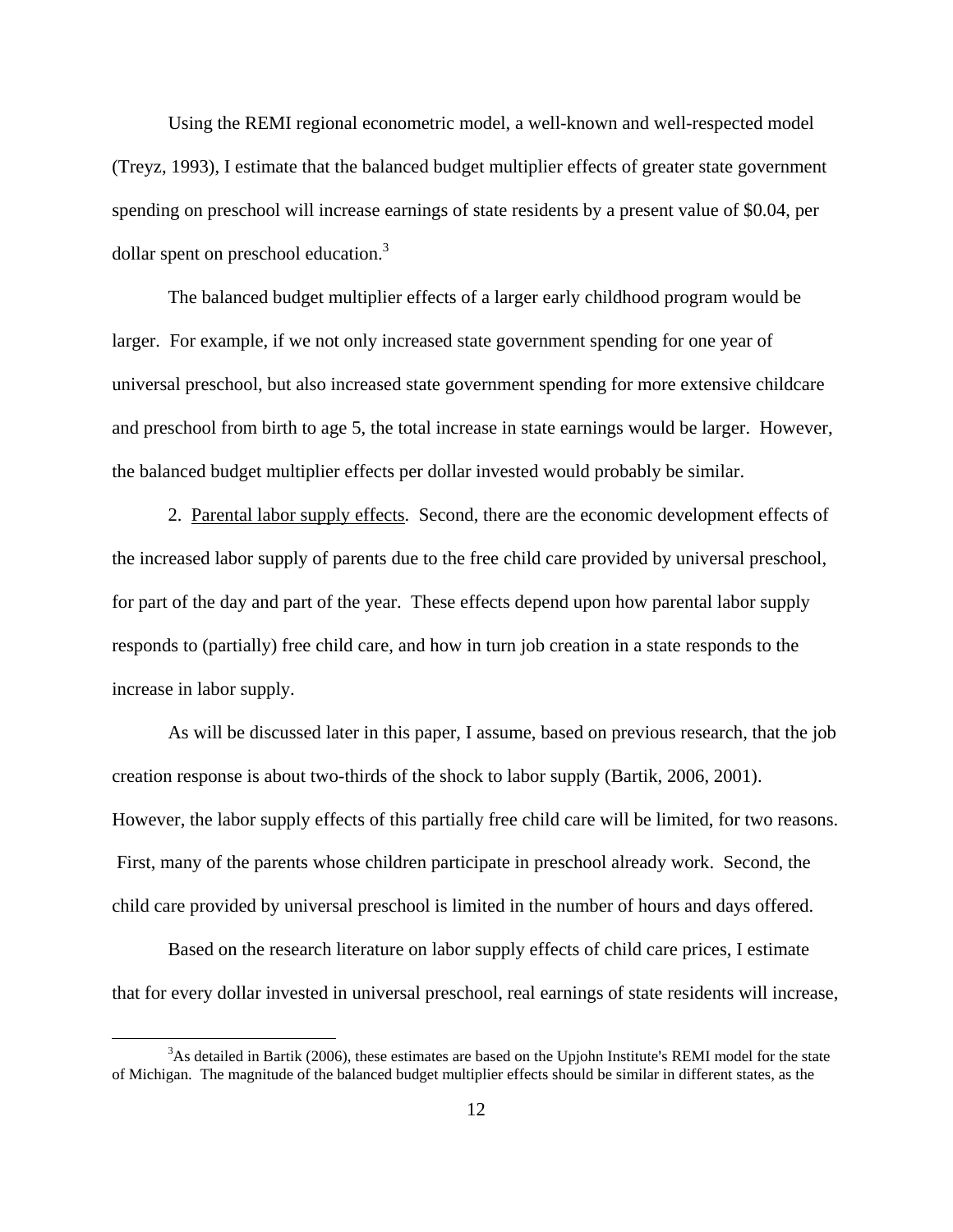Using the REMI regional econometric model, a well-known and well-respected model (Treyz, 1993), I estimate that the balanced budget multiplier effects of greater state government spending on preschool will increase earnings of state residents by a present value of $0.04, per dollar spent on preschool education.[3]

The balanced budget multiplier effects of a larger early childhood program would be larger. For example, if we not only increased state government spending for one year of universal preschool, but also increased state government spending for more extensive childcare and preschool from birth to age 5, the total increase in state earnings would be larger. However, the balanced budget multiplier effects per dollar invested would probably be similar.

2. Parental labor supply effects. Second, there are the economic development effects of the increased labor supply of parents due to the free child care provided by universal preschool, for part of the day and part of the year. These effects depend upon how parental labor supply responds to (partially) free child care, and how in turn job creation in a state responds to the increase in labor supply.

As will be discussed later in this paper, I assume, based on previous research, that the job creation response is about two-thirds of the shock to labor supply (Bartik, 2006, 2001). However, the labor supply effects of this partially free child care will be limited, for two reasons. First, many of the parents whose children participate in preschool already work. Second, the child care provided by universal preschool is limited in the number of hours and days offered.

Based on the research literature on labor supply effects of child care prices, I estimate that for every dollar invested in universal preschool, real earnings of state residents will increase,

[3] As detailed in Bartik (2006), these estimates are based on the Upjohn Institute's REMI model for the state of Michigan. The magnitude of the balanced budget multiplier effects should be similar in different states, as the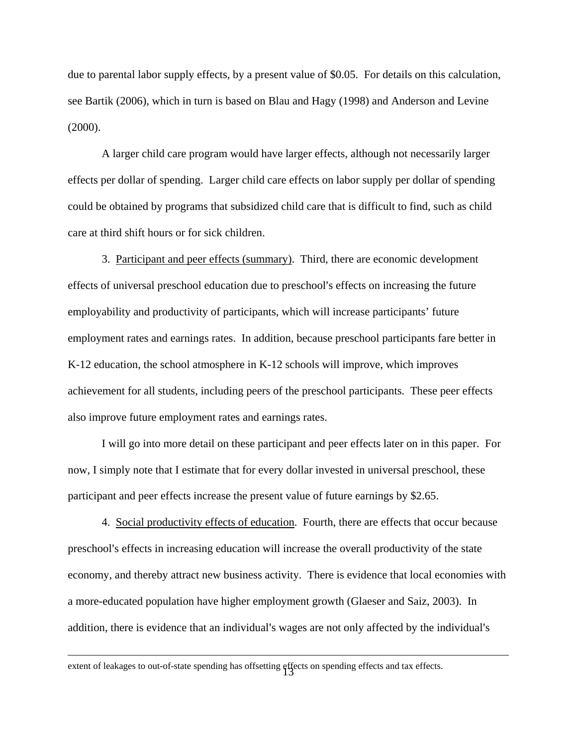due to parental labor supply effects, by a present value of $0.05. For details on this calculation, see Bartik (2006), which in turn is based on Blau and Hagy (1998) and Anderson and Levine (2000).

A larger child care program would have larger effects, although not necessarily larger effects per dollar of spending. Larger child care effects on labor supply per dollar of spending could be obtained by programs that subsidized child care that is difficult to find, such as child care at third shift hours or for sick children.

3. Participant and peer effects (summary). Third, there are economic development effects of universal preschool education due to preschool's effects on increasing the future employability and productivity of participants, which will increase participants' future employment rates and earnings rates. In addition, because preschool participants fare better in K-12 education, the school atmosphere in K-12 schools will improve, which improves achievement for all students, including peers of the preschool participants. These peer effects also improve future employment rates and earnings rates.

I will go into more detail on these participant and peer effects later on in this paper. For now, I simply note that I estimate that for every dollar invested in universal preschool, these participant and peer effects increase the present value of future earnings by $2.65.

4. Social productivity effects of education. Fourth, there are effects that occur because preschool's effects in increasing education will increase the overall productivity of the state economy, and thereby attract new business activity. There is evidence that local economies with a more-educated population have higher employment growth (Glaeser and Saiz, 2003). In addition, there is evidence that an individual's wages are not only affected by the individual's

---

extent of leakages to out-of-state spending has offsetting effects on spending effects and tax effects.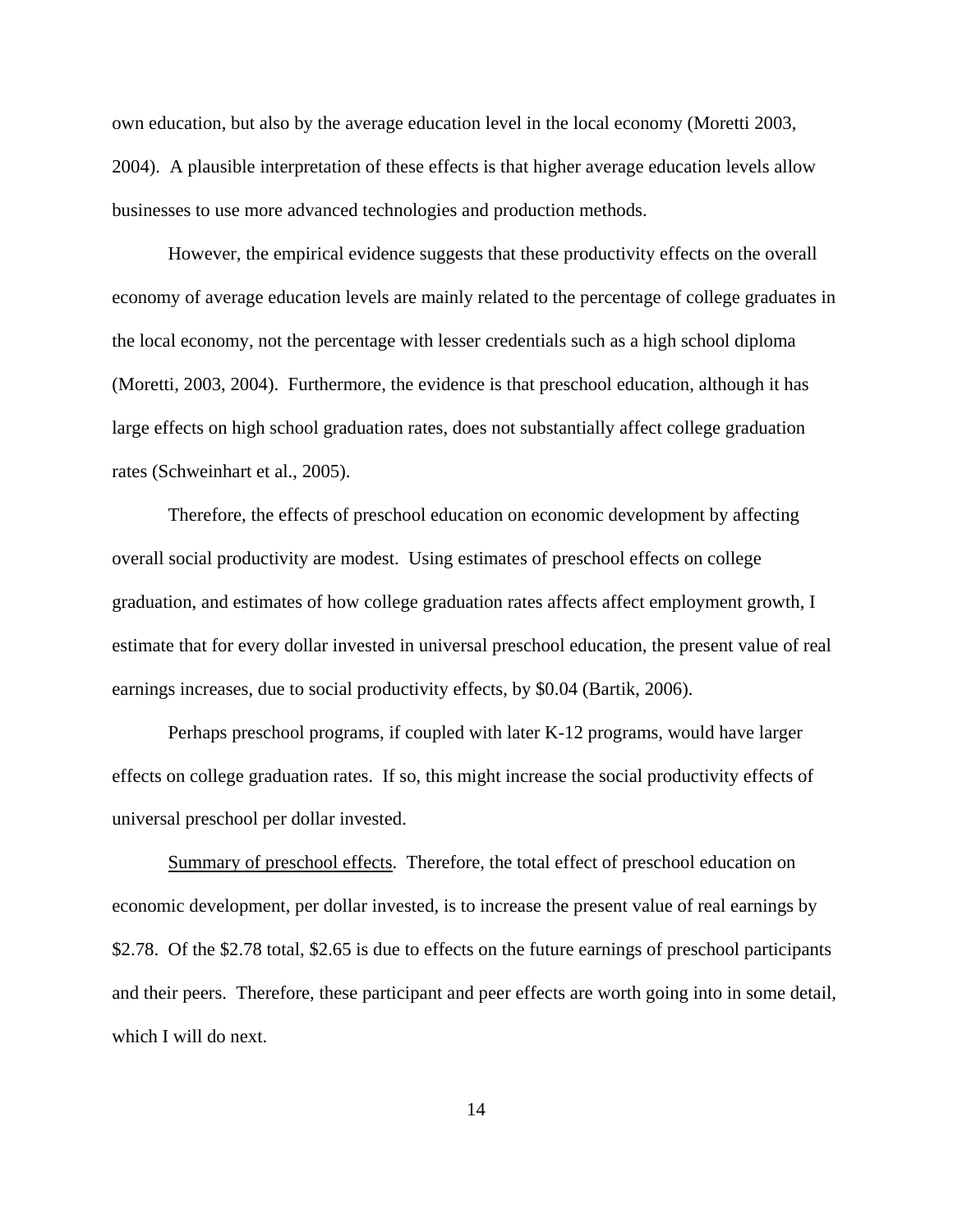own education, but also by the average education level in the local economy (Moretti 2003, 2004). A plausible interpretation of these effects is that higher average education levels allow businesses to use more advanced technologies and production methods.

However, the empirical evidence suggests that these productivity effects on the overall economy of average education levels are mainly related to the percentage of college graduates in the local economy, not the percentage with lesser credentials such as a high school diploma (Moretti, 2003, 2004). Furthermore, the evidence is that preschool education, although it has large effects on high school graduation rates, does not substantially affect college graduation rates (Schweinhart et al., 2005).

Therefore, the effects of preschool education on economic development by affecting overall social productivity are modest. Using estimates of preschool effects on college graduation, and estimates of how college graduation rates affects affect employment growth, I estimate that for every dollar invested in universal preschool education, the present value of real earnings increases, due to social productivity effects, by $0.04 (Bartik, 2006).

Perhaps preschool programs, if coupled with later K-12 programs, would have larger effects on college graduation rates. If so, this might increase the social productivity effects of universal preschool per dollar invested.

<u>Summary of preschool effects</u>. Therefore, the total effect of preschool education on economic development, per dollar invested, is to increase the present value of real earnings by $2.78. Of the $2.78 total, $2.65 is due to effects on the future earnings of preschool participants and their peers. Therefore, these participant and peer effects are worth going into in some detail, which I will do next.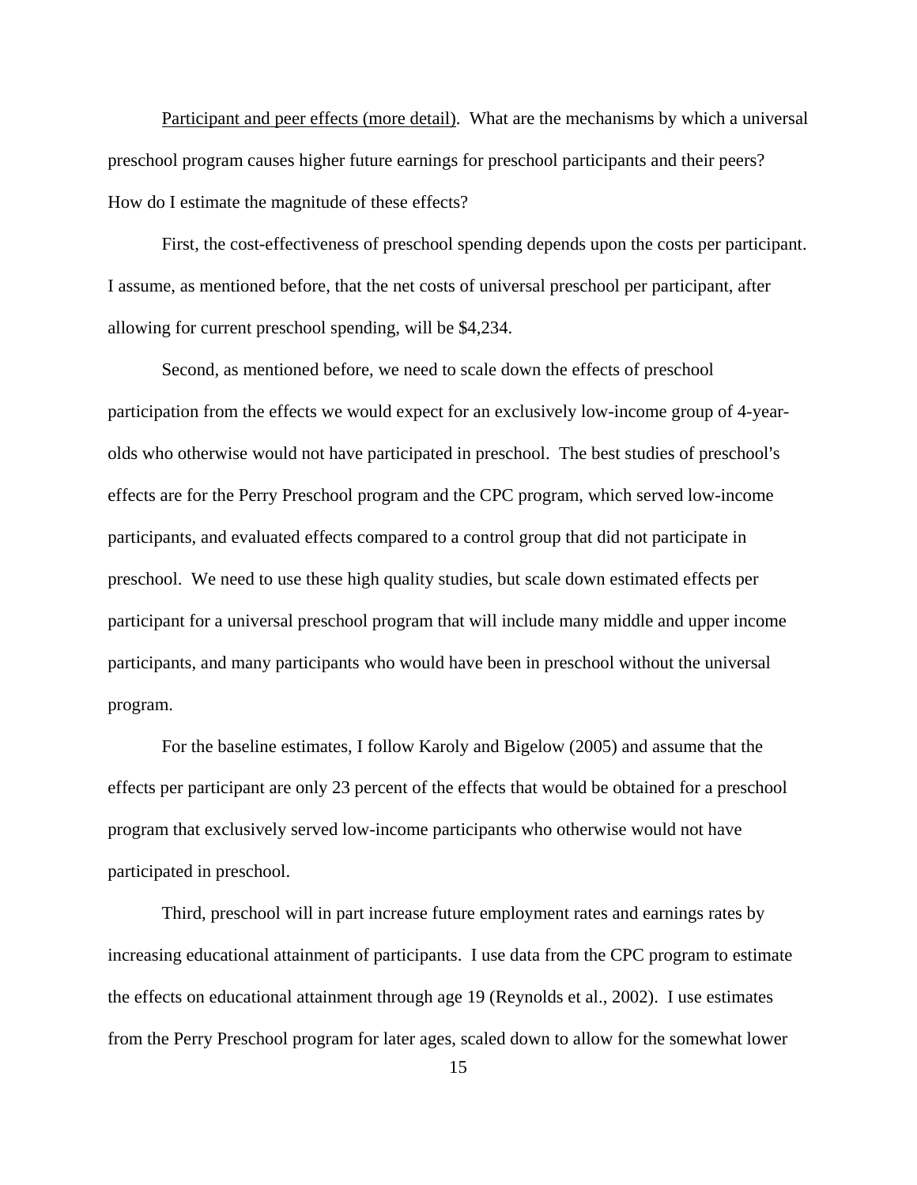Participant and peer effects (more detail). What are the mechanisms by which a universal preschool program causes higher future earnings for preschool participants and their peers? How do I estimate the magnitude of these effects?

First, the cost-effectiveness of preschool spending depends upon the costs per participant. I assume, as mentioned before, that the net costs of universal preschool per participant, after allowing for current preschool spending, will be $4,234.

Second, as mentioned before, we need to scale down the effects of preschool participation from the effects we would expect for an exclusively low-income group of 4-year-olds who otherwise would not have participated in preschool. The best studies of preschool's effects are for the Perry Preschool program and the CPC program, which served low-income participants, and evaluated effects compared to a control group that did not participate in preschool. We need to use these high quality studies, but scale down estimated effects per participant for a universal preschool program that will include many middle and upper income participants, and many participants who would have been in preschool without the universal program.

For the baseline estimates, I follow Karoly and Bigelow (2005) and assume that the effects per participant are only 23 percent of the effects that would be obtained for a preschool program that exclusively served low-income participants who otherwise would not have participated in preschool.

Third, preschool will in part increase future employment rates and earnings rates by increasing educational attainment of participants. I use data from the CPC program to estimate the effects on educational attainment through age 19 (Reynolds et al., 2002). I use estimates from the Perry Preschool program for later ages, scaled down to allow for the somewhat lower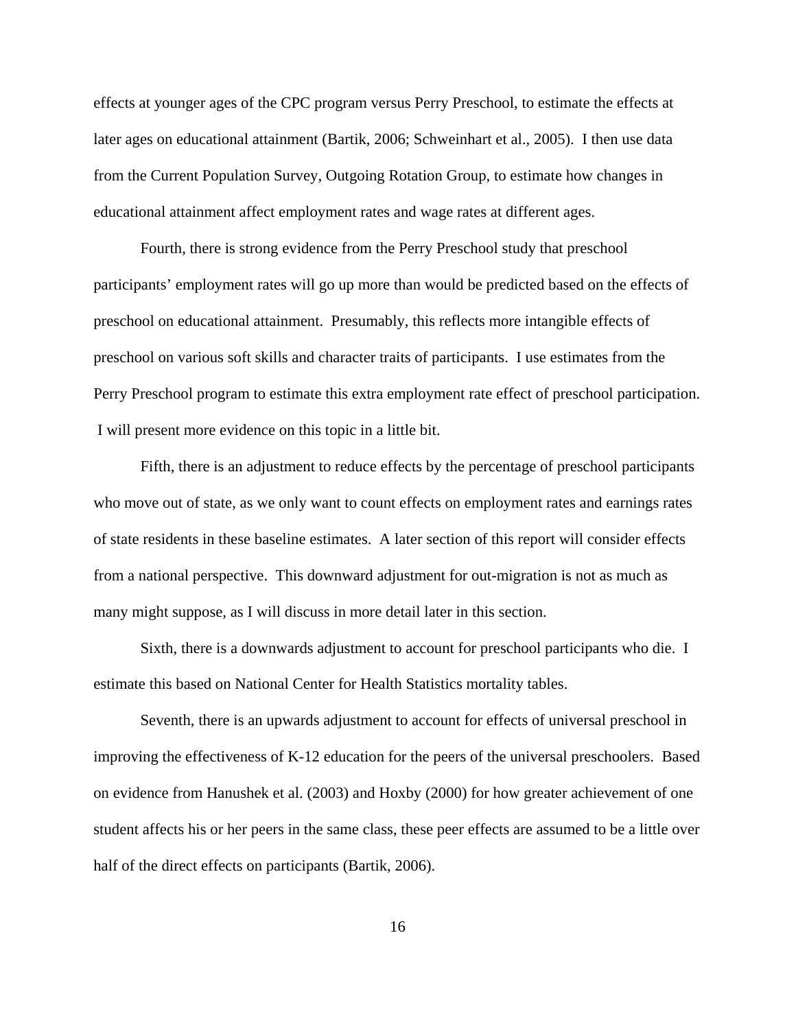effects at younger ages of the CPC program versus Perry Preschool, to estimate the effects at later ages on educational attainment (Bartik, 2006; Schweinhart et al., 2005). I then use data from the Current Population Survey, Outgoing Rotation Group, to estimate how changes in educational attainment affect employment rates and wage rates at different ages.

Fourth, there is strong evidence from the Perry Preschool study that preschool participants' employment rates will go up more than would be predicted based on the effects of preschool on educational attainment. Presumably, this reflects more intangible effects of preschool on various soft skills and character traits of participants. I use estimates from the Perry Preschool program to estimate this extra employment rate effect of preschool participation. I will present more evidence on this topic in a little bit.

Fifth, there is an adjustment to reduce effects by the percentage of preschool participants who move out of state, as we only want to count effects on employment rates and earnings rates of state residents in these baseline estimates. A later section of this report will consider effects from a national perspective. This downward adjustment for out-migration is not as much as many might suppose, as I will discuss in more detail later in this section.

Sixth, there is a downwards adjustment to account for preschool participants who die. I estimate this based on National Center for Health Statistics mortality tables.

Seventh, there is an upwards adjustment to account for effects of universal preschool in improving the effectiveness of K-12 education for the peers of the universal preschoolers. Based on evidence from Hanushek et al. (2003) and Hoxby (2000) for how greater achievement of one student affects his or her peers in the same class, these peer effects are assumed to be a little over half of the direct effects on participants (Bartik, 2006).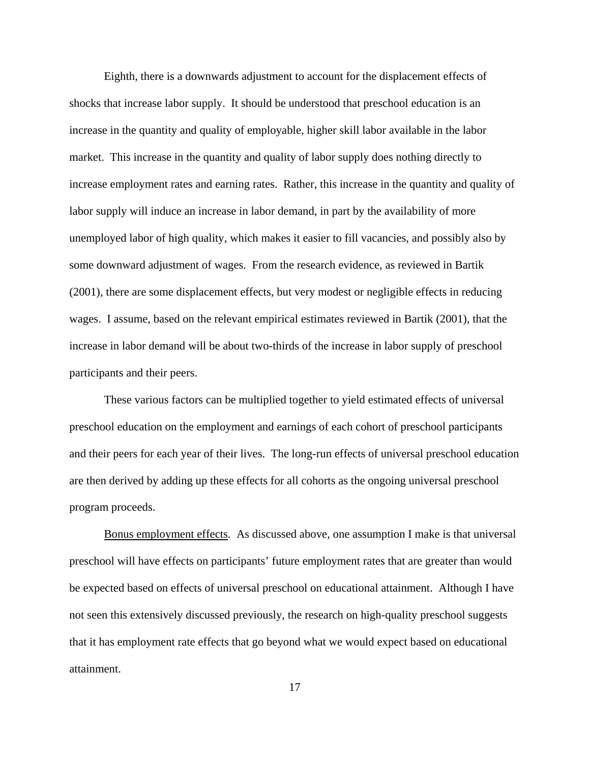Eighth, there is a downwards adjustment to account for the displacement effects of shocks that increase labor supply. It should be understood that preschool education is an increase in the quantity and quality of employable, higher skill labor available in the labor market. This increase in the quantity and quality of labor supply does nothing directly to increase employment rates and earning rates. Rather, this increase in the quantity and quality of labor supply will induce an increase in labor demand, in part by the availability of more unemployed labor of high quality, which makes it easier to fill vacancies, and possibly also by some downward adjustment of wages. From the research evidence, as reviewed in Bartik (2001), there are some displacement effects, but very modest or negligible effects in reducing wages. I assume, based on the relevant empirical estimates reviewed in Bartik (2001), that the increase in labor demand will be about two-thirds of the increase in labor supply of preschool participants and their peers.

These various factors can be multiplied together to yield estimated effects of universal preschool education on the employment and earnings of each cohort of preschool participants and their peers for each year of their lives. The long-run effects of universal preschool education are then derived by adding up these effects for all cohorts as the ongoing universal preschool program proceeds.

<u>Bonus employment effects</u>. As discussed above, one assumption I make is that universal preschool will have effects on participants' future employment rates that are greater than would be expected based on effects of universal preschool on educational attainment. Although I have not seen this extensively discussed previously, the research on high-quality preschool suggests that it has employment rate effects that go beyond what we would expect based on educational attainment.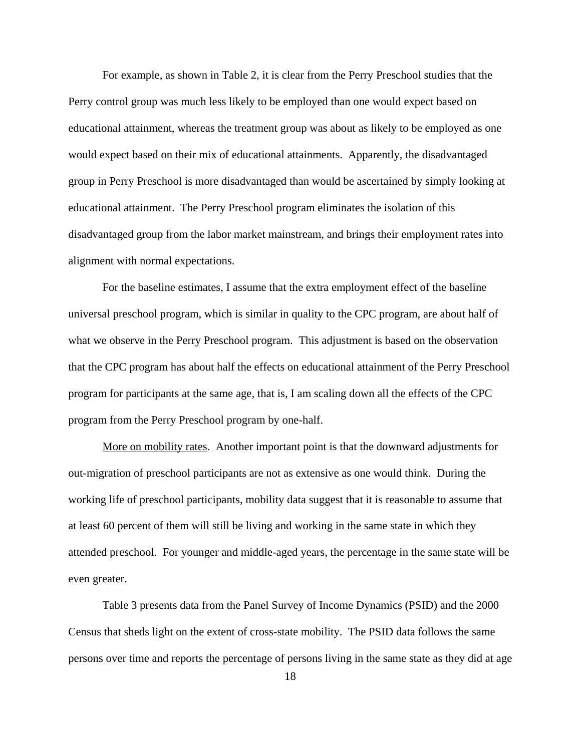For example, as shown in Table 2, it is clear from the Perry Preschool studies that the Perry control group was much less likely to be employed than one would expect based on educational attainment, whereas the treatment group was about as likely to be employed as one would expect based on their mix of educational attainments. Apparently, the disadvantaged group in Perry Preschool is more disadvantaged than would be ascertained by simply looking at educational attainment. The Perry Preschool program eliminates the isolation of this disadvantaged group from the labor market mainstream, and brings their employment rates into alignment with normal expectations.

For the baseline estimates, I assume that the extra employment effect of the baseline universal preschool program, which is similar in quality to the CPC program, are about half of what we observe in the Perry Preschool program. This adjustment is based on the observation that the CPC program has about half the effects on educational attainment of the Perry Preschool program for participants at the same age, that is, I am scaling down all the effects of the CPC program from the Perry Preschool program by one-half.

<u>More on mobility rates</u>. Another important point is that the downward adjustments for out-migration of preschool participants are not as extensive as one would think. During the working life of preschool participants, mobility data suggest that it is reasonable to assume that at least 60 percent of them will still be living and working in the same state in which they attended preschool. For younger and middle-aged years, the percentage in the same state will be even greater.

Table 3 presents data from the Panel Survey of Income Dynamics (PSID) and the 2000 Census that sheds light on the extent of cross-state mobility. The PSID data follows the same persons over time and reports the percentage of persons living in the same state as they did at age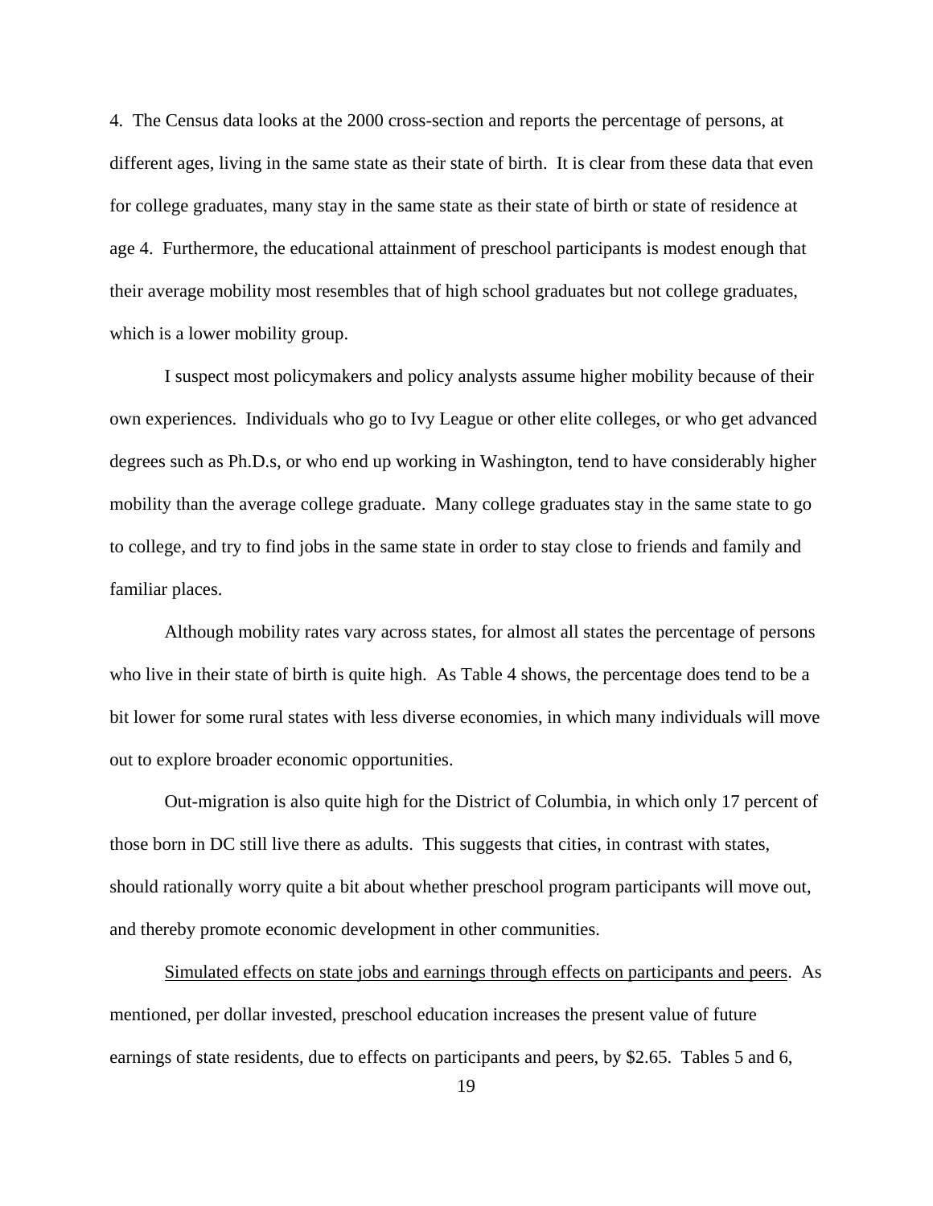4. The Census data looks at the 2000 cross-section and reports the percentage of persons, at different ages, living in the same state as their state of birth. It is clear from these data that even for college graduates, many stay in the same state as their state of birth or state of residence at age 4. Furthermore, the educational attainment of preschool participants is modest enough that their average mobility most resembles that of high school graduates but not college graduates, which is a lower mobility group.

I suspect most policymakers and policy analysts assume higher mobility because of their own experiences. Individuals who go to Ivy League or other elite colleges, or who get advanced degrees such as Ph.D.s, or who end up working in Washington, tend to have considerably higher mobility than the average college graduate. Many college graduates stay in the same state to go to college, and try to find jobs in the same state in order to stay close to friends and family and familiar places.

Although mobility rates vary across states, for almost all states the percentage of persons who live in their state of birth is quite high. As Table 4 shows, the percentage does tend to be a bit lower for some rural states with less diverse economies, in which many individuals will move out to explore broader economic opportunities.

Out-migration is also quite high for the District of Columbia, in which only 17 percent of those born in DC still live there as adults. This suggests that cities, in contrast with states, should rationally worry quite a bit about whether preschool program participants will move out, and thereby promote economic development in other communities.

Simulated effects on state jobs and earnings through effects on participants and peers. As mentioned, per dollar invested, preschool education increases the present value of future earnings of state residents, due to effects on participants and peers, by $2.65. Tables 5 and 6,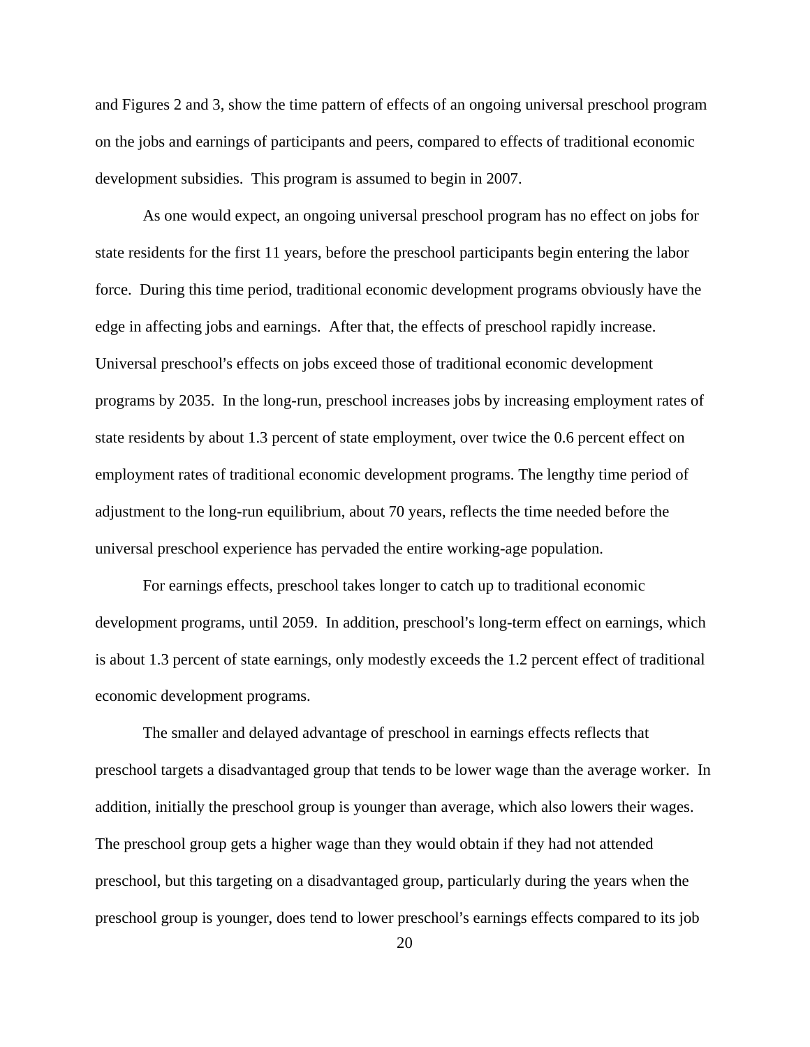and Figures 2 and 3, show the time pattern of effects of an ongoing universal preschool program on the jobs and earnings of participants and peers, compared to effects of traditional economic development subsidies. This program is assumed to begin in 2007.

As one would expect, an ongoing universal preschool program has no effect on jobs for state residents for the first 11 years, before the preschool participants begin entering the labor force. During this time period, traditional economic development programs obviously have the edge in affecting jobs and earnings. After that, the effects of preschool rapidly increase. Universal preschool's effects on jobs exceed those of traditional economic development programs by 2035. In the long-run, preschool increases jobs by increasing employment rates of state residents by about 1.3 percent of state employment, over twice the 0.6 percent effect on employment rates of traditional economic development programs. The lengthy time period of adjustment to the long-run equilibrium, about 70 years, reflects the time needed before the universal preschool experience has pervaded the entire working-age population.

For earnings effects, preschool takes longer to catch up to traditional economic development programs, until 2059. In addition, preschool's long-term effect on earnings, which is about 1.3 percent of state earnings, only modestly exceeds the 1.2 percent effect of traditional economic development programs.

The smaller and delayed advantage of preschool in earnings effects reflects that preschool targets a disadvantaged group that tends to be lower wage than the average worker. In addition, initially the preschool group is younger than average, which also lowers their wages. The preschool group gets a higher wage than they would obtain if they had not attended preschool, but this targeting on a disadvantaged group, particularly during the years when the preschool group is younger, does tend to lower preschool's earnings effects compared to its job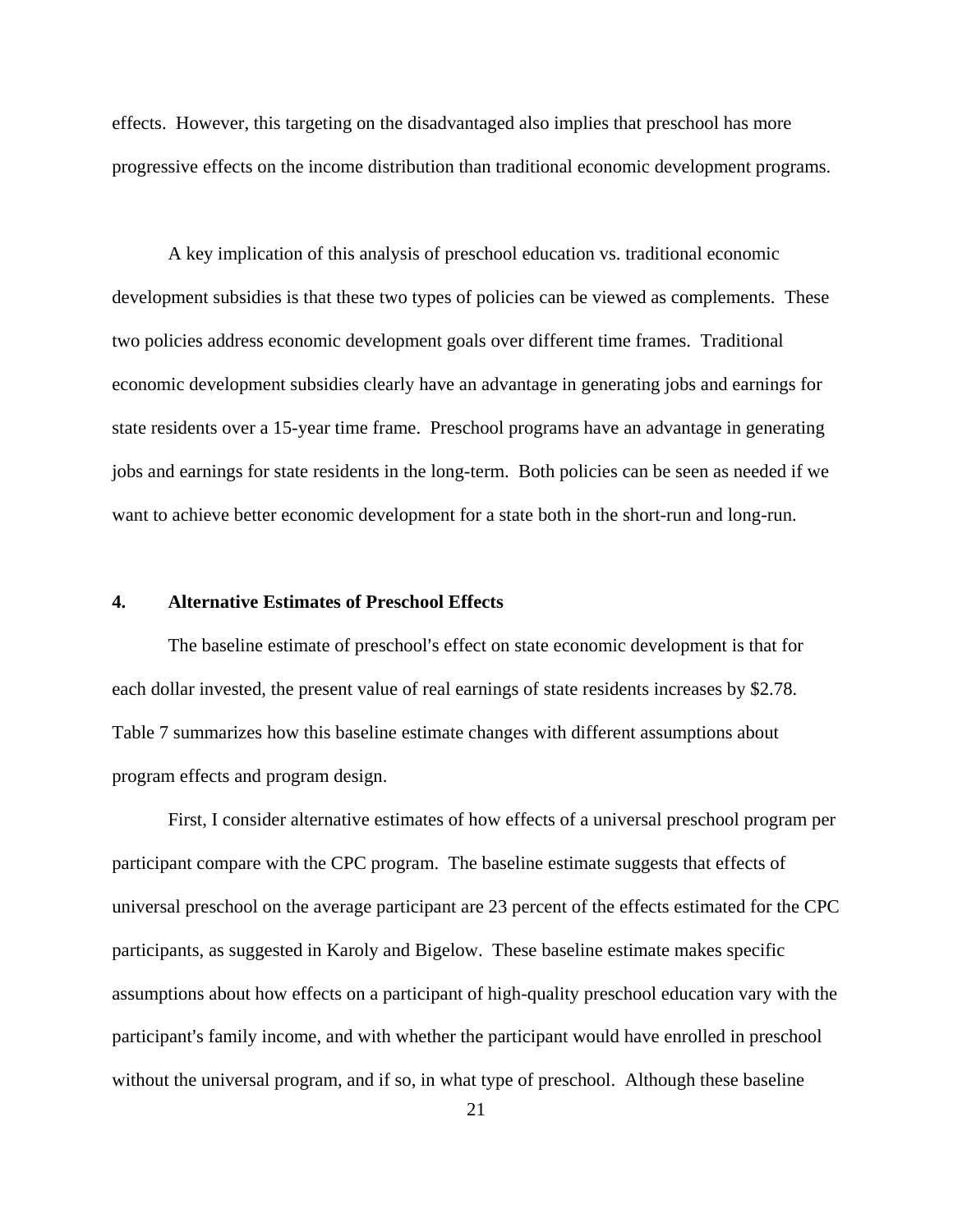effects. However, this targeting on the disadvantaged also implies that preschool has more progressive effects on the income distribution than traditional economic development programs.

A key implication of this analysis of preschool education vs. traditional economic development subsidies is that these two types of policies can be viewed as complements. These two policies address economic development goals over different time frames. Traditional economic development subsidies clearly have an advantage in generating jobs and earnings for state residents over a 15-year time frame. Preschool programs have an advantage in generating jobs and earnings for state residents in the long-term. Both policies can be seen as needed if we want to achieve better economic development for a state both in the short-run and long-run.

## 4. Alternative Estimates of Preschool Effects

The baseline estimate of preschool's effect on state economic development is that for each dollar invested, the present value of real earnings of state residents increases by $2.78. Table 7 summarizes how this baseline estimate changes with different assumptions about program effects and program design.

First, I consider alternative estimates of how effects of a universal preschool program per participant compare with the CPC program. The baseline estimate suggests that effects of universal preschool on the average participant are 23 percent of the effects estimated for the CPC participants, as suggested in Karoly and Bigelow. These baseline estimate makes specific assumptions about how effects on a participant of high-quality preschool education vary with the participant's family income, and with whether the participant would have enrolled in preschool without the universal program, and if so, in what type of preschool. Although these baseline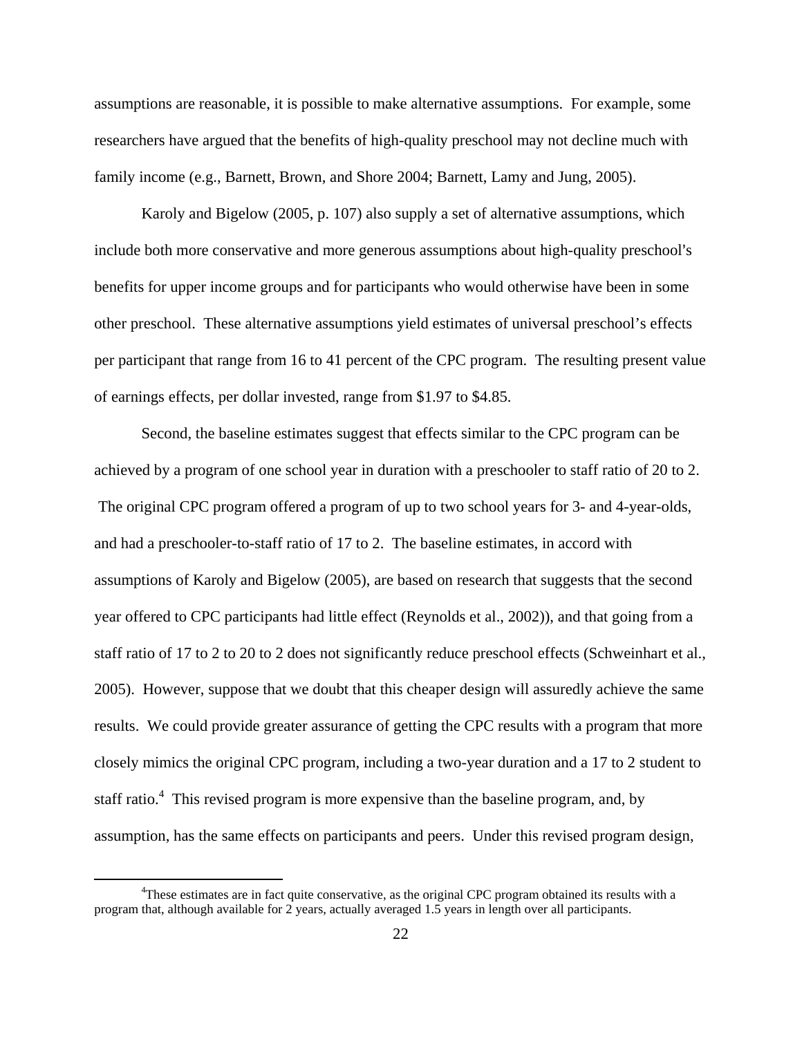assumptions are reasonable, it is possible to make alternative assumptions. For example, some researchers have argued that the benefits of high-quality preschool may not decline much with family income (e.g., Barnett, Brown, and Shore 2004; Barnett, Lamy and Jung, 2005).

Karoly and Bigelow (2005, p. 107) also supply a set of alternative assumptions, which include both more conservative and more generous assumptions about high-quality preschool's benefits for upper income groups and for participants who would otherwise have been in some other preschool. These alternative assumptions yield estimates of universal preschool's effects per participant that range from 16 to 41 percent of the CPC program. The resulting present value of earnings effects, per dollar invested, range from \$1.97 to \$4.85.

Second, the baseline estimates suggest that effects similar to the CPC program can be achieved by a program of one school year in duration with a preschooler to staff ratio of 20 to 2. The original CPC program offered a program of up to two school years for 3- and 4-year-olds, and had a preschooler-to-staff ratio of 17 to 2. The baseline estimates, in accord with assumptions of Karoly and Bigelow (2005), are based on research that suggests that the second year offered to CPC participants had little effect (Reynolds et al., 2002)), and that going from a staff ratio of 17 to 2 to 20 to 2 does not significantly reduce preschool effects (Schweinhart et al., 2005). However, suppose that we doubt that this cheaper design will assuredly achieve the same results. We could provide greater assurance of getting the CPC results with a program that more closely mimics the original CPC program, including a two-year duration and a 17 to 2 student to staff ratio.[4] This revised program is more expensive than the baseline program, and, by assumption, has the same effects on participants and peers. Under this revised program design,

[4]These estimates are in fact quite conservative, as the original CPC program obtained its results with a program that, although available for 2 years, actually averaged 1.5 years in length over all participants.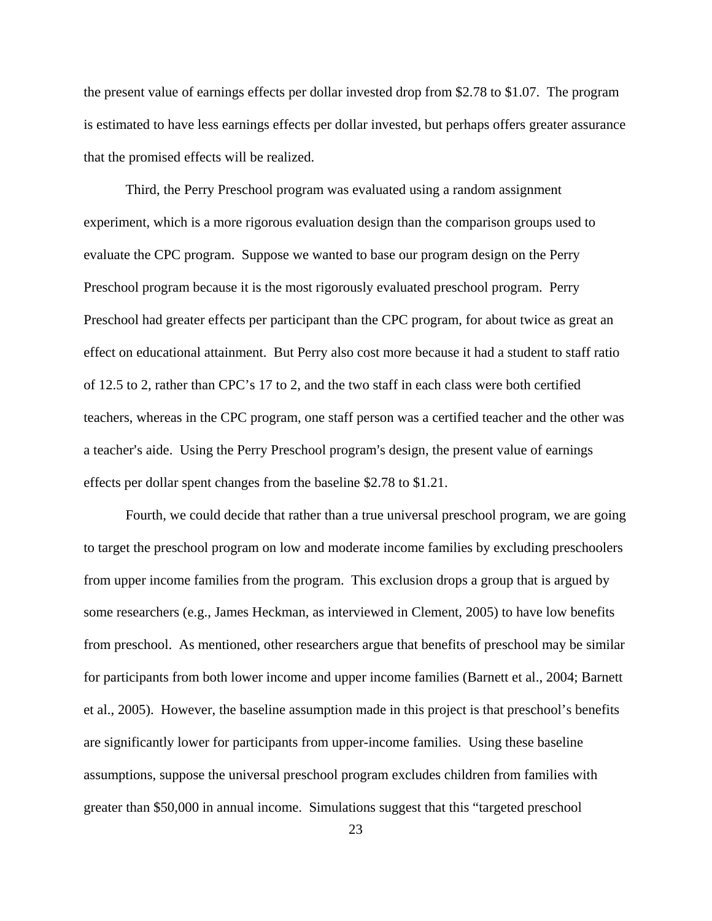the present value of earnings effects per dollar invested drop from $2.78 to $1.07. The program is estimated to have less earnings effects per dollar invested, but perhaps offers greater assurance that the promised effects will be realized.

Third, the Perry Preschool program was evaluated using a random assignment experiment, which is a more rigorous evaluation design than the comparison groups used to evaluate the CPC program. Suppose we wanted to base our program design on the Perry Preschool program because it is the most rigorously evaluated preschool program. Perry Preschool had greater effects per participant than the CPC program, for about twice as great an effect on educational attainment. But Perry also cost more because it had a student to staff ratio of 12.5 to 2, rather than CPC's 17 to 2, and the two staff in each class were both certified teachers, whereas in the CPC program, one staff person was a certified teacher and the other was a teacher's aide. Using the Perry Preschool program's design, the present value of earnings effects per dollar spent changes from the baseline $2.78 to $1.21.

Fourth, we could decide that rather than a true universal preschool program, we are going to target the preschool program on low and moderate income families by excluding preschoolers from upper income families from the program. This exclusion drops a group that is argued by some researchers (e.g., James Heckman, as interviewed in Clement, 2005) to have low benefits from preschool. As mentioned, other researchers argue that benefits of preschool may be similar for participants from both lower income and upper income families (Barnett et al., 2004; Barnett et al., 2005). However, the baseline assumption made in this project is that preschool's benefits are significantly lower for participants from upper-income families. Using these baseline assumptions, suppose the universal preschool program excludes children from families with greater than $50,000 in annual income. Simulations suggest that this "targeted preschool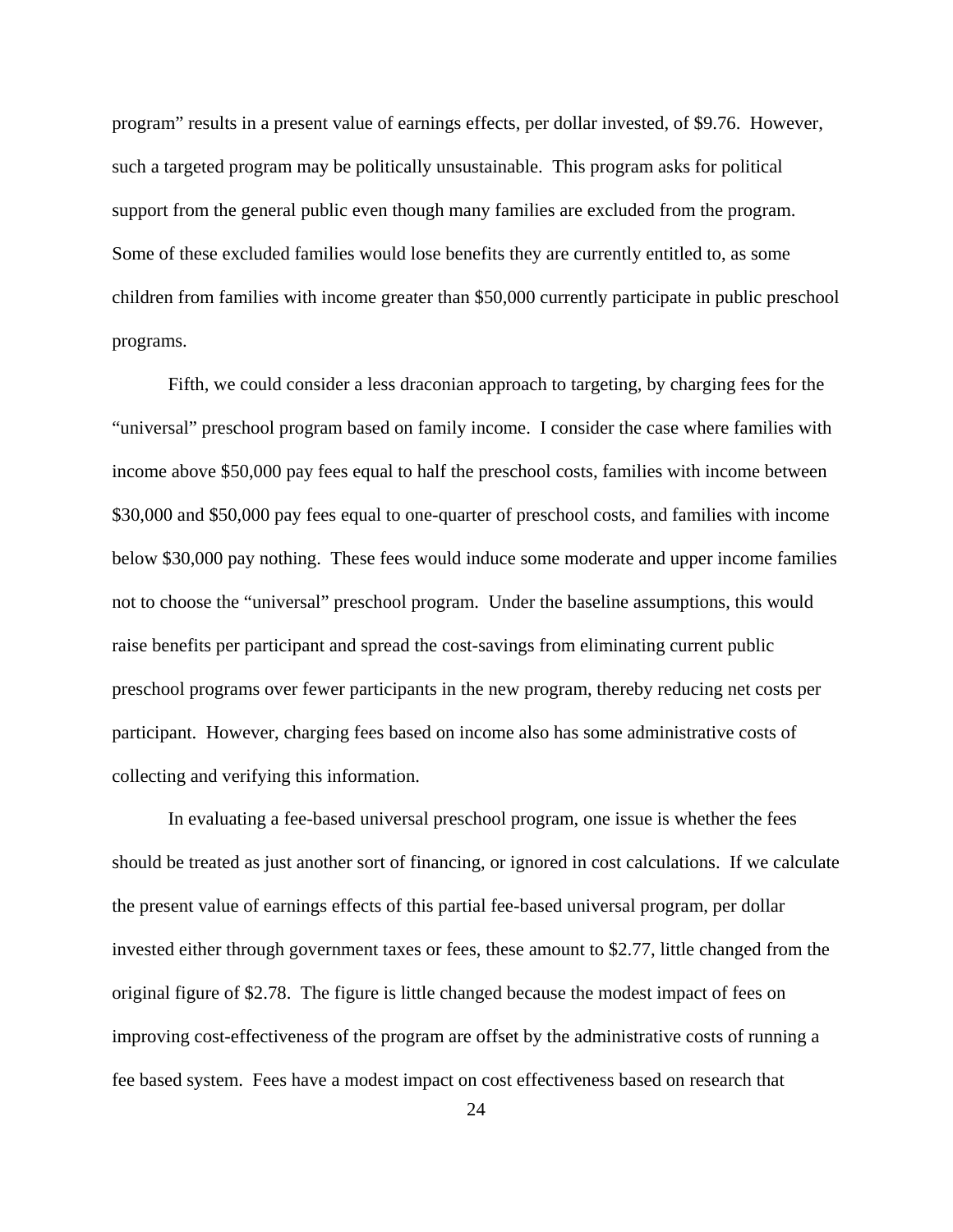program" results in a present value of earnings effects, per dollar invested, of $9.76. However, such a targeted program may be politically unsustainable. This program asks for political support from the general public even though many families are excluded from the program. Some of these excluded families would lose benefits they are currently entitled to, as some children from families with income greater than $50,000 currently participate in public preschool programs.

Fifth, we could consider a less draconian approach to targeting, by charging fees for the "universal" preschool program based on family income. I consider the case where families with income above $50,000 pay fees equal to half the preschool costs, families with income between $30,000 and $50,000 pay fees equal to one-quarter of preschool costs, and families with income below $30,000 pay nothing. These fees would induce some moderate and upper income families not to choose the "universal" preschool program. Under the baseline assumptions, this would raise benefits per participant and spread the cost-savings from eliminating current public preschool programs over fewer participants in the new program, thereby reducing net costs per participant. However, charging fees based on income also has some administrative costs of collecting and verifying this information.

In evaluating a fee-based universal preschool program, one issue is whether the fees should be treated as just another sort of financing, or ignored in cost calculations. If we calculate the present value of earnings effects of this partial fee-based universal program, per dollar invested either through government taxes or fees, these amount to $2.77, little changed from the original figure of $2.78. The figure is little changed because the modest impact of fees on improving cost-effectiveness of the program are offset by the administrative costs of running a fee based system. Fees have a modest impact on cost effectiveness based on research that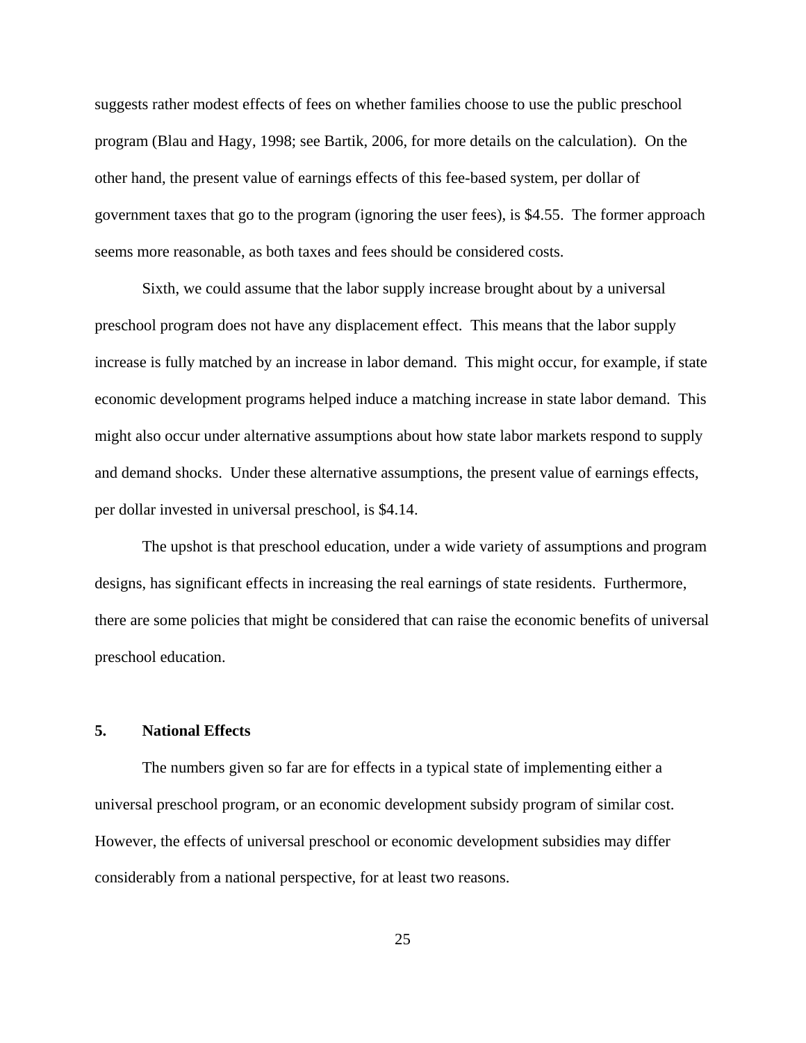suggests rather modest effects of fees on whether families choose to use the public preschool program (Blau and Hagy, 1998; see Bartik, 2006, for more details on the calculation). On the other hand, the present value of earnings effects of this fee-based system, per dollar of government taxes that go to the program (ignoring the user fees), is $4.55. The former approach seems more reasonable, as both taxes and fees should be considered costs.

Sixth, we could assume that the labor supply increase brought about by a universal preschool program does not have any displacement effect. This means that the labor supply increase is fully matched by an increase in labor demand. This might occur, for example, if state economic development programs helped induce a matching increase in state labor demand. This might also occur under alternative assumptions about how state labor markets respond to supply and demand shocks. Under these alternative assumptions, the present value of earnings effects, per dollar invested in universal preschool, is $4.14.

The upshot is that preschool education, under a wide variety of assumptions and program designs, has significant effects in increasing the real earnings of state residents. Furthermore, there are some policies that might be considered that can raise the economic benefits of universal preschool education.

## 5. National Effects

The numbers given so far are for effects in a typical state of implementing either a universal preschool program, or an economic development subsidy program of similar cost. However, the effects of universal preschool or economic development subsidies may differ considerably from a national perspective, for at least two reasons.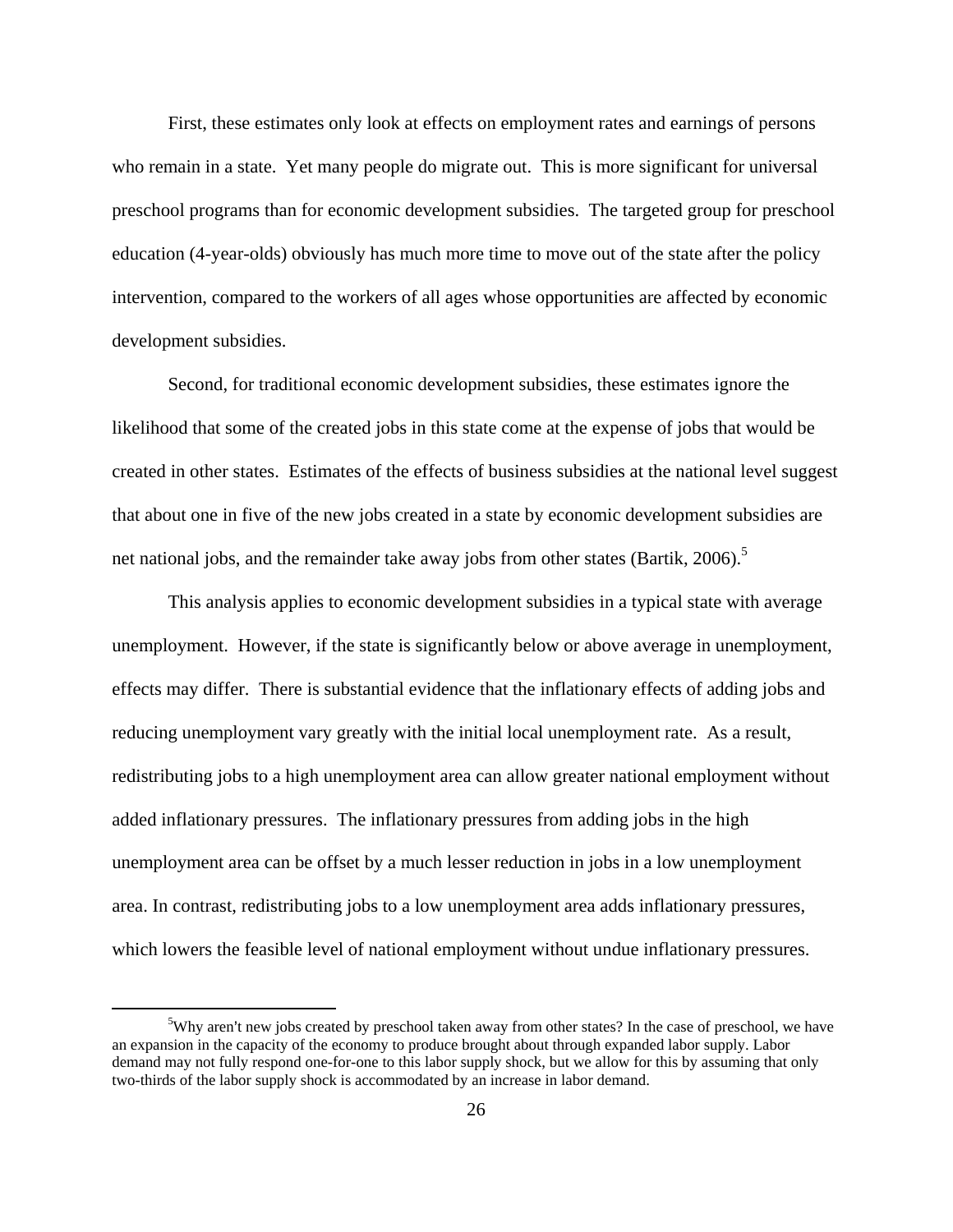First, these estimates only look at effects on employment rates and earnings of persons who remain in a state. Yet many people do migrate out. This is more significant for universal preschool programs than for economic development subsidies. The targeted group for preschool education (4-year-olds) obviously has much more time to move out of the state after the policy intervention, compared to the workers of all ages whose opportunities are affected by economic development subsidies.

Second, for traditional economic development subsidies, these estimates ignore the likelihood that some of the created jobs in this state come at the expense of jobs that would be created in other states. Estimates of the effects of business subsidies at the national level suggest that about one in five of the new jobs created in a state by economic development subsidies are net national jobs, and the remainder take away jobs from other states (Bartik, 2006).[5]

This analysis applies to economic development subsidies in a typical state with average unemployment. However, if the state is significantly below or above average in unemployment, effects may differ. There is substantial evidence that the inflationary effects of adding jobs and reducing unemployment vary greatly with the initial local unemployment rate. As a result, redistributing jobs to a high unemployment area can allow greater national employment without added inflationary pressures. The inflationary pressures from adding jobs in the high unemployment area can be offset by a much lesser reduction in jobs in a low unemployment area. In contrast, redistributing jobs to a low unemployment area adds inflationary pressures, which lowers the feasible level of national employment without undue inflationary pressures.

---

[5] Why aren't new jobs created by preschool taken away from other states? In the case of preschool, we have an expansion in the capacity of the economy to produce brought about through expanded labor supply. Labor demand may not fully respond one-for-one to this labor supply shock, but we allow for this by assuming that only two-thirds of the labor supply shock is accommodated by an increase in labor demand.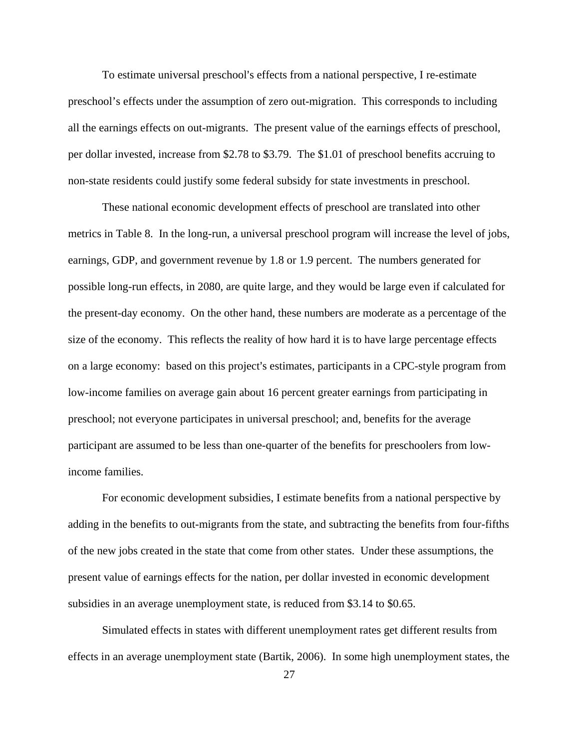To estimate universal preschool's effects from a national perspective, I re-estimate preschool's effects under the assumption of zero out-migration. This corresponds to including all the earnings effects on out-migrants. The present value of the earnings effects of preschool, per dollar invested, increase from $2.78 to $3.79. The $1.01 of preschool benefits accruing to non-state residents could justify some federal subsidy for state investments in preschool.

These national economic development effects of preschool are translated into other metrics in Table 8. In the long-run, a universal preschool program will increase the level of jobs, earnings, GDP, and government revenue by 1.8 or 1.9 percent. The numbers generated for possible long-run effects, in 2080, are quite large, and they would be large even if calculated for the present-day economy. On the other hand, these numbers are moderate as a percentage of the size of the economy. This reflects the reality of how hard it is to have large percentage effects on a large economy: based on this project's estimates, participants in a CPC-style program from low-income families on average gain about 16 percent greater earnings from participating in preschool; not everyone participates in universal preschool; and, benefits for the average participant are assumed to be less than one-quarter of the benefits for preschoolers from low-income families.

For economic development subsidies, I estimate benefits from a national perspective by adding in the benefits to out-migrants from the state, and subtracting the benefits from four-fifths of the new jobs created in the state that come from other states. Under these assumptions, the present value of earnings effects for the nation, per dollar invested in economic development subsidies in an average unemployment state, is reduced from $3.14 to $0.65.

Simulated effects in states with different unemployment rates get different results from effects in an average unemployment state (Bartik, 2006). In some high unemployment states, the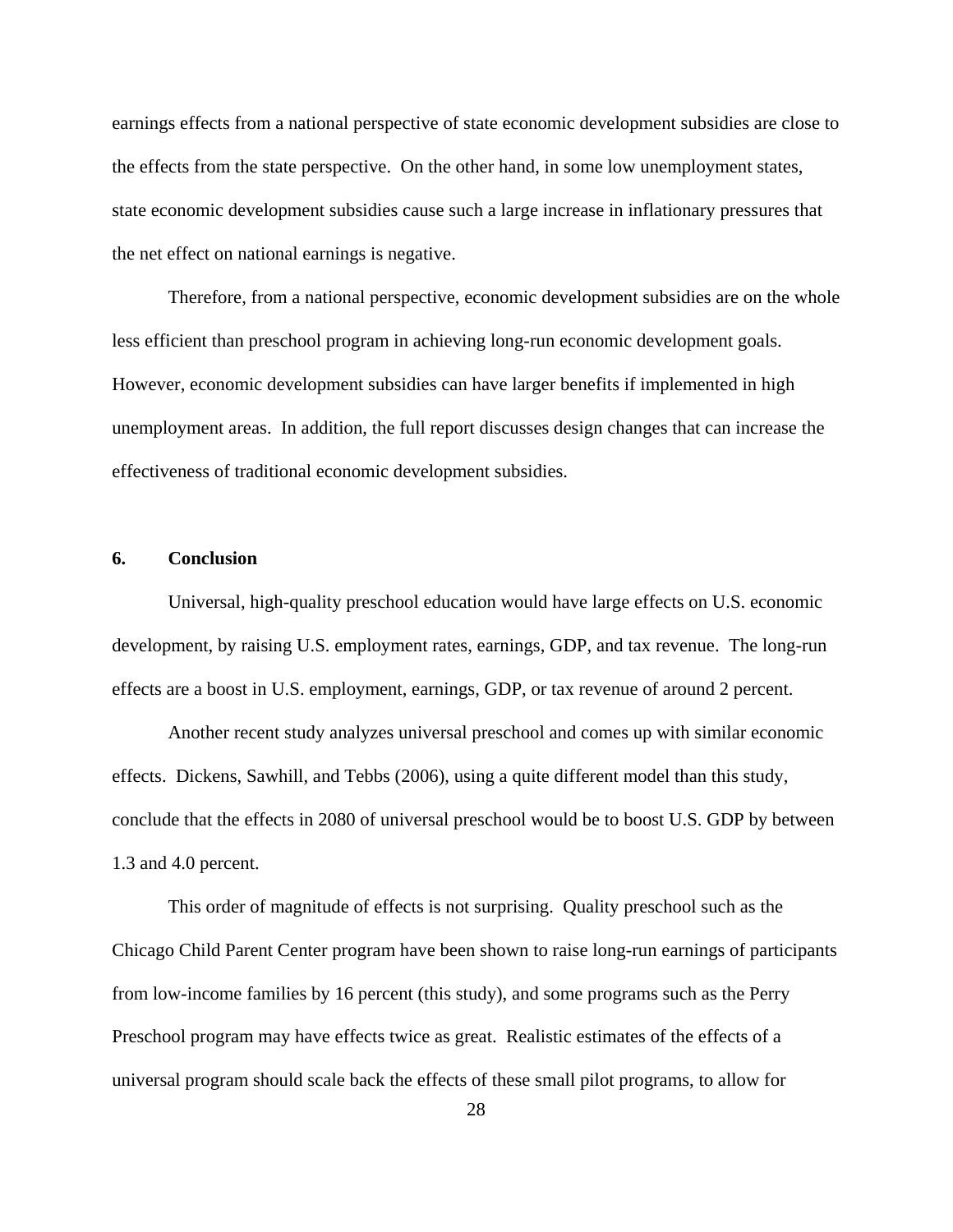earnings effects from a national perspective of state economic development subsidies are close to the effects from the state perspective. On the other hand, in some low unemployment states, state economic development subsidies cause such a large increase in inflationary pressures that the net effect on national earnings is negative.

Therefore, from a national perspective, economic development subsidies are on the whole less efficient than preschool program in achieving long-run economic development goals. However, economic development subsidies can have larger benefits if implemented in high unemployment areas. In addition, the full report discusses design changes that can increase the effectiveness of traditional economic development subsidies.

## 6. Conclusion

Universal, high-quality preschool education would have large effects on U.S. economic development, by raising U.S. employment rates, earnings, GDP, and tax revenue. The long-run effects are a boost in U.S. employment, earnings, GDP, or tax revenue of around 2 percent.

Another recent study analyzes universal preschool and comes up with similar economic effects. Dickens, Sawhill, and Tebbs (2006), using a quite different model than this study, conclude that the effects in 2080 of universal preschool would be to boost U.S. GDP by between 1.3 and 4.0 percent.

This order of magnitude of effects is not surprising. Quality preschool such as the Chicago Child Parent Center program have been shown to raise long-run earnings of participants from low-income families by 16 percent (this study), and some programs such as the Perry Preschool program may have effects twice as great. Realistic estimates of the effects of a universal program should scale back the effects of these small pilot programs, to allow for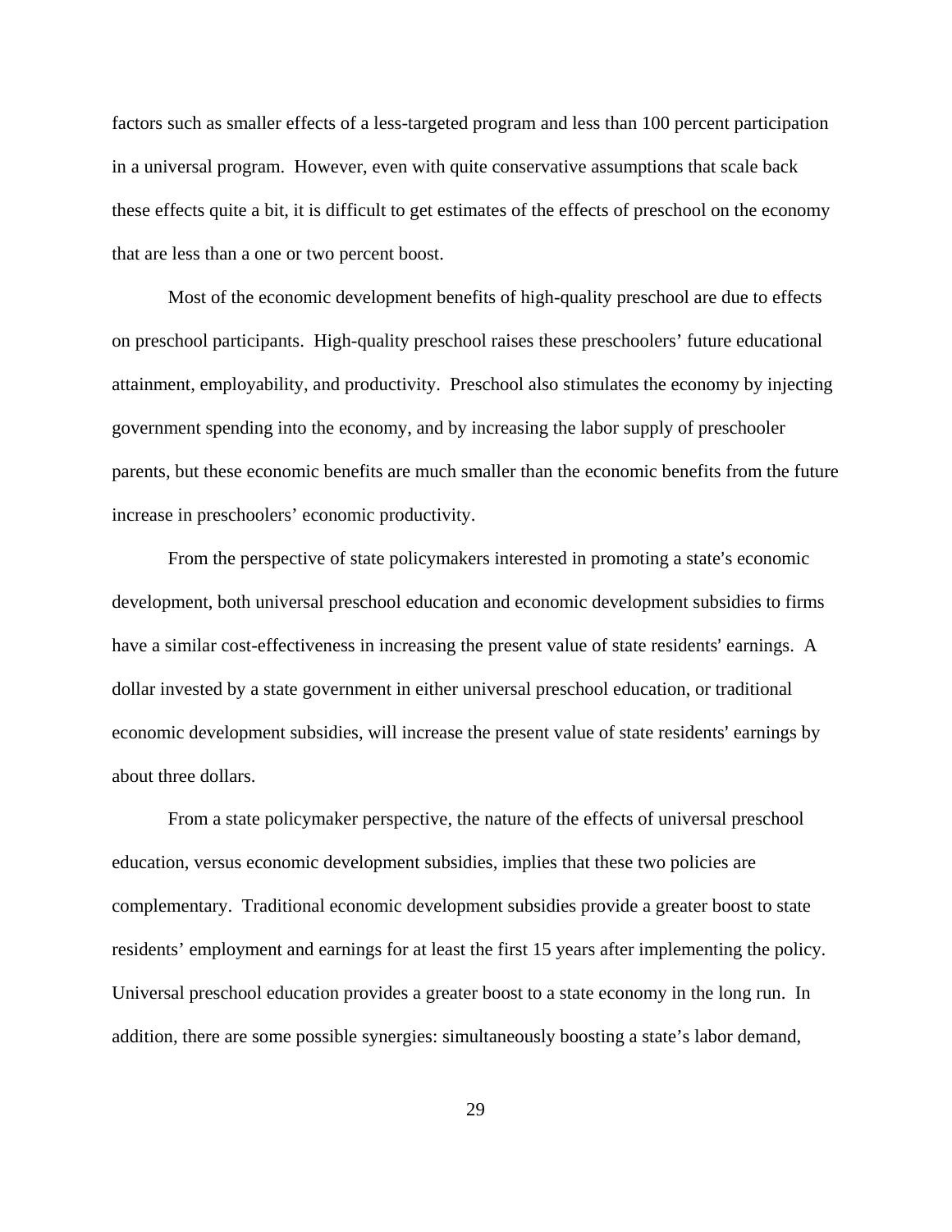factors such as smaller effects of a less-targeted program and less than 100 percent participation in a universal program. However, even with quite conservative assumptions that scale back these effects quite a bit, it is difficult to get estimates of the effects of preschool on the economy that are less than a one or two percent boost.

Most of the economic development benefits of high-quality preschool are due to effects on preschool participants. High-quality preschool raises these preschoolers' future educational attainment, employability, and productivity. Preschool also stimulates the economy by injecting government spending into the economy, and by increasing the labor supply of preschooler parents, but these economic benefits are much smaller than the economic benefits from the future increase in preschoolers' economic productivity.

From the perspective of state policymakers interested in promoting a state's economic development, both universal preschool education and economic development subsidies to firms have a similar cost-effectiveness in increasing the present value of state residents' earnings. A dollar invested by a state government in either universal preschool education, or traditional economic development subsidies, will increase the present value of state residents' earnings by about three dollars.

From a state policymaker perspective, the nature of the effects of universal preschool education, versus economic development subsidies, implies that these two policies are complementary. Traditional economic development subsidies provide a greater boost to state residents' employment and earnings for at least the first 15 years after implementing the policy. Universal preschool education provides a greater boost to a state economy in the long run. In addition, there are some possible synergies: simultaneously boosting a state's labor demand,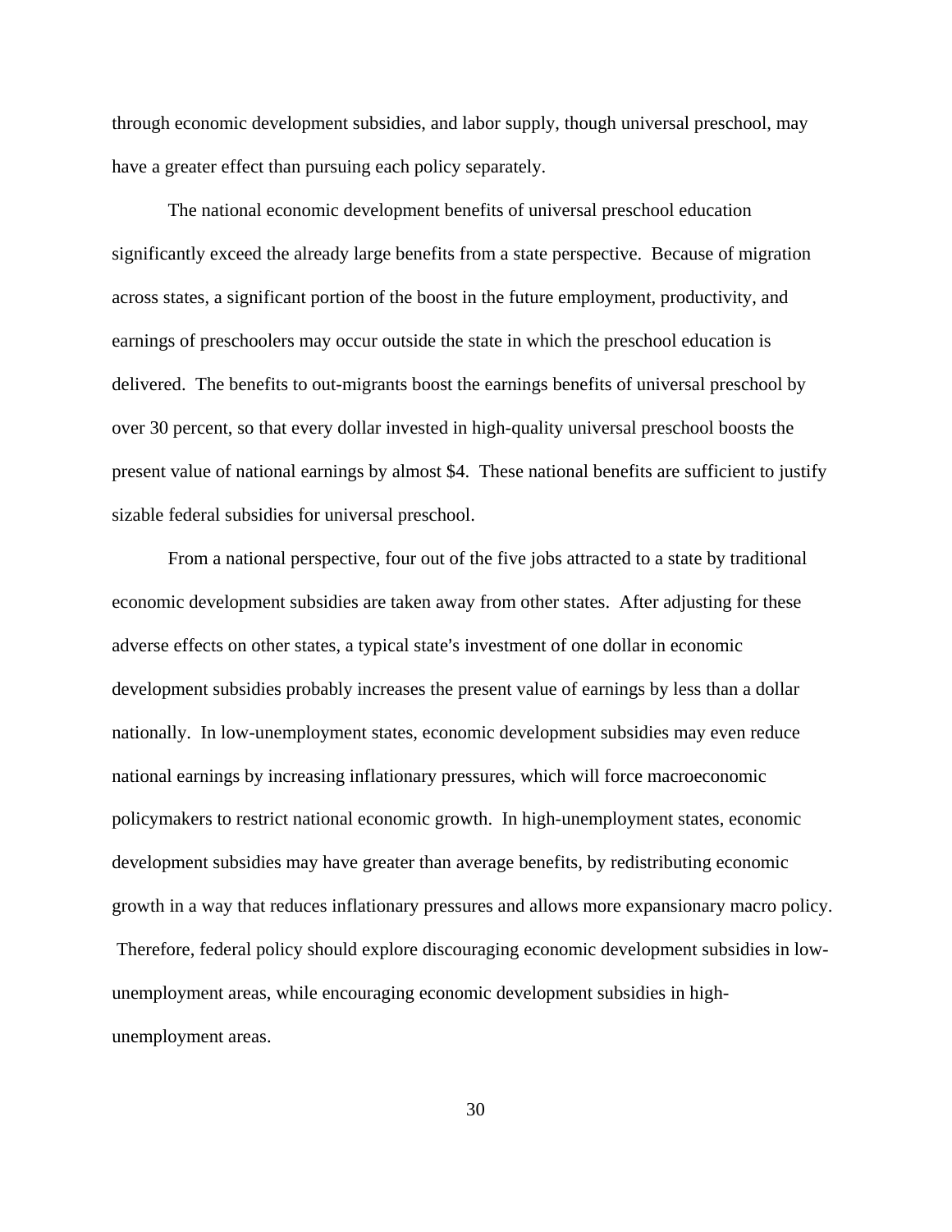through economic development subsidies, and labor supply, though universal preschool, may have a greater effect than pursuing each policy separately.

The national economic development benefits of universal preschool education significantly exceed the already large benefits from a state perspective. Because of migration across states, a significant portion of the boost in the future employment, productivity, and earnings of preschoolers may occur outside the state in which the preschool education is delivered. The benefits to out-migrants boost the earnings benefits of universal preschool by over 30 percent, so that every dollar invested in high-quality universal preschool boosts the present value of national earnings by almost $4. These national benefits are sufficient to justify sizable federal subsidies for universal preschool.

From a national perspective, four out of the five jobs attracted to a state by traditional economic development subsidies are taken away from other states. After adjusting for these adverse effects on other states, a typical state's investment of one dollar in economic development subsidies probably increases the present value of earnings by less than a dollar nationally. In low-unemployment states, economic development subsidies may even reduce national earnings by increasing inflationary pressures, which will force macroeconomic policymakers to restrict national economic growth. In high-unemployment states, economic development subsidies may have greater than average benefits, by redistributing economic growth in a way that reduces inflationary pressures and allows more expansionary macro policy. Therefore, federal policy should explore discouraging economic development subsidies in low-unemployment areas, while encouraging economic development subsidies in high-unemployment areas.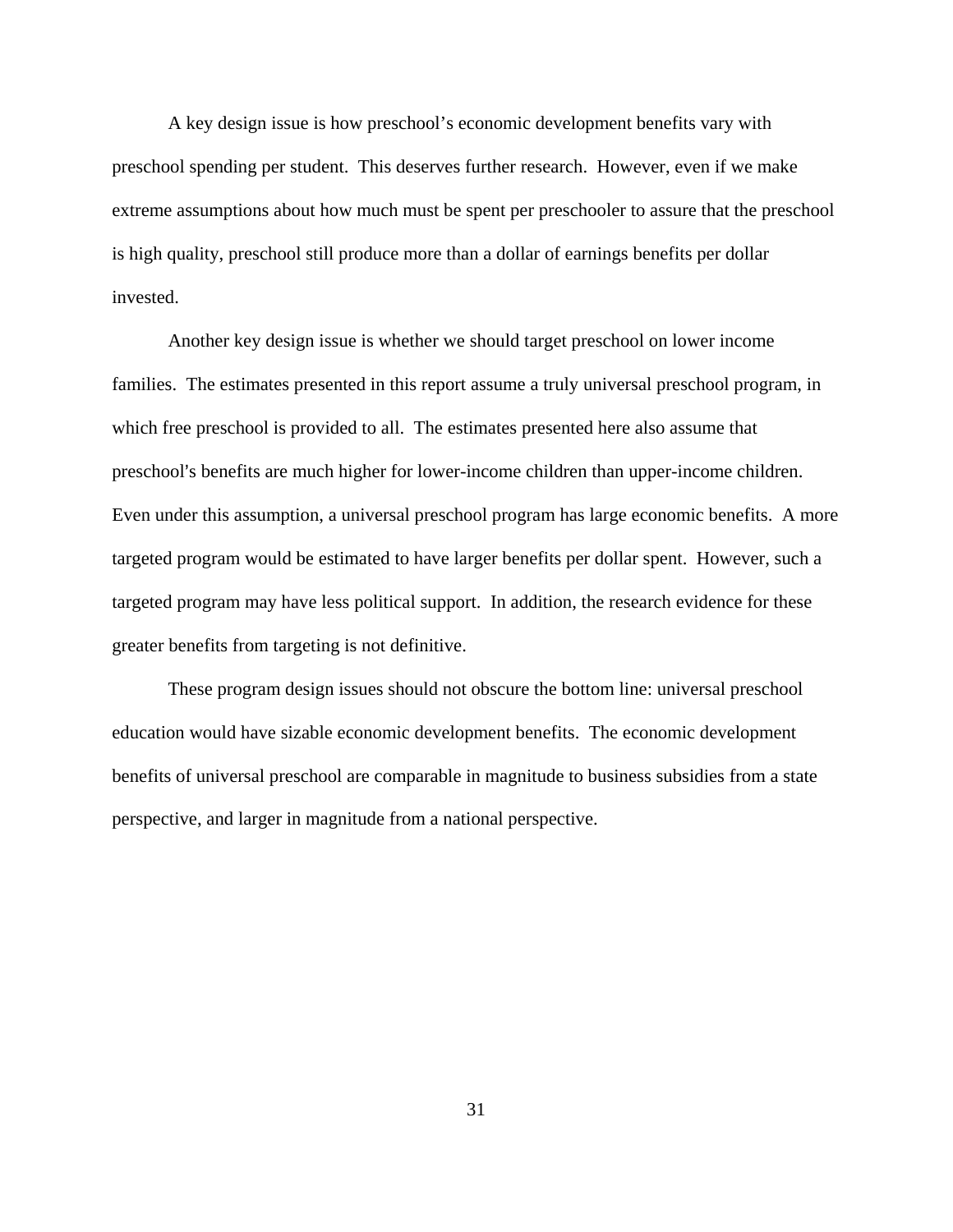A key design issue is how preschool's economic development benefits vary with preschool spending per student. This deserves further research. However, even if we make extreme assumptions about how much must be spent per preschooler to assure that the preschool is high quality, preschool still produce more than a dollar of earnings benefits per dollar invested.

Another key design issue is whether we should target preschool on lower income families. The estimates presented in this report assume a truly universal preschool program, in which free preschool is provided to all. The estimates presented here also assume that preschool's benefits are much higher for lower-income children than upper-income children. Even under this assumption, a universal preschool program has large economic benefits. A more targeted program would be estimated to have larger benefits per dollar spent. However, such a targeted program may have less political support. In addition, the research evidence for these greater benefits from targeting is not definitive.

These program design issues should not obscure the bottom line: universal preschool education would have sizable economic development benefits. The economic development benefits of universal preschool are comparable in magnitude to business subsidies from a state perspective, and larger in magnitude from a national perspective.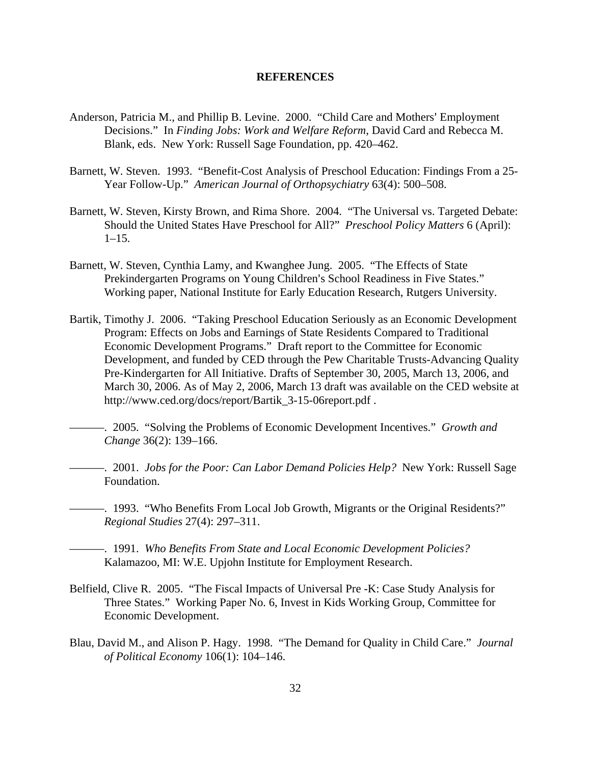# REFERENCES

Anderson, Patricia M., and Phillip B. Levine. 2000. "Child Care and Mothers' Employment Decisions." In *Finding Jobs: Work and Welfare Reform*, David Card and Rebecca M. Blank, eds. New York: Russell Sage Foundation, pp. 420–462.

Barnett, W. Steven. 1993. "Benefit-Cost Analysis of Preschool Education: Findings From a 25-Year Follow-Up." *American Journal of Orthopsychiatry* 63(4): 500–508.

Barnett, W. Steven, Kirsty Brown, and Rima Shore. 2004. "The Universal vs. Targeted Debate: Should the United States Have Preschool for All?" *Preschool Policy Matters* 6 (April): 1–15.

Barnett, W. Steven, Cynthia Lamy, and Kwanghee Jung. 2005. "The Effects of State Prekindergarten Programs on Young Children's School Readiness in Five States." Working paper, National Institute for Early Education Research, Rutgers University.

Bartik, Timothy J. 2006. "Taking Preschool Education Seriously as an Economic Development Program: Effects on Jobs and Earnings of State Residents Compared to Traditional Economic Development Programs." Draft report to the Committee for Economic Development, and funded by CED through the Pew Charitable Trusts-Advancing Quality Pre-Kindergarten for All Initiative. Drafts of September 30, 2005, March 13, 2006, and March 30, 2006. As of May 2, 2006, March 13 draft was available on the CED website at http://www.ced.org/docs/report/Bartik_3-15-06report.pdf .

———. 2005. "Solving the Problems of Economic Development Incentives." *Growth and Change* 36(2): 139–166.

———. 2001. *Jobs for the Poor: Can Labor Demand Policies Help?* New York: Russell Sage Foundation.

———. 1993. "Who Benefits From Local Job Growth, Migrants or the Original Residents?" *Regional Studies* 27(4): 297–311.

———. 1991. *Who Benefits From State and Local Economic Development Policies?* Kalamazoo, MI: W.E. Upjohn Institute for Employment Research.

Belfield, Clive R. 2005. "The Fiscal Impacts of Universal Pre -K: Case Study Analysis for Three States." Working Paper No. 6, Invest in Kids Working Group, Committee for Economic Development.

Blau, David M., and Alison P. Hagy. 1998. "The Demand for Quality in Child Care." *Journal of Political Economy* 106(1): 104–146.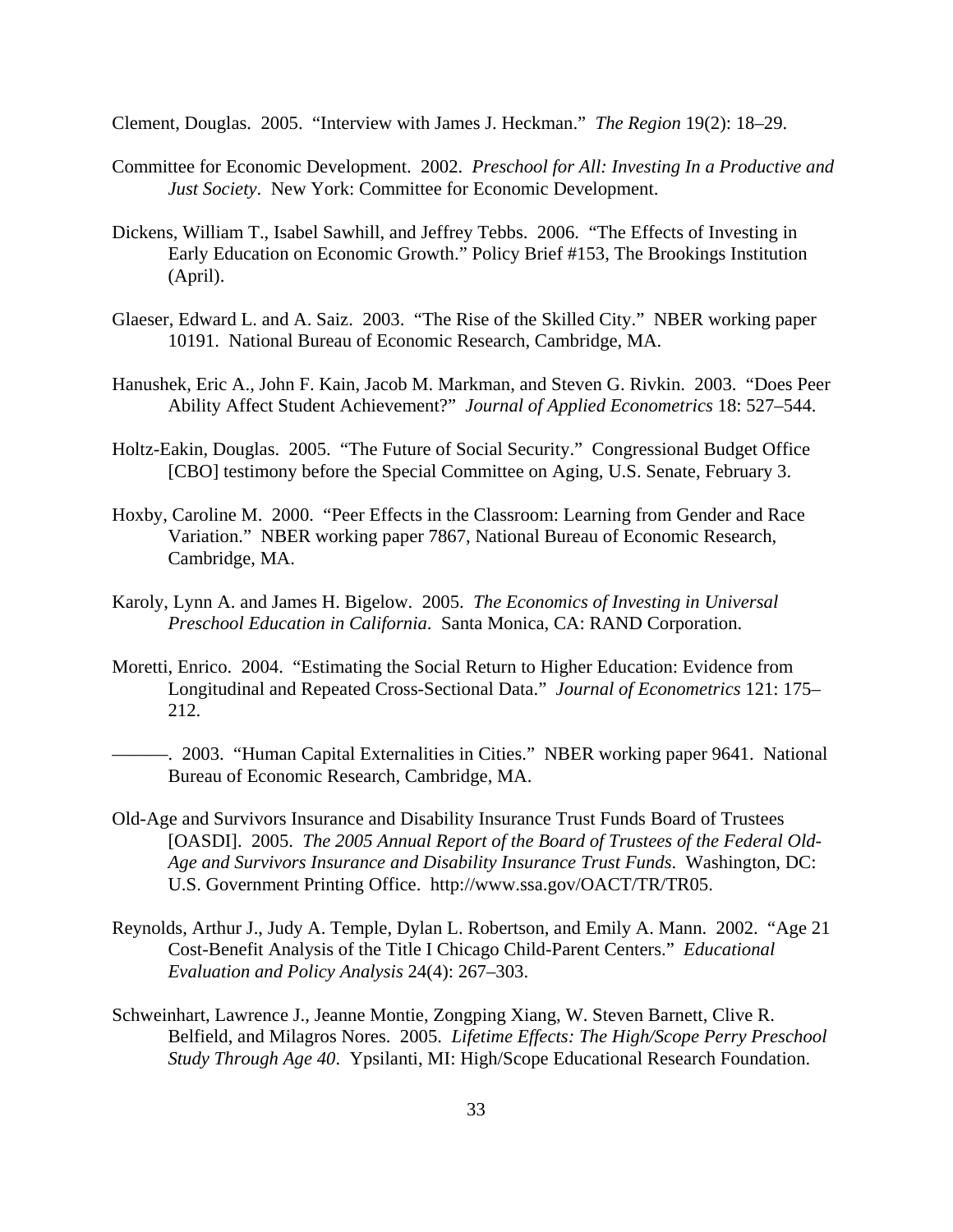Clement, Douglas. 2005. "Interview with James J. Heckman." *The Region* 19(2): 18–29.

Committee for Economic Development. 2002. *Preschool for All: Investing In a Productive and Just Society*. New York: Committee for Economic Development.

Dickens, William T., Isabel Sawhill, and Jeffrey Tebbs. 2006. "The Effects of Investing in Early Education on Economic Growth." Policy Brief #153, The Brookings Institution (April).

Glaeser, Edward L. and A. Saiz. 2003. "The Rise of the Skilled City." NBER working paper 10191. National Bureau of Economic Research, Cambridge, MA.

Hanushek, Eric A., John F. Kain, Jacob M. Markman, and Steven G. Rivkin. 2003. "Does Peer Ability Affect Student Achievement?" *Journal of Applied Econometrics* 18: 527–544.

Holtz-Eakin, Douglas. 2005. "The Future of Social Security." Congressional Budget Office [CBO] testimony before the Special Committee on Aging, U.S. Senate, February 3.

Hoxby, Caroline M. 2000. "Peer Effects in the Classroom: Learning from Gender and Race Variation." NBER working paper 7867, National Bureau of Economic Research, Cambridge, MA.

Karoly, Lynn A. and James H. Bigelow. 2005. *The Economics of Investing in Universal Preschool Education in California*. Santa Monica, CA: RAND Corporation.

Moretti, Enrico. 2004. "Estimating the Social Return to Higher Education: Evidence from Longitudinal and Repeated Cross-Sectional Data." *Journal of Econometrics* 121: 175–212.

———. 2003. "Human Capital Externalities in Cities." NBER working paper 9641. National Bureau of Economic Research, Cambridge, MA.

Old-Age and Survivors Insurance and Disability Insurance Trust Funds Board of Trustees [OASDI]. 2005. *The 2005 Annual Report of the Board of Trustees of the Federal Old-Age and Survivors Insurance and Disability Insurance Trust Funds*. Washington, DC: U.S. Government Printing Office. http://www.ssa.gov/OACT/TR/TR05.

Reynolds, Arthur J., Judy A. Temple, Dylan L. Robertson, and Emily A. Mann. 2002. "Age 21 Cost-Benefit Analysis of the Title I Chicago Child-Parent Centers." *Educational Evaluation and Policy Analysis* 24(4): 267–303.

Schweinhart, Lawrence J., Jeanne Montie, Zongping Xiang, W. Steven Barnett, Clive R. Belfield, and Milagros Nores. 2005. *Lifetime Effects: The High/Scope Perry Preschool Study Through Age 40*. Ypsilanti, MI: High/Scope Educational Research Foundation.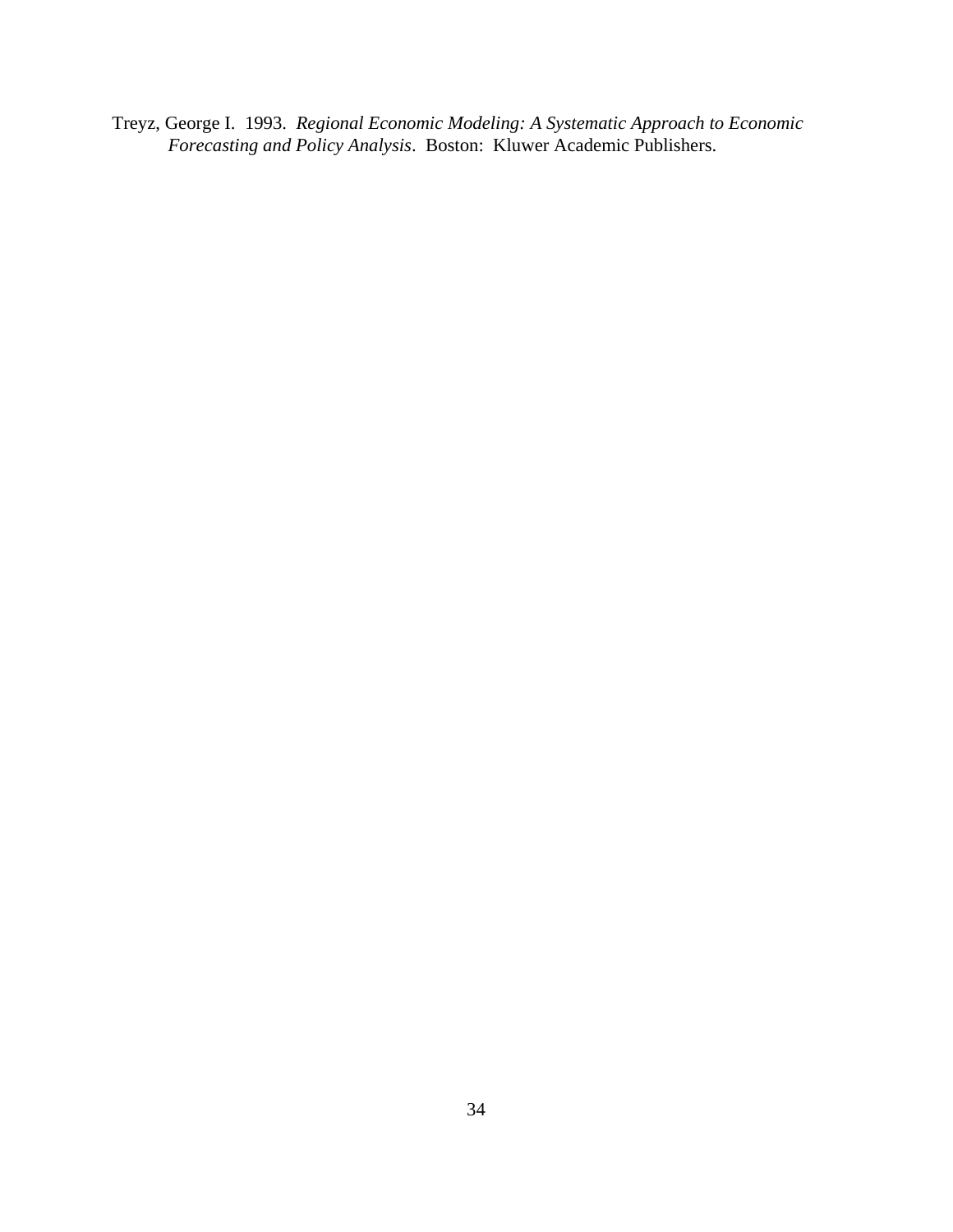Treyz, George I. 1993. *Regional Economic Modeling: A Systematic Approach to Economic Forecasting and Policy Analysis*. Boston: Kluwer Academic Publishers.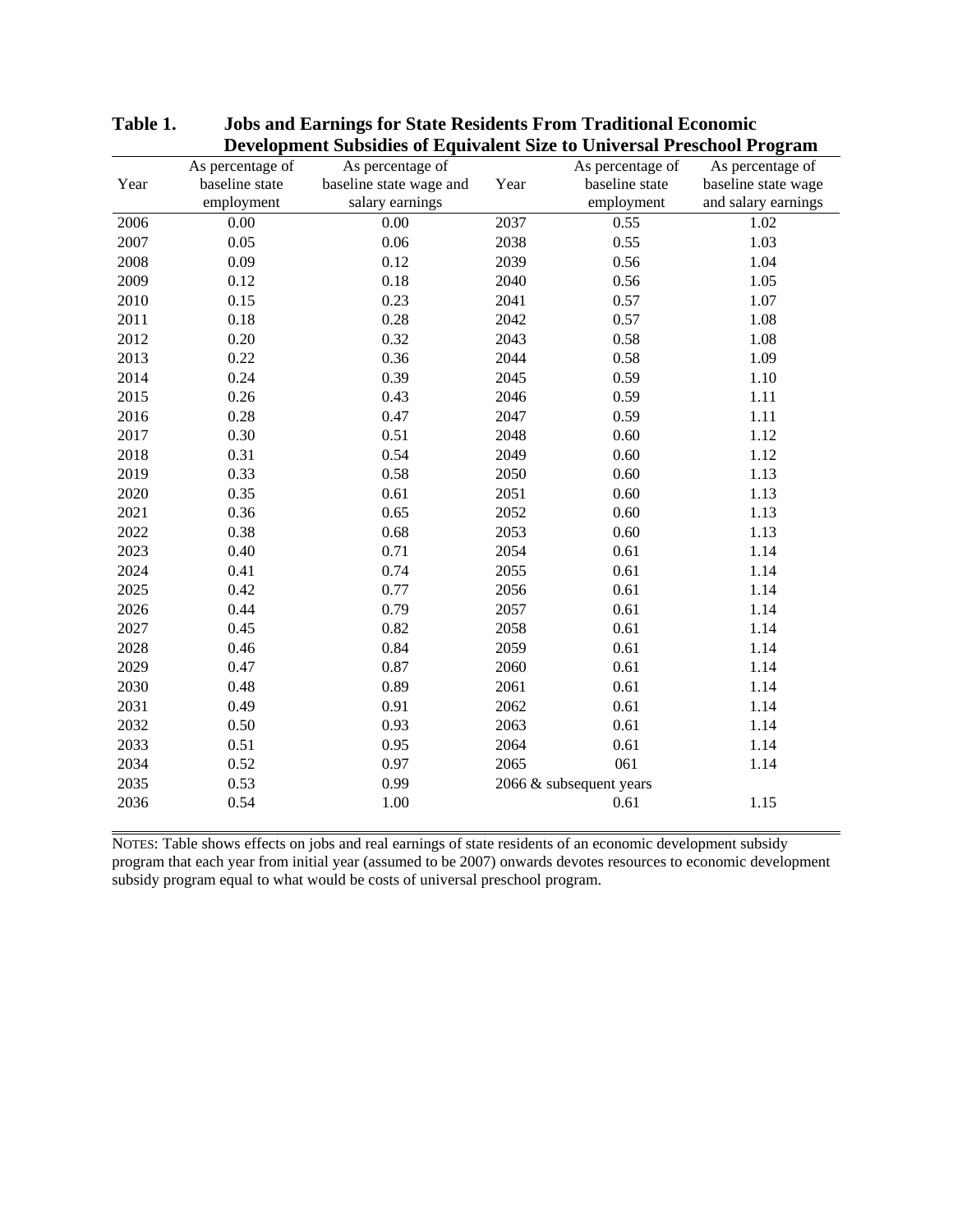**Table 1. Jobs and Earnings for State Residents From Traditional Economic Development Subsidies of Equivalent Size to Universal Preschool Program**

| Year | As percentage of baseline state employment | As percentage of baseline state wage and salary earnings | Year | As percentage of baseline state employment | As percentage of baseline state wage and salary earnings |
|---|---|---|---|---|---|
| 2006 | 0.00 | 0.00 | 2037 | 0.55 | 1.02 |
| 2007 | 0.05 | 0.06 | 2038 | 0.55 | 1.03 |
| 2008 | 0.09 | 0.12 | 2039 | 0.56 | 1.04 |
| 2009 | 0.12 | 0.18 | 2040 | 0.56 | 1.05 |
| 2010 | 0.15 | 0.23 | 2041 | 0.57 | 1.07 |
| 2011 | 0.18 | 0.28 | 2042 | 0.57 | 1.08 |
| 2012 | 0.20 | 0.32 | 2043 | 0.58 | 1.08 |
| 2013 | 0.22 | 0.36 | 2044 | 0.58 | 1.09 |
| 2014 | 0.24 | 0.39 | 2045 | 0.59 | 1.10 |
| 2015 | 0.26 | 0.43 | 2046 | 0.59 | 1.11 |
| 2016 | 0.28 | 0.47 | 2047 | 0.59 | 1.11 |
| 2017 | 0.30 | 0.51 | 2048 | 0.60 | 1.12 |
| 2018 | 0.31 | 0.54 | 2049 | 0.60 | 1.12 |
| 2019 | 0.33 | 0.58 | 2050 | 0.60 | 1.13 |
| 2020 | 0.35 | 0.61 | 2051 | 0.60 | 1.13 |
| 2021 | 0.36 | 0.65 | 2052 | 0.60 | 1.13 |
| 2022 | 0.38 | 0.68 | 2053 | 0.60 | 1.13 |
| 2023 | 0.40 | 0.71 | 2054 | 0.61 | 1.14 |
| 2024 | 0.41 | 0.74 | 2055 | 0.61 | 1.14 |
| 2025 | 0.42 | 0.77 | 2056 | 0.61 | 1.14 |
| 2026 | 0.44 | 0.79 | 2057 | 0.61 | 1.14 |
| 2027 | 0.45 | 0.82 | 2058 | 0.61 | 1.14 |
| 2028 | 0.46 | 0.84 | 2059 | 0.61 | 1.14 |
| 2029 | 0.47 | 0.87 | 2060 | 0.61 | 1.14 |
| 2030 | 0.48 | 0.89 | 2061 | 0.61 | 1.14 |
| 2031 | 0.49 | 0.91 | 2062 | 0.61 | 1.14 |
| 2032 | 0.50 | 0.93 | 2063 | 0.61 | 1.14 |
| 2033 | 0.51 | 0.95 | 2064 | 0.61 | 1.14 |
| 2034 | 0.52 | 0.97 | 2065 | 061 | 1.14 |
| 2035 | 0.53 | 0.99 | 2066 & subsequent years | | |
| 2036 | 0.54 | 1.00 | | 0.61 | 1.15 |

NOTES: Table shows effects on jobs and real earnings of state residents of an economic development subsidy program that each year from initial year (assumed to be 2007) onwards devotes resources to economic development subsidy program equal to what would be costs of universal preschool program.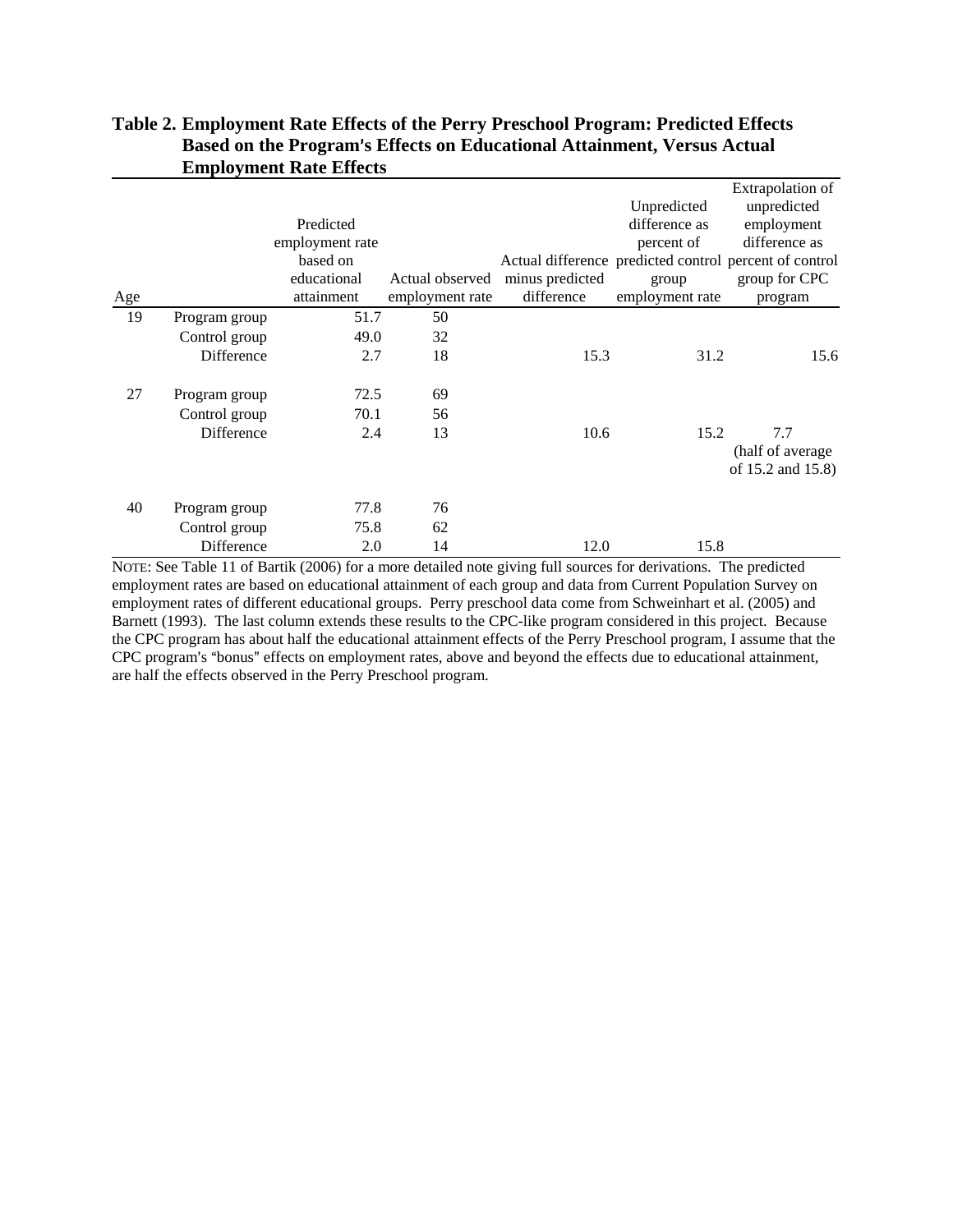**Table 2. Employment Rate Effects of the Perry Preschool Program: Predicted Effects Based on the Program's Effects on Educational Attainment, Versus Actual Employment Rate Effects**

| Age | | Predicted employment rate based on educational attainment | Actual observed employment rate | Actual difference minus predicted difference | Unpredicted difference as percent of predicted control group employment rate | Extrapolation of unpredicted employment difference as percent of control group for CPC program |
|---|---|---|---|---|---|---|
| 19 | Program group | 51.7 | 50 | | | |
| | Control group | 49.0 | 32 | | | |
| | Difference | 2.7 | 18 | 15.3 | 31.2 | 15.6 |
| 27 | Program group | 72.5 | 69 | | | |
| | Control group | 70.1 | 56 | | | |
| | Difference | 2.4 | 13 | 10.6 | 15.2 | 7.7 (half of average of 15.2 and 15.8) |
| 40 | Program group | 77.8 | 76 | | | |
| | Control group | 75.8 | 62 | | | |
| | Difference | 2.0 | 14 | 12.0 | 15.8 | |

NOTE: See Table 11 of Bartik (2006) for a more detailed note giving full sources for derivations. The predicted employment rates are based on educational attainment of each group and data from Current Population Survey on employment rates of different educational groups. Perry preschool data come from Schweinhart et al. (2005) and Barnett (1993). The last column extends these results to the CPC-like program considered in this project. Because the CPC program has about half the educational attainment effects of the Perry Preschool program, I assume that the CPC program's "bonus" effects on employment rates, above and beyond the effects due to educational attainment, are half the effects observed in the Perry Preschool program.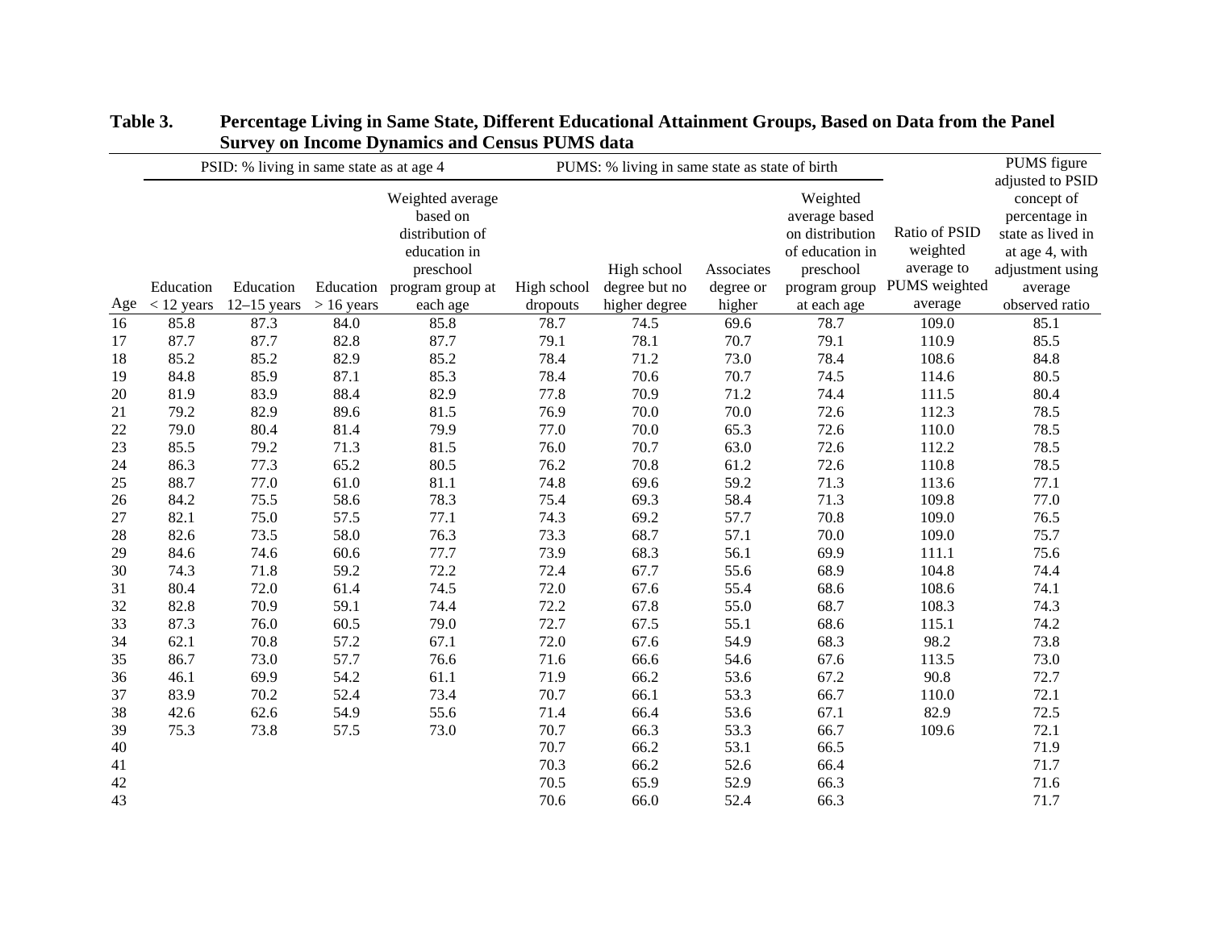**Table 3. Percentage Living in Same State, Different Educational Attainment Groups, Based on Data from the Panel Survey on Income Dynamics and Census PUMS data**

| | PSID: % living in same state as at age 4 | | | | PUMS: % living in same state as state of birth | | | | | |
|---|---|---|---|---|---|---|---|---|---|---|
| Age | Education < 12 years | Education 12–15 years | Education > 16 years | Weighted average based on distribution of education in preschool program group at each age | High school dropouts | High school degree but no higher degree | Associates degree or higher | Weighted average based on distribution of education in preschool program group at each age | Ratio of PSID weighted average to PUMS weighted average | PUMS figure adjusted to PSID concept of percentage in state as lived in at age 4, with adjustment using average observed ratio |
| 16 | 85.8 | 87.3 | 84.0 | 85.8 | 78.7 | 74.5 | 69.6 | 78.7 | 109.0 | 85.1 |
| 17 | 87.7 | 87.7 | 82.8 | 87.7 | 79.1 | 78.1 | 70.7 | 79.1 | 110.9 | 85.5 |
| 18 | 85.2 | 85.2 | 82.9 | 85.2 | 78.4 | 71.2 | 73.0 | 78.4 | 108.6 | 84.8 |
| 19 | 84.8 | 85.9 | 87.1 | 85.3 | 78.4 | 70.6 | 70.7 | 74.5 | 114.6 | 80.5 |
| 20 | 81.9 | 83.9 | 88.4 | 82.9 | 77.8 | 70.9 | 71.2 | 74.4 | 111.5 | 80.4 |
| 21 | 79.2 | 82.9 | 89.6 | 81.5 | 76.9 | 70.0 | 70.0 | 72.6 | 112.3 | 78.5 |
| 22 | 79.0 | 80.4 | 81.4 | 79.9 | 77.0 | 70.0 | 65.3 | 72.6 | 110.0 | 78.5 |
| 23 | 85.5 | 79.2 | 71.3 | 81.5 | 76.0 | 70.7 | 63.0 | 72.6 | 112.2 | 78.5 |
| 24 | 86.3 | 77.3 | 65.2 | 80.5 | 76.2 | 70.8 | 61.2 | 72.6 | 110.8 | 78.5 |
| 25 | 88.7 | 77.0 | 61.0 | 81.1 | 74.8 | 69.6 | 59.2 | 71.3 | 113.6 | 77.1 |
| 26 | 84.2 | 75.5 | 58.6 | 78.3 | 75.4 | 69.3 | 58.4 | 71.3 | 109.8 | 77.0 |
| 27 | 82.1 | 75.0 | 57.5 | 77.1 | 74.3 | 69.2 | 57.7 | 70.8 | 109.0 | 76.5 |
| 28 | 82.6 | 73.5 | 58.0 | 76.3 | 73.3 | 68.7 | 57.1 | 70.0 | 109.0 | 75.7 |
| 29 | 84.6 | 74.6 | 60.6 | 77.7 | 73.9 | 68.3 | 56.1 | 69.9 | 111.1 | 75.6 |
| 30 | 74.3 | 71.8 | 59.2 | 72.2 | 72.4 | 67.7 | 55.6 | 68.9 | 104.8 | 74.4 |
| 31 | 80.4 | 72.0 | 61.4 | 74.5 | 72.0 | 67.6 | 55.4 | 68.6 | 108.6 | 74.1 |
| 32 | 82.8 | 70.9 | 59.1 | 74.4 | 72.2 | 67.8 | 55.0 | 68.7 | 108.3 | 74.3 |
| 33 | 87.3 | 76.0 | 60.5 | 79.0 | 72.7 | 67.5 | 55.1 | 68.6 | 115.1 | 74.2 |
| 34 | 62.1 | 70.8 | 57.2 | 67.1 | 72.0 | 67.6 | 54.9 | 68.3 | 98.2 | 73.8 |
| 35 | 86.7 | 73.0 | 57.7 | 76.6 | 71.6 | 66.6 | 54.6 | 67.6 | 113.5 | 73.0 |
| 36 | 46.1 | 69.9 | 54.2 | 61.1 | 71.9 | 66.2 | 53.6 | 67.2 | 90.8 | 72.7 |
| 37 | 83.9 | 70.2 | 52.4 | 73.4 | 70.7 | 66.1 | 53.3 | 66.7 | 110.0 | 72.1 |
| 38 | 42.6 | 62.6 | 54.9 | 55.6 | 71.4 | 66.4 | 53.6 | 67.1 | 82.9 | 72.5 |
| 39 | 75.3 | 73.8 | 57.5 | 73.0 | 70.7 | 66.3 | 53.3 | 66.7 | 109.6 | 72.1 |
| 40 | | | | | 70.7 | 66.2 | 53.1 | 66.5 | | 71.9 |
| 41 | | | | | 70.3 | 66.2 | 52.6 | 66.4 | | 71.7 |
| 42 | | | | | 70.5 | 65.9 | 52.9 | 66.3 | | 71.6 |
| 43 | | | | | 70.6 | 66.0 | 52.4 | 66.3 | | 71.7 |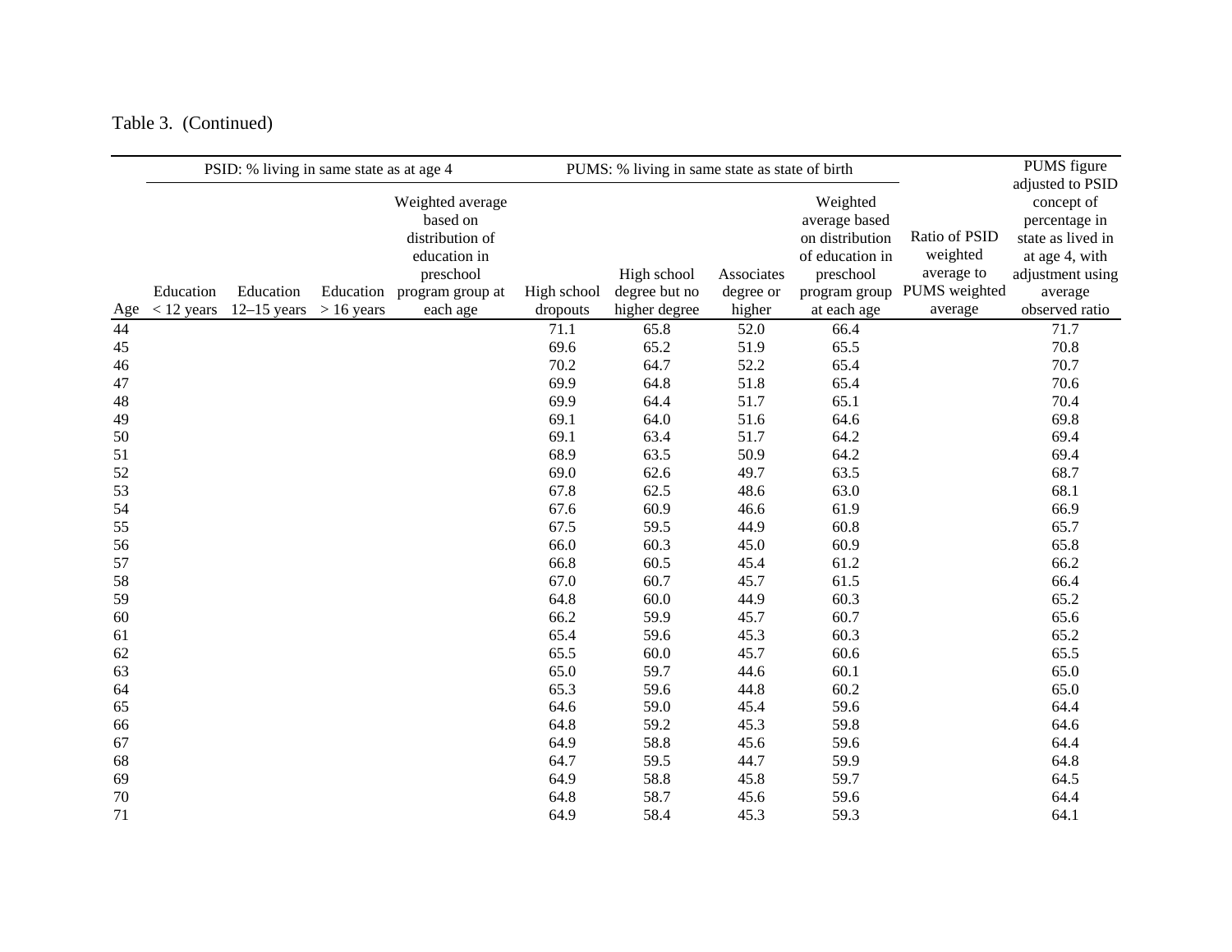Table 3. (Continued)

| Age | PSID: % living in same state as at age 4 | | | | PUMS: % living in same state as state of birth | | | | | |
|---|---|---|---|---|---|---|---|---|---|---|
| | Education < 12 years | Education 12–15 years | Education > 16 years | Weighted average based on distribution of education in preschool program group at each age | High school dropouts | High school degree but no higher degree | Associates degree or higher | Weighted average based on distribution of education in preschool program group at each age | Ratio of PSID weighted average to PUMS weighted average | PUMS figure adjusted to PSID concept of percentage in state as lived in at age 4, with adjustment using average observed ratio |
| 44 | | | | | 71.1 | 65.8 | 52.0 | 66.4 | | 71.7 |
| 45 | | | | | 69.6 | 65.2 | 51.9 | 65.5 | | 70.8 |
| 46 | | | | | 70.2 | 64.7 | 52.2 | 65.4 | | 70.7 |
| 47 | | | | | 69.9 | 64.8 | 51.8 | 65.4 | | 70.6 |
| 48 | | | | | 69.9 | 64.4 | 51.7 | 65.1 | | 70.4 |
| 49 | | | | | 69.1 | 64.0 | 51.6 | 64.6 | | 69.8 |
| 50 | | | | | 69.1 | 63.4 | 51.7 | 64.2 | | 69.4 |
| 51 | | | | | 68.9 | 63.5 | 50.9 | 64.2 | | 69.4 |
| 52 | | | | | 69.0 | 62.6 | 49.7 | 63.5 | | 68.7 |
| 53 | | | | | 67.8 | 62.5 | 48.6 | 63.0 | | 68.1 |
| 54 | | | | | 67.6 | 60.9 | 46.6 | 61.9 | | 66.9 |
| 55 | | | | | 67.5 | 59.5 | 44.9 | 60.8 | | 65.7 |
| 56 | | | | | 66.0 | 60.3 | 45.0 | 60.9 | | 65.8 |
| 57 | | | | | 66.8 | 60.5 | 45.4 | 61.2 | | 66.2 |
| 58 | | | | | 67.0 | 60.7 | 45.7 | 61.5 | | 66.4 |
| 59 | | | | | 64.8 | 60.0 | 44.9 | 60.3 | | 65.2 |
| 60 | | | | | 66.2 | 59.9 | 45.7 | 60.7 | | 65.6 |
| 61 | | | | | 65.4 | 59.6 | 45.3 | 60.3 | | 65.2 |
| 62 | | | | | 65.5 | 60.0 | 45.7 | 60.6 | | 65.5 |
| 63 | | | | | 65.0 | 59.7 | 44.6 | 60.1 | | 65.0 |
| 64 | | | | | 65.3 | 59.6 | 44.8 | 60.2 | | 65.0 |
| 65 | | | | | 64.6 | 59.0 | 45.4 | 59.6 | | 64.4 |
| 66 | | | | | 64.8 | 59.2 | 45.3 | 59.8 | | 64.6 |
| 67 | | | | | 64.9 | 58.8 | 45.6 | 59.6 | | 64.4 |
| 68 | | | | | 64.7 | 59.5 | 44.7 | 59.9 | | 64.8 |
| 69 | | | | | 64.9 | 58.8 | 45.8 | 59.7 | | 64.5 |
| 70 | | | | | 64.8 | 58.7 | 45.6 | 59.6 | | 64.4 |
| 71 | | | | | 64.9 | 58.4 | 45.3 | 59.3 | | 64.1 |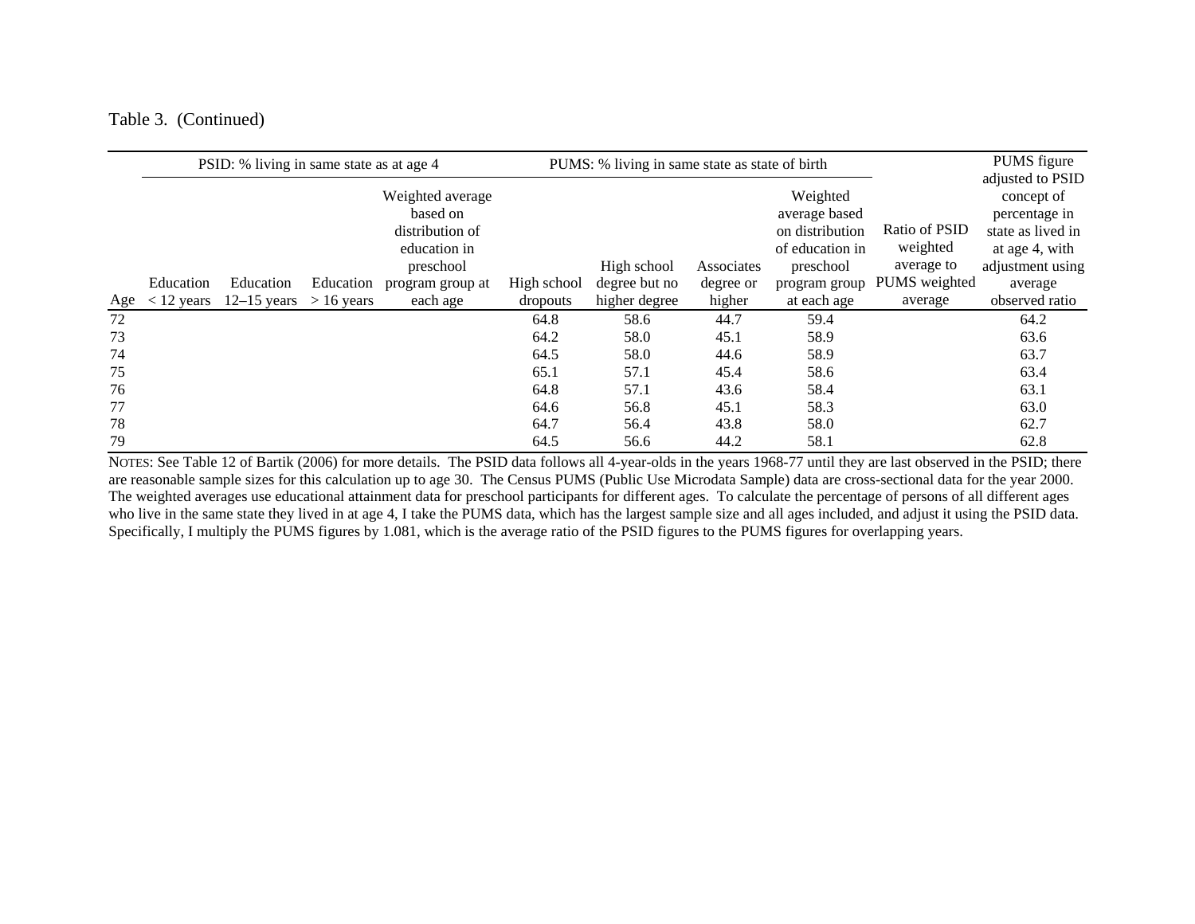Table 3. (Continued)

| | PSID: % living in same state as at age 4 | | | | PUMS: % living in same state as state of birth | | | | | |
|---|---|---|---|---|---|---|---|---|---|---|
| Age | Education < 12 years | Education 12–15 years | Education > 16 years | Weighted average based on distribution of education in preschool program group at each age | High school dropouts | High school degree but no higher degree | Associates degree or higher | Weighted average based on distribution of education in preschool program group at each age | Ratio of PSID weighted average to PUMS weighted average | PUMS figure adjusted to PSID concept of percentage in state as lived in at age 4, with adjustment using average observed ratio |
| 72 | | | | | 64.8 | 58.6 | 44.7 | 59.4 | | 64.2 |
| 73 | | | | | 64.2 | 58.0 | 45.1 | 58.9 | | 63.6 |
| 74 | | | | | 64.5 | 58.0 | 44.6 | 58.9 | | 63.7 |
| 75 | | | | | 65.1 | 57.1 | 45.4 | 58.6 | | 63.4 |
| 76 | | | | | 64.8 | 57.1 | 43.6 | 58.4 | | 63.1 |
| 77 | | | | | 64.6 | 56.8 | 45.1 | 58.3 | | 63.0 |
| 78 | | | | | 64.7 | 56.4 | 43.8 | 58.0 | | 62.7 |
| 79 | | | | | 64.5 | 56.6 | 44.2 | 58.1 | | 62.8 |

NOTES: See Table 12 of Bartik (2006) for more details. The PSID data follows all 4-year-olds in the years 1968-77 until they are last observed in the PSID; there are reasonable sample sizes for this calculation up to age 30. The Census PUMS (Public Use Microdata Sample) data are cross-sectional data for the year 2000. The weighted averages use educational attainment data for preschool participants for different ages. To calculate the percentage of persons of all different ages who live in the same state they lived in at age 4, I take the PUMS data, which has the largest sample size and all ages included, and adjust it using the PSID data. Specifically, I multiply the PUMS figures by 1.081, which is the average ratio of the PSID figures to the PUMS figures for overlapping years.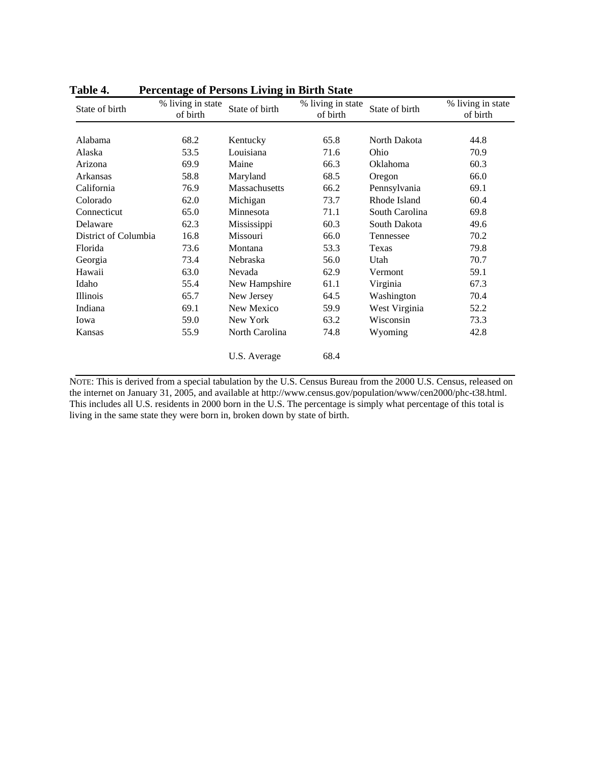**Table 4. Percentage of Persons Living in Birth State**

| State of birth | % living in state of birth | State of birth | % living in state of birth | State of birth | % living in state of birth |
|---|---|---|---|---|---|
| Alabama | 68.2 | Kentucky | 65.8 | North Dakota | 44.8 |
| Alaska | 53.5 | Louisiana | 71.6 | Ohio | 70.9 |
| Arizona | 69.9 | Maine | 66.3 | Oklahoma | 60.3 |
| Arkansas | 58.8 | Maryland | 68.5 | Oregon | 66.0 |
| California | 76.9 | Massachusetts | 66.2 | Pennsylvania | 69.1 |
| Colorado | 62.0 | Michigan | 73.7 | Rhode Island | 60.4 |
| Connecticut | 65.0 | Minnesota | 71.1 | South Carolina | 69.8 |
| Delaware | 62.3 | Mississippi | 60.3 | South Dakota | 49.6 |
| District of Columbia | 16.8 | Missouri | 66.0 | Tennessee | 70.2 |
| Florida | 73.6 | Montana | 53.3 | Texas | 79.8 |
| Georgia | 73.4 | Nebraska | 56.0 | Utah | 70.7 |
| Hawaii | 63.0 | Nevada | 62.9 | Vermont | 59.1 |
| Idaho | 55.4 | New Hampshire | 61.1 | Virginia | 67.3 |
| Illinois | 65.7 | New Jersey | 64.5 | Washington | 70.4 |
| Indiana | 69.1 | New Mexico | 59.9 | West Virginia | 52.2 |
| Iowa | 59.0 | New York | 63.2 | Wisconsin | 73.3 |
| Kansas | 55.9 | North Carolina | 74.8 | Wyoming | 42.8 |
| | | U.S. Average | 68.4 | | |

NOTE: This is derived from a special tabulation by the U.S. Census Bureau from the 2000 U.S. Census, released on the internet on January 31, 2005, and available at http://www.census.gov/population/www/cen2000/phc-t38.html. This includes all U.S. residents in 2000 born in the U.S. The percentage is simply what percentage of this total is living in the same state they were born in, broken down by state of birth.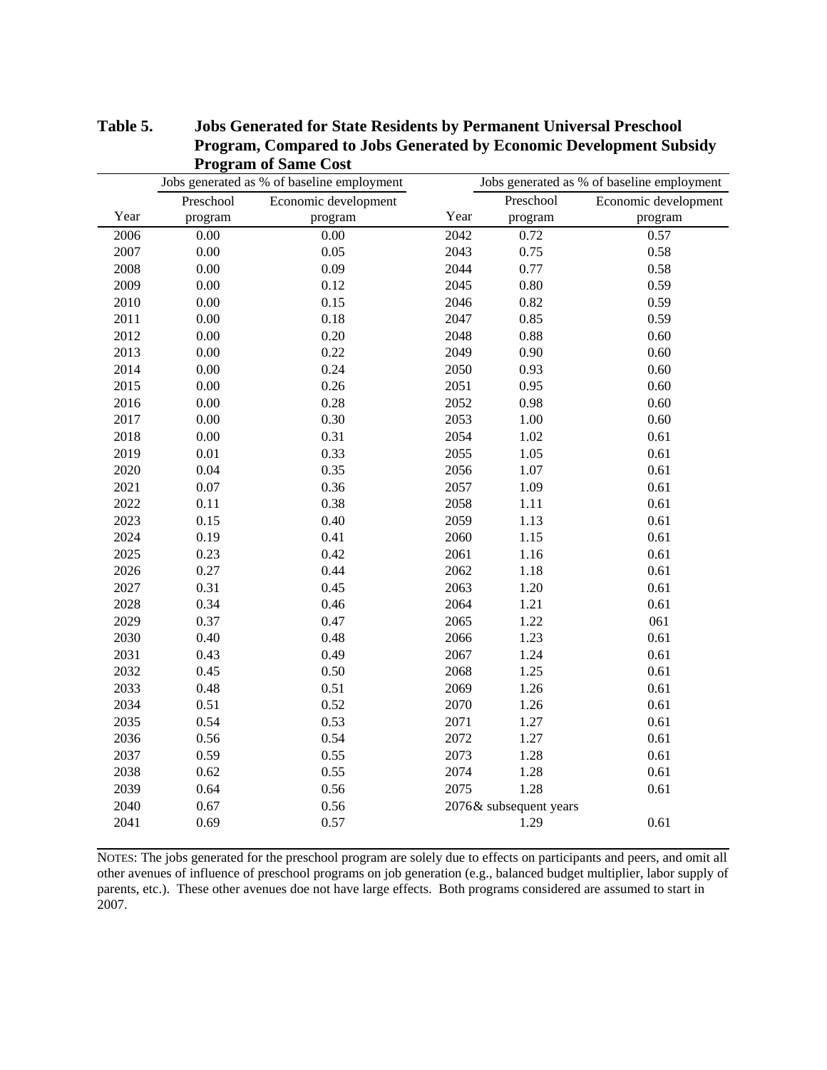**Table 5. Jobs Generated for State Residents by Permanent Universal Preschool Program, Compared to Jobs Generated by Economic Development Subsidy Program of Same Cost**

| | Jobs generated as % of baseline employment | | | Jobs generated as % of baseline employment | |
|---|---|---|---|---|---|
| Year | Preschool program | Economic development program | Year | Preschool program | Economic development program |
| 2006 | 0.00 | 0.00 | 2042 | 0.72 | 0.57 |
| 2007 | 0.00 | 0.05 | 2043 | 0.75 | 0.58 |
| 2008 | 0.00 | 0.09 | 2044 | 0.77 | 0.58 |
| 2009 | 0.00 | 0.12 | 2045 | 0.80 | 0.59 |
| 2010 | 0.00 | 0.15 | 2046 | 0.82 | 0.59 |
| 2011 | 0.00 | 0.18 | 2047 | 0.85 | 0.59 |
| 2012 | 0.00 | 0.20 | 2048 | 0.88 | 0.60 |
| 2013 | 0.00 | 0.22 | 2049 | 0.90 | 0.60 |
| 2014 | 0.00 | 0.24 | 2050 | 0.93 | 0.60 |
| 2015 | 0.00 | 0.26 | 2051 | 0.95 | 0.60 |
| 2016 | 0.00 | 0.28 | 2052 | 0.98 | 0.60 |
| 2017 | 0.00 | 0.30 | 2053 | 1.00 | 0.60 |
| 2018 | 0.00 | 0.31 | 2054 | 1.02 | 0.61 |
| 2019 | 0.01 | 0.33 | 2055 | 1.05 | 0.61 |
| 2020 | 0.04 | 0.35 | 2056 | 1.07 | 0.61 |
| 2021 | 0.07 | 0.36 | 2057 | 1.09 | 0.61 |
| 2022 | 0.11 | 0.38 | 2058 | 1.11 | 0.61 |
| 2023 | 0.15 | 0.40 | 2059 | 1.13 | 0.61 |
| 2024 | 0.19 | 0.41 | 2060 | 1.15 | 0.61 |
| 2025 | 0.23 | 0.42 | 2061 | 1.16 | 0.61 |
| 2026 | 0.27 | 0.44 | 2062 | 1.18 | 0.61 |
| 2027 | 0.31 | 0.45 | 2063 | 1.20 | 0.61 |
| 2028 | 0.34 | 0.46 | 2064 | 1.21 | 0.61 |
| 2029 | 0.37 | 0.47 | 2065 | 1.22 | 061 |
| 2030 | 0.40 | 0.48 | 2066 | 1.23 | 0.61 |
| 2031 | 0.43 | 0.49 | 2067 | 1.24 | 0.61 |
| 2032 | 0.45 | 0.50 | 2068 | 1.25 | 0.61 |
| 2033 | 0.48 | 0.51 | 2069 | 1.26 | 0.61 |
| 2034 | 0.51 | 0.52 | 2070 | 1.26 | 0.61 |
| 2035 | 0.54 | 0.53 | 2071 | 1.27 | 0.61 |
| 2036 | 0.56 | 0.54 | 2072 | 1.27 | 0.61 |
| 2037 | 0.59 | 0.55 | 2073 | 1.28 | 0.61 |
| 2038 | 0.62 | 0.55 | 2074 | 1.28 | 0.61 |
| 2039 | 0.64 | 0.56 | 2075 | 1.28 | 0.61 |
| 2040 | 0.67 | 0.56 | 2076& subsequent years | | |
| 2041 | 0.69 | 0.57 | | 1.29 | 0.61 |

NOTES: The jobs generated for the preschool program are solely due to effects on participants and peers, and omit all other avenues of influence of preschool programs on job generation (e.g., balanced budget multiplier, labor supply of parents, etc.). These other avenues doe not have large effects. Both programs considered are assumed to start in 2007.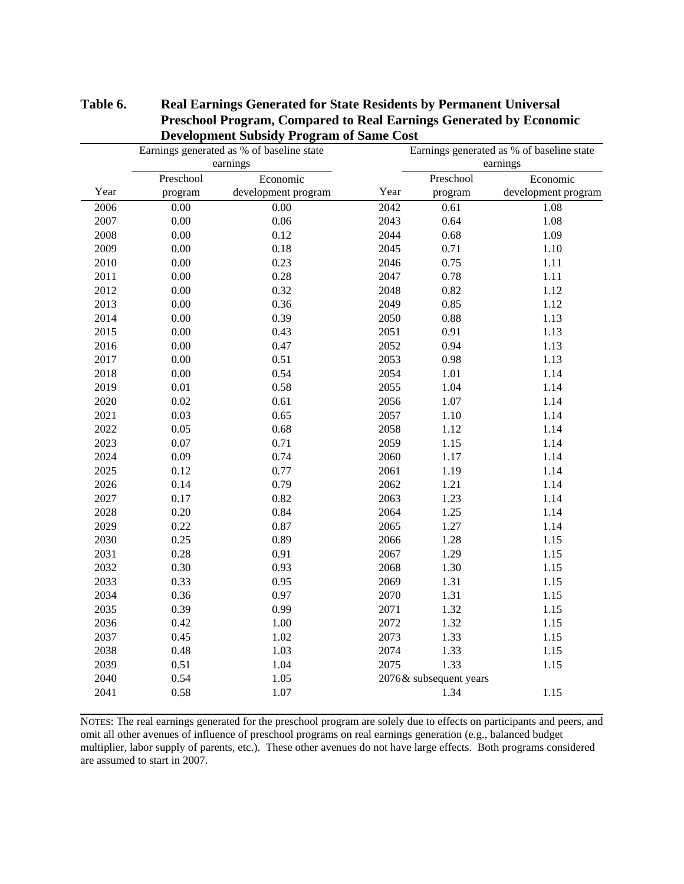**Table 6. Real Earnings Generated for State Residents by Permanent Universal Preschool Program, Compared to Real Earnings Generated by Economic Development Subsidy Program of Same Cost**

| | Earnings generated as % of baseline state earnings | | | Earnings generated as % of baseline state earnings | |
|---|---|---|---|---|---|
| Year | Preschool program | Economic development program | Year | Preschool program | Economic development program |
| 2006 | 0.00 | 0.00 | 2042 | 0.61 | 1.08 |
| 2007 | 0.00 | 0.06 | 2043 | 0.64 | 1.08 |
| 2008 | 0.00 | 0.12 | 2044 | 0.68 | 1.09 |
| 2009 | 0.00 | 0.18 | 2045 | 0.71 | 1.10 |
| 2010 | 0.00 | 0.23 | 2046 | 0.75 | 1.11 |
| 2011 | 0.00 | 0.28 | 2047 | 0.78 | 1.11 |
| 2012 | 0.00 | 0.32 | 2048 | 0.82 | 1.12 |
| 2013 | 0.00 | 0.36 | 2049 | 0.85 | 1.12 |
| 2014 | 0.00 | 0.39 | 2050 | 0.88 | 1.13 |
| 2015 | 0.00 | 0.43 | 2051 | 0.91 | 1.13 |
| 2016 | 0.00 | 0.47 | 2052 | 0.94 | 1.13 |
| 2017 | 0.00 | 0.51 | 2053 | 0.98 | 1.13 |
| 2018 | 0.00 | 0.54 | 2054 | 1.01 | 1.14 |
| 2019 | 0.01 | 0.58 | 2055 | 1.04 | 1.14 |
| 2020 | 0.02 | 0.61 | 2056 | 1.07 | 1.14 |
| 2021 | 0.03 | 0.65 | 2057 | 1.10 | 1.14 |
| 2022 | 0.05 | 0.68 | 2058 | 1.12 | 1.14 |
| 2023 | 0.07 | 0.71 | 2059 | 1.15 | 1.14 |
| 2024 | 0.09 | 0.74 | 2060 | 1.17 | 1.14 |
| 2025 | 0.12 | 0.77 | 2061 | 1.19 | 1.14 |
| 2026 | 0.14 | 0.79 | 2062 | 1.21 | 1.14 |
| 2027 | 0.17 | 0.82 | 2063 | 1.23 | 1.14 |
| 2028 | 0.20 | 0.84 | 2064 | 1.25 | 1.14 |
| 2029 | 0.22 | 0.87 | 2065 | 1.27 | 1.14 |
| 2030 | 0.25 | 0.89 | 2066 | 1.28 | 1.15 |
| 2031 | 0.28 | 0.91 | 2067 | 1.29 | 1.15 |
| 2032 | 0.30 | 0.93 | 2068 | 1.30 | 1.15 |
| 2033 | 0.33 | 0.95 | 2069 | 1.31 | 1.15 |
| 2034 | 0.36 | 0.97 | 2070 | 1.31 | 1.15 |
| 2035 | 0.39 | 0.99 | 2071 | 1.32 | 1.15 |
| 2036 | 0.42 | 1.00 | 2072 | 1.32 | 1.15 |
| 2037 | 0.45 | 1.02 | 2073 | 1.33 | 1.15 |
| 2038 | 0.48 | 1.03 | 2074 | 1.33 | 1.15 |
| 2039 | 0.51 | 1.04 | 2075 | 1.33 | 1.15 |
| 2040 | 0.54 | 1.05 | 2076 & subsequent years | | |
| 2041 | 0.58 | 1.07 | | 1.34 | 1.15 |

NOTES: The real earnings generated for the preschool program are solely due to effects on participants and peers, and omit all other avenues of influence of preschool programs on real earnings generation (e.g., balanced budget multiplier, labor supply of parents, etc.). These other avenues do not have large effects. Both programs considered are assumed to start in 2007.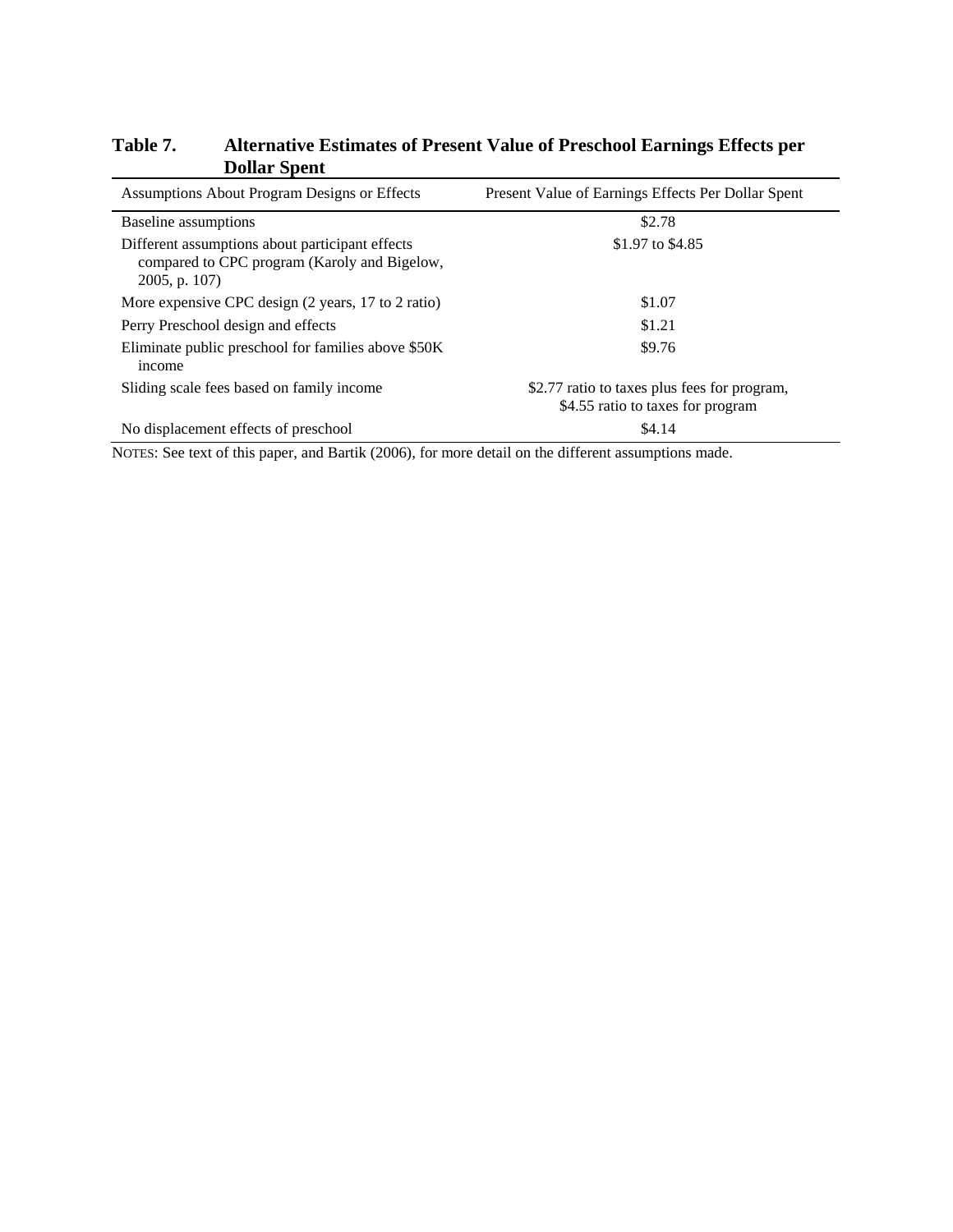**Table 7. Alternative Estimates of Present Value of Preschool Earnings Effects per Dollar Spent**

| Assumptions About Program Designs or Effects | Present Value of Earnings Effects Per Dollar Spent |
|---|---|
| Baseline assumptions | $2.78 |
| Different assumptions about participant effects compared to CPC program (Karoly and Bigelow, 2005, p. 107) | $1.97 to $4.85 |
| More expensive CPC design (2 years, 17 to 2 ratio) | $1.07 |
| Perry Preschool design and effects | $1.21 |
| Eliminate public preschool for families above $50K income | $9.76 |
| Sliding scale fees based on family income | $2.77 ratio to taxes plus fees for program, $4.55 ratio to taxes for program |
| No displacement effects of preschool | $4.14 |

NOTES: See text of this paper, and Bartik (2006), for more detail on the different assumptions made.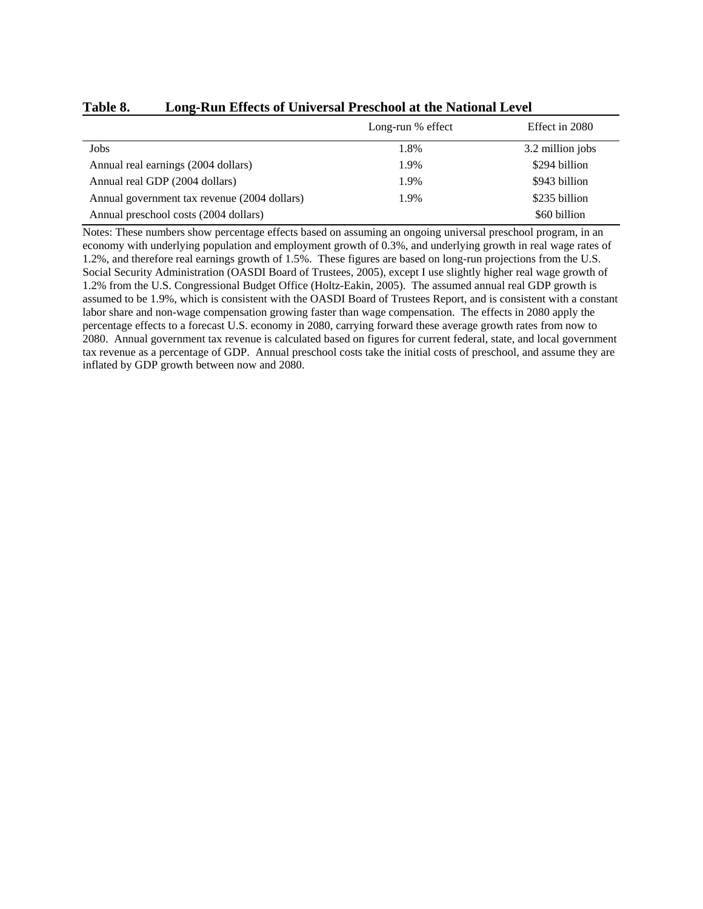**Table 8. Long-Run Effects of Universal Preschool at the National Level**

| | Long-run % effect | Effect in 2080 |
|---|---|---|
| Jobs | 1.8% | 3.2 million jobs |
| Annual real earnings (2004 dollars) | 1.9% | $294 billion |
| Annual real GDP (2004 dollars) | 1.9% | $943 billion |
| Annual government tax revenue (2004 dollars) | 1.9% | $235 billion |
| Annual preschool costs (2004 dollars) | | $60 billion |

Notes: These numbers show percentage effects based on assuming an ongoing universal preschool program, in an economy with underlying population and employment growth of 0.3%, and underlying growth in real wage rates of 1.2%, and therefore real earnings growth of 1.5%. These figures are based on long-run projections from the U.S. Social Security Administration (OASDI Board of Trustees, 2005), except I use slightly higher real wage growth of 1.2% from the U.S. Congressional Budget Office (Holtz-Eakin, 2005). The assumed annual real GDP growth is assumed to be 1.9%, which is consistent with the OASDI Board of Trustees Report, and is consistent with a constant labor share and non-wage compensation growing faster than wage compensation. The effects in 2080 apply the percentage effects to a forecast U.S. economy in 2080, carrying forward these average growth rates from now to 2080. Annual government tax revenue is calculated based on figures for current federal, state, and local government tax revenue as a percentage of GDP. Annual preschool costs take the initial costs of preschool, and assume they are inflated by GDP growth between now and 2080.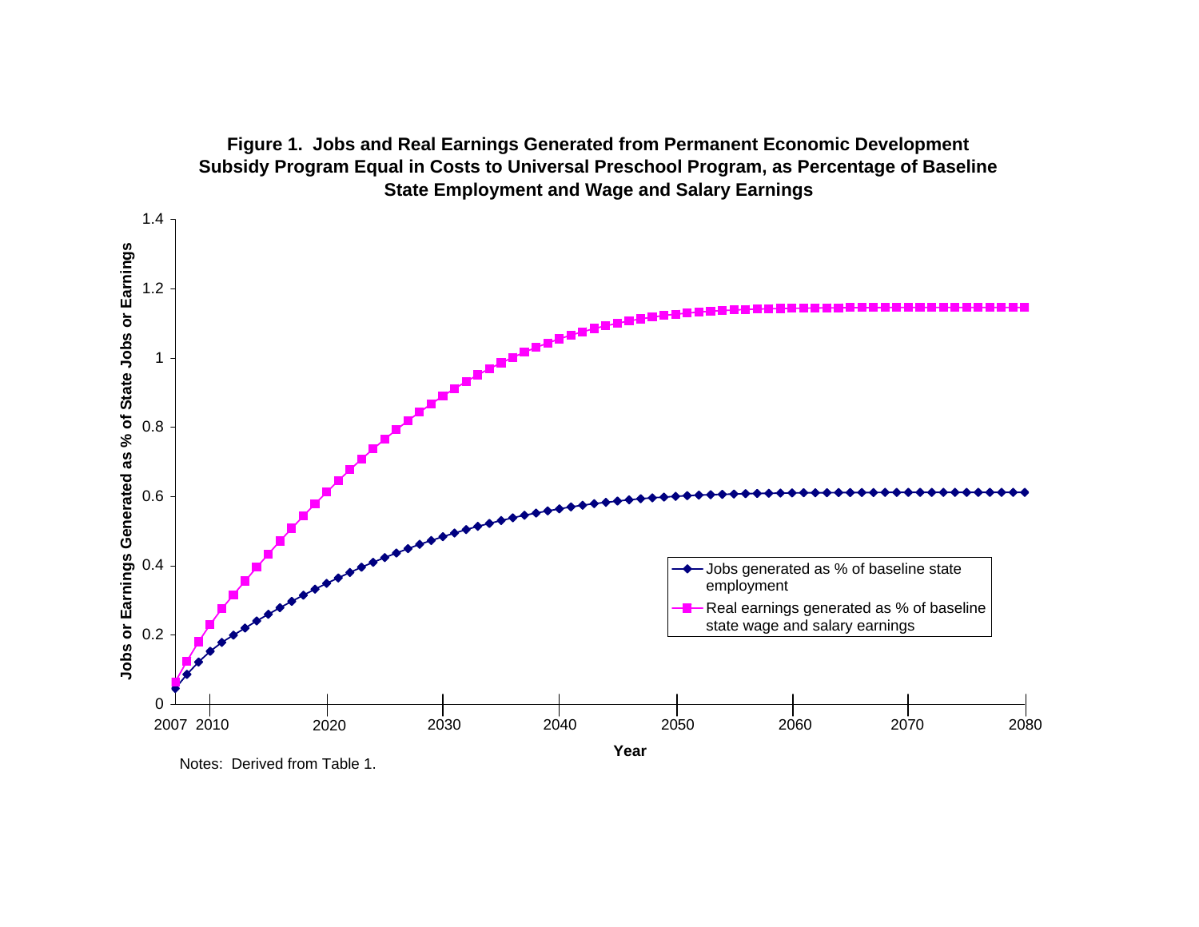**Figure 1. Jobs and Real Earnings Generated from Permanent Economic Development Subsidy Program Equal in Costs to Universal Preschool Program, as Percentage of Baseline State Employment and Wage and Salary Earnings**

Notes: Derived from Table 1.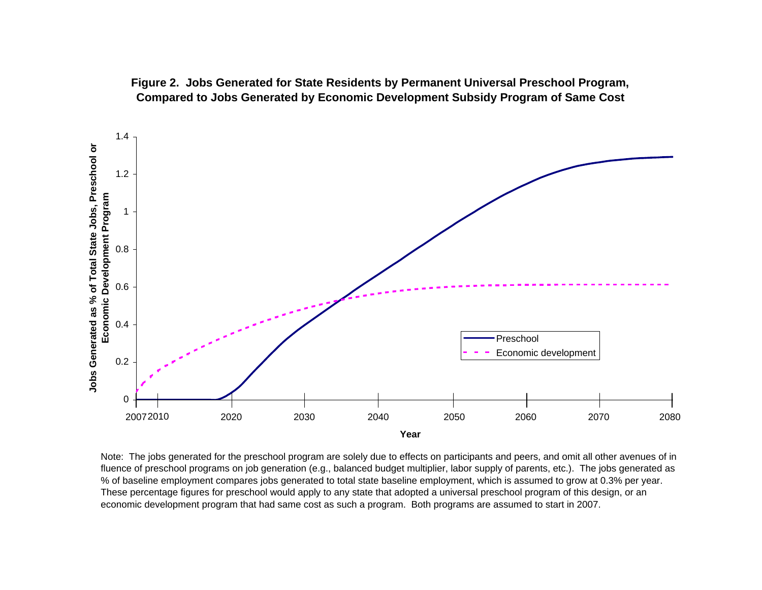**Figure 2. Jobs Generated for State Residents by Permanent Universal Preschool Program, Compared to Jobs Generated by Economic Development Subsidy Program of Same Cost**

Note: The jobs generated for the preschool program are solely due to effects on participants and peers, and omit all other avenues of in fluence of preschool programs on job generation (e.g., balanced budget multiplier, labor supply of parents, etc.). The jobs generated as % of baseline employment compares jobs generated to total state baseline employment, which is assumed to grow at 0.3% per year. These percentage figures for preschool would apply to any state that adopted a universal preschool program of this design, or an economic development program that had same cost as such a program. Both programs are assumed to start in 2007.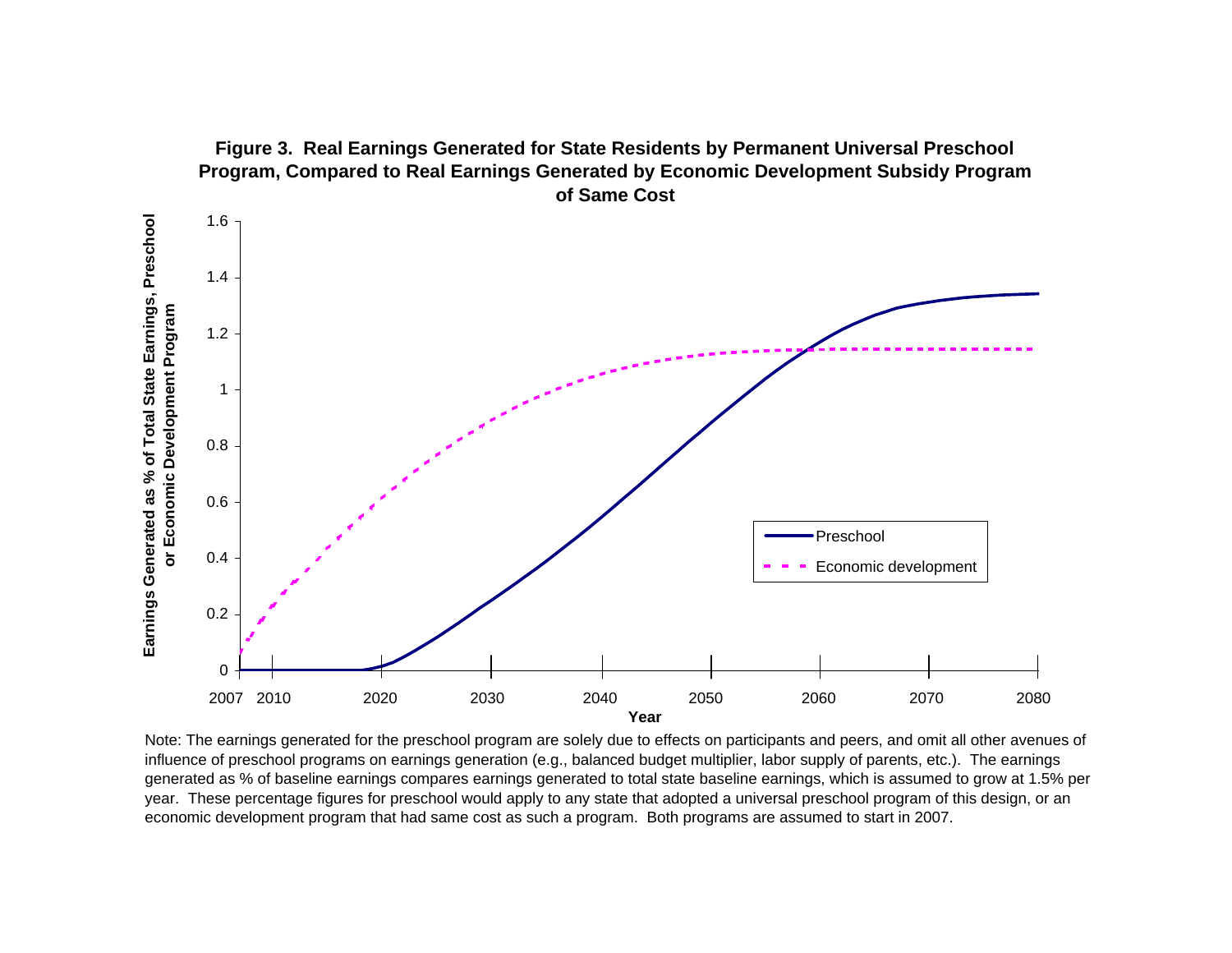**Figure 3. Real Earnings Generated for State Residents by Permanent Universal Preschool Program, Compared to Real Earnings Generated by Economic Development Subsidy Program of Same Cost**

Earnings Generated as % of Total State Earnings, Preschool or Economic Development Program

1.6
1.4
1.2
1
0.8
0.6
0.4
0.2
0

2007 2010 2020 2030 2040 2050 2060 2070 2080

Year

Preschool

Economic development

Note: The earnings generated for the preschool program are solely due to effects on participants and peers, and omit all other avenues of influence of preschool programs on earnings generation (e.g., balanced budget multiplier, labor supply of parents, etc.). The earnings generated as % of baseline earnings compares earnings generated to total state baseline earnings, which is assumed to grow at 1.5% per year. These percentage figures for preschool would apply to any state that adopted a universal preschool program of this design, or an economic development program that had same cost as such a program. Both programs are assumed to start in 2007.